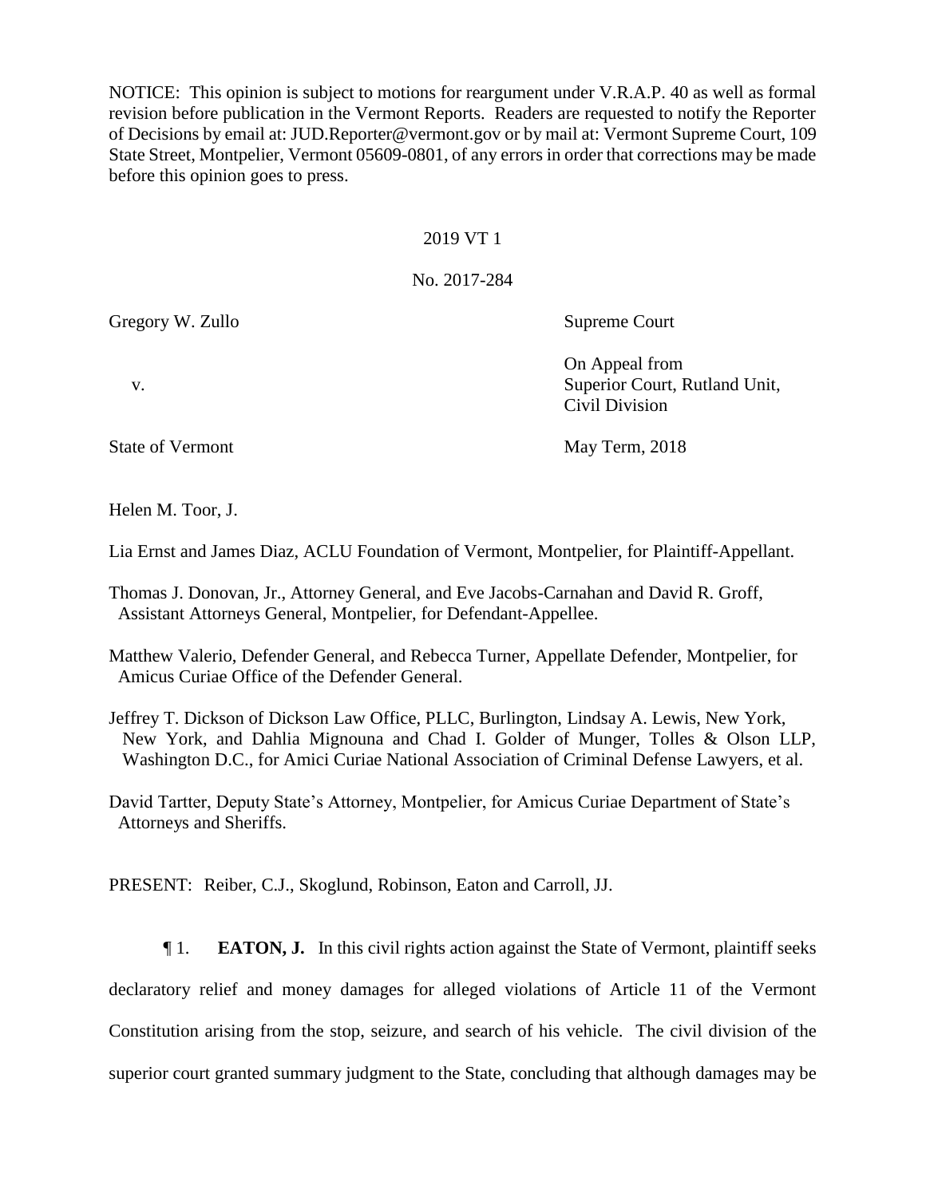NOTICE: This opinion is subject to motions for reargument under V.R.A.P. 40 as well as formal revision before publication in the Vermont Reports. Readers are requested to notify the Reporter of Decisions by email at: JUD.Reporter@vermont.gov or by mail at: Vermont Supreme Court, 109 State Street, Montpelier, Vermont 05609-0801, of any errors in order that corrections may be made before this opinion goes to press.

2019 VT 1

No. 2017-284

| | |
|---|---|
| Gregory W. Zullo | Supreme Court |
| v. | On Appeal from<br>Superior Court, Rutland Unit,<br>Civil Division |
| State of Vermont | May Term, 2018 |

Helen M. Toor, J.

Lia Ernst and James Diaz, ACLU Foundation of Vermont, Montpelier, for Plaintiff-Appellant.

Thomas J. Donovan, Jr., Attorney General, and Eve Jacobs-Carnahan and David R. Groff, Assistant Attorneys General, Montpelier, for Defendant-Appellee.

Matthew Valerio, Defender General, and Rebecca Turner, Appellate Defender, Montpelier, for Amicus Curiae Office of the Defender General.

Jeffrey T. Dickson of Dickson Law Office, PLLC, Burlington, Lindsay A. Lewis, New York, New York, and Dahlia Mignouna and Chad I. Golder of Munger, Tolles & Olson LLP, Washington D.C., for Amici Curiae National Association of Criminal Defense Lawyers, et al.

David Tartter, Deputy State's Attorney, Montpelier, for Amicus Curiae Department of State's Attorneys and Sheriffs.

PRESENT: Reiber, C.J., Skoglund, Robinson, Eaton and Carroll, JJ.

¶ 1. **EATON, J.** In this civil rights action against the State of Vermont, plaintiff seeks declaratory relief and money damages for alleged violations of Article 11 of the Vermont Constitution arising from the stop, seizure, and search of his vehicle. The civil division of the superior court granted summary judgment to the State, concluding that although damages may be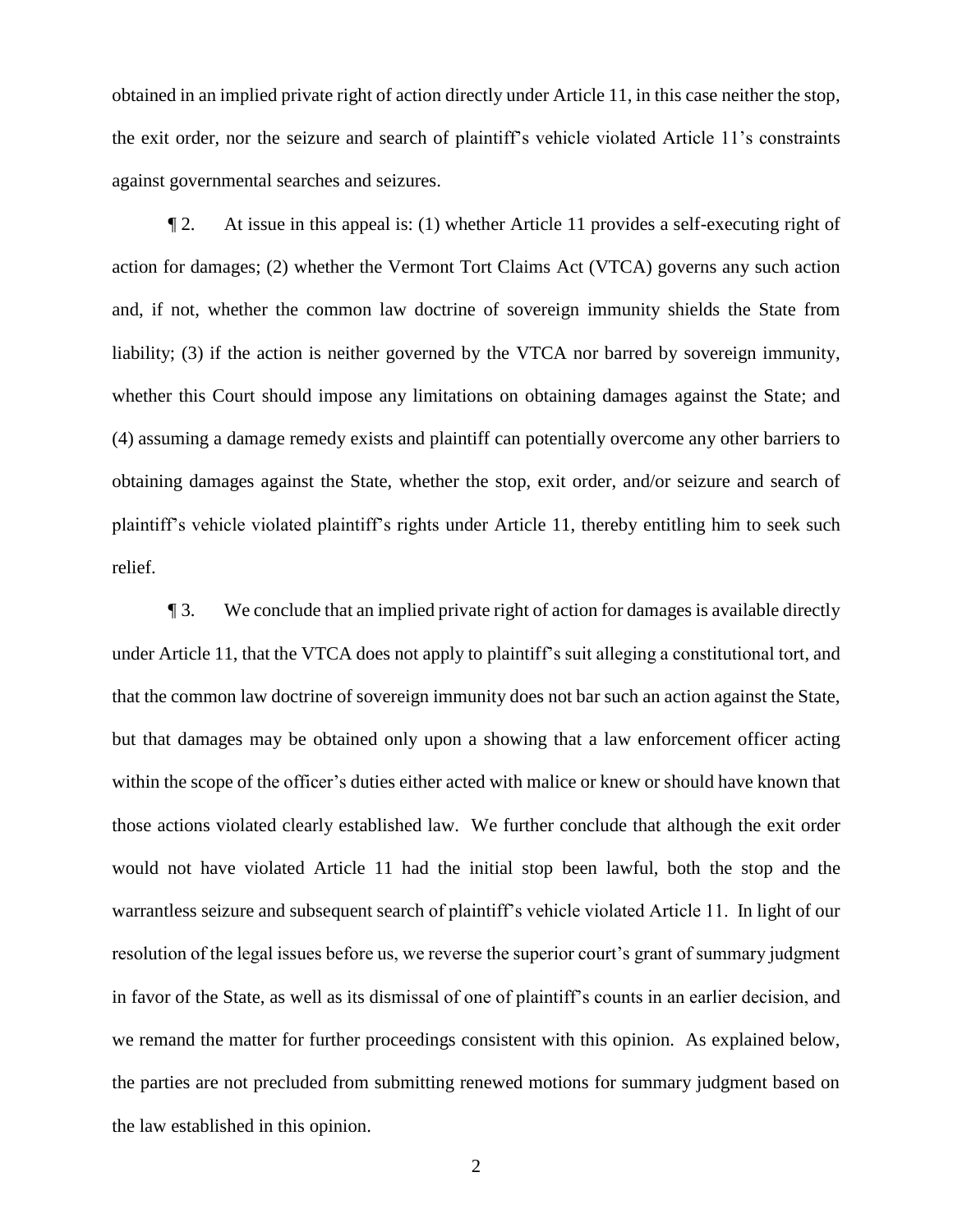obtained in an implied private right of action directly under Article 11, in this case neither the stop, the exit order, nor the seizure and search of plaintiff's vehicle violated Article 11's constraints against governmental searches and seizures.

¶ 2. At issue in this appeal is: (1) whether Article 11 provides a self-executing right of action for damages; (2) whether the Vermont Tort Claims Act (VTCA) governs any such action and, if not, whether the common law doctrine of sovereign immunity shields the State from liability; (3) if the action is neither governed by the VTCA nor barred by sovereign immunity, whether this Court should impose any limitations on obtaining damages against the State; and (4) assuming a damage remedy exists and plaintiff can potentially overcome any other barriers to obtaining damages against the State, whether the stop, exit order, and/or seizure and search of plaintiff's vehicle violated plaintiff's rights under Article 11, thereby entitling him to seek such relief.

¶ 3. We conclude that an implied private right of action for damages is available directly under Article 11, that the VTCA does not apply to plaintiff's suit alleging a constitutional tort, and that the common law doctrine of sovereign immunity does not bar such an action against the State, but that damages may be obtained only upon a showing that a law enforcement officer acting within the scope of the officer's duties either acted with malice or knew or should have known that those actions violated clearly established law. We further conclude that although the exit order would not have violated Article 11 had the initial stop been lawful, both the stop and the warrantless seizure and subsequent search of plaintiff's vehicle violated Article 11. In light of our resolution of the legal issues before us, we reverse the superior court's grant of summary judgment in favor of the State, as well as its dismissal of one of plaintiff's counts in an earlier decision, and we remand the matter for further proceedings consistent with this opinion. As explained below, the parties are not precluded from submitting renewed motions for summary judgment based on the law established in this opinion.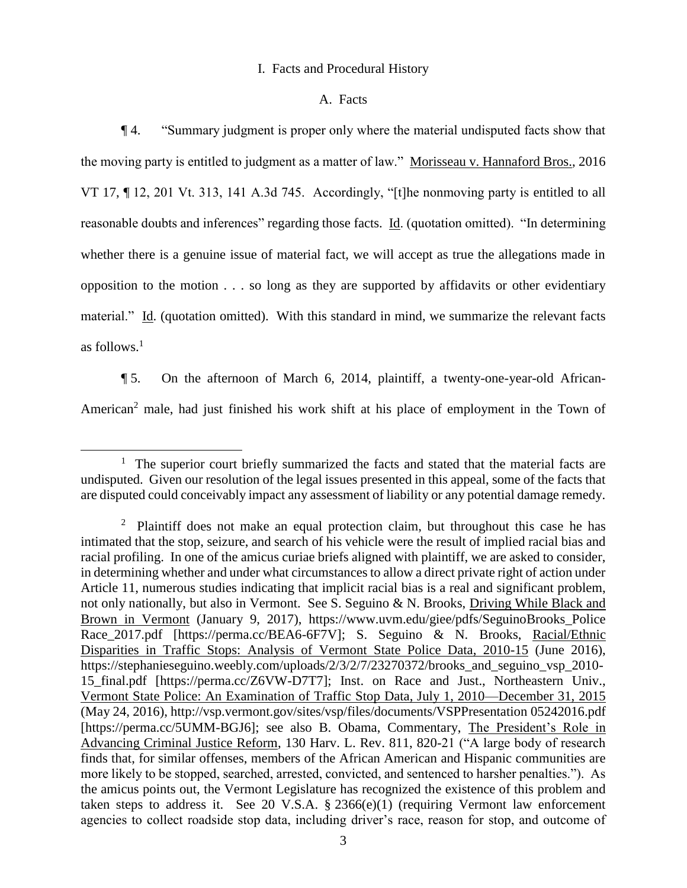I. Facts and Procedural History

A. Facts

¶ 4. "Summary judgment is proper only where the material undisputed facts show that the moving party is entitled to judgment as a matter of law." Morisseau v. Hannaford Bros., 2016 VT 17, ¶ 12, 201 Vt. 313, 141 A.3d 745. Accordingly, "[t]he nonmoving party is entitled to all reasonable doubts and inferences" regarding those facts. Id. (quotation omitted). "In determining whether there is a genuine issue of material fact, we will accept as true the allegations made in opposition to the motion . . . so long as they are supported by affidavits or other evidentiary material." Id. (quotation omitted). With this standard in mind, we summarize the relevant facts as follows.[1]

¶ 5. On the afternoon of March 6, 2014, plaintiff, a twenty-one-year-old African-American[2] male, had just finished his work shift at his place of employment in the Town of

---

[1] The superior court briefly summarized the facts and stated that the material facts are undisputed. Given our resolution of the legal issues presented in this appeal, some of the facts that are disputed could conceivably impact any assessment of liability or any potential damage remedy.

[2] Plaintiff does not make an equal protection claim, but throughout this case he has intimated that the stop, seizure, and search of his vehicle were the result of implied racial bias and racial profiling. In one of the amicus curiae briefs aligned with plaintiff, we are asked to consider, in determining whether and under what circumstances to allow a direct private right of action under Article 11, numerous studies indicating that implicit racial bias is a real and significant problem, not only nationally, but also in Vermont. See S. Seguino & N. Brooks, Driving While Black and Brown in Vermont (January 9, 2017), https://www.uvm.edu/giee/pdfs/SeguinoBrooks_PoliceRace_2017.pdf [https://perma.cc/BEA6-6F7V]; S. Seguino & N. Brooks, Racial/Ethnic Disparities in Traffic Stops: Analysis of Vermont State Police Data, 2010-15 (June 2016), https://stephanieseguino.weebly.com/uploads/2/3/2/7/23270372/brooks_and_seguino_vsp_2010-15_final.pdf [https://perma.cc/Z6VW-D7T7]; Inst. on Race and Just., Northeastern Univ., Vermont State Police: An Examination of Traffic Stop Data, July 1, 2010—December 31, 2015 (May 24, 2016), http://vsp.vermont.gov/sites/vsp/files/documents/VSPPresentation 05242016.pdf [https://perma.cc/5UMM-BGJ6]; see also B. Obama, Commentary, The President's Role in Advancing Criminal Justice Reform, 130 Harv. L. Rev. 811, 820-21 ("A large body of research finds that, for similar offenses, members of the African American and Hispanic communities are more likely to be stopped, searched, arrested, convicted, and sentenced to harsher penalties."). As the amicus points out, the Vermont Legislature has recognized the existence of this problem and taken steps to address it. See 20 V.S.A. § 2366(e)(1) (requiring Vermont law enforcement agencies to collect roadside stop data, including driver's race, reason for stop, and outcome of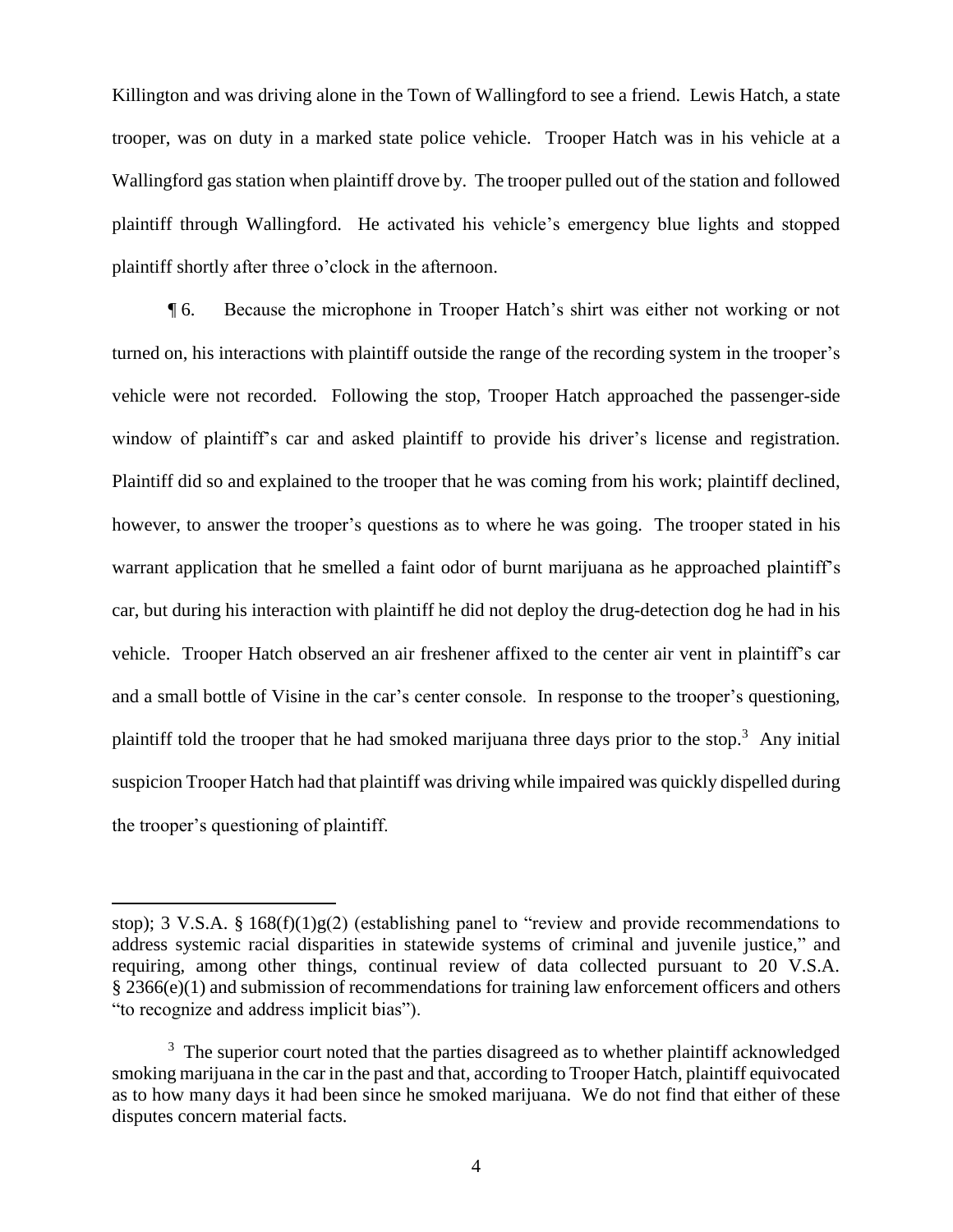Killington and was driving alone in the Town of Wallingford to see a friend. Lewis Hatch, a state trooper, was on duty in a marked state police vehicle. Trooper Hatch was in his vehicle at a Wallingford gas station when plaintiff drove by. The trooper pulled out of the station and followed plaintiff through Wallingford. He activated his vehicle's emergency blue lights and stopped plaintiff shortly after three o'clock in the afternoon.

¶ 6. Because the microphone in Trooper Hatch's shirt was either not working or not turned on, his interactions with plaintiff outside the range of the recording system in the trooper's vehicle were not recorded. Following the stop, Trooper Hatch approached the passenger-side window of plaintiff's car and asked plaintiff to provide his driver's license and registration. Plaintiff did so and explained to the trooper that he was coming from his work; plaintiff declined, however, to answer the trooper's questions as to where he was going. The trooper stated in his warrant application that he smelled a faint odor of burnt marijuana as he approached plaintiff's car, but during his interaction with plaintiff he did not deploy the drug-detection dog he had in his vehicle. Trooper Hatch observed an air freshener affixed to the center air vent in plaintiff's car and a small bottle of Visine in the car's center console. In response to the trooper's questioning, plaintiff told the trooper that he had smoked marijuana three days prior to the stop.[3] Any initial suspicion Trooper Hatch had that plaintiff was driving while impaired was quickly dispelled during the trooper's questioning of plaintiff.

---

stop); 3 V.S.A. § 168(f)(1)g(2) (establishing panel to "review and provide recommendations to address systemic racial disparities in statewide systems of criminal and juvenile justice," and requiring, among other things, continual review of data collected pursuant to 20 V.S.A. § 2366(e)(1) and submission of recommendations for training law enforcement officers and others "to recognize and address implicit bias").

[3] The superior court noted that the parties disagreed as to whether plaintiff acknowledged smoking marijuana in the car in the past and that, according to Trooper Hatch, plaintiff equivocated as to how many days it had been since he smoked marijuana. We do not find that either of these disputes concern material facts.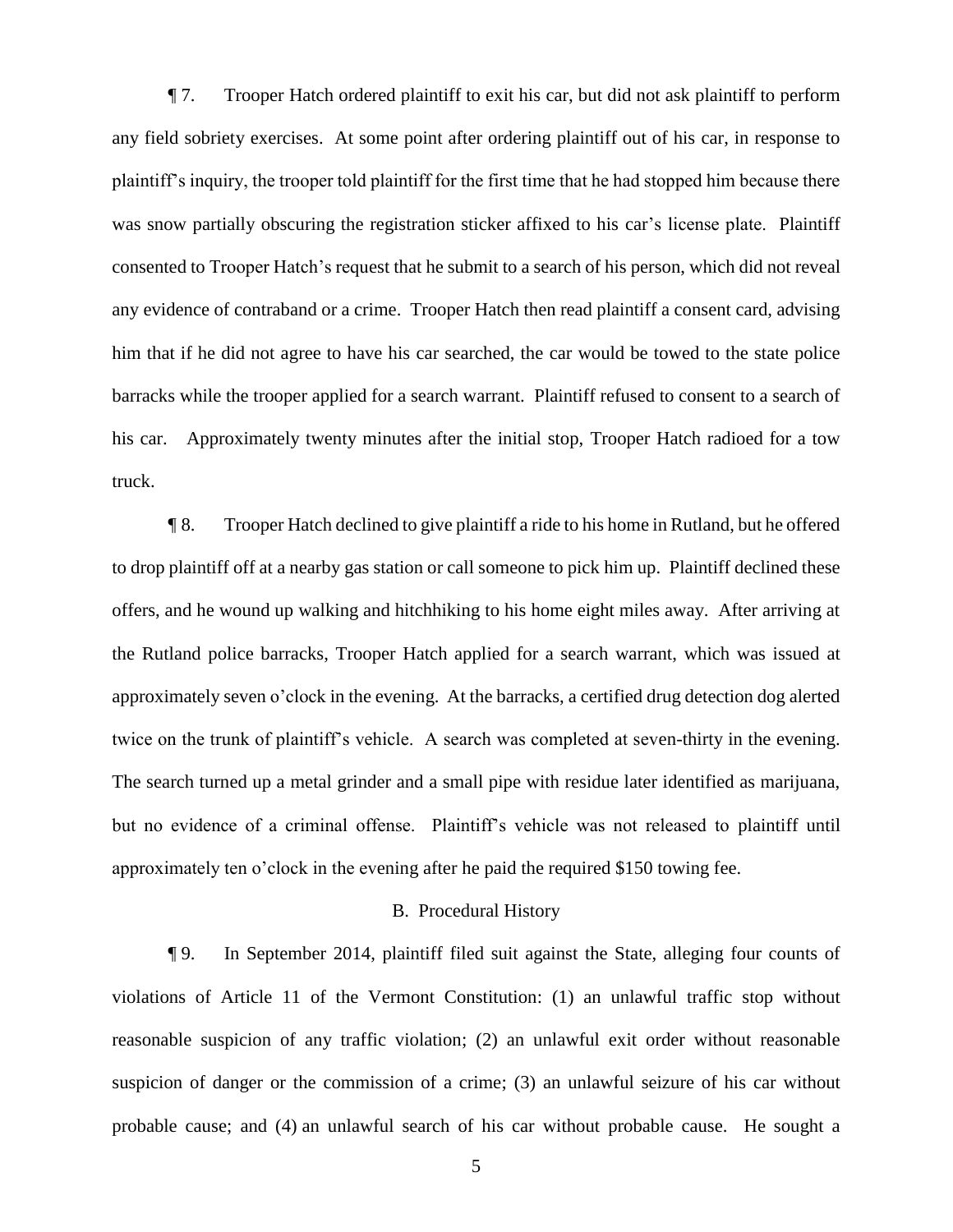¶ 7. Trooper Hatch ordered plaintiff to exit his car, but did not ask plaintiff to perform any field sobriety exercises. At some point after ordering plaintiff out of his car, in response to plaintiff's inquiry, the trooper told plaintiff for the first time that he had stopped him because there was snow partially obscuring the registration sticker affixed to his car's license plate. Plaintiff consented to Trooper Hatch's request that he submit to a search of his person, which did not reveal any evidence of contraband or a crime. Trooper Hatch then read plaintiff a consent card, advising him that if he did not agree to have his car searched, the car would be towed to the state police barracks while the trooper applied for a search warrant. Plaintiff refused to consent to a search of his car. Approximately twenty minutes after the initial stop, Trooper Hatch radioed for a tow truck.

¶ 8. Trooper Hatch declined to give plaintiff a ride to his home in Rutland, but he offered to drop plaintiff off at a nearby gas station or call someone to pick him up. Plaintiff declined these offers, and he wound up walking and hitchhiking to his home eight miles away. After arriving at the Rutland police barracks, Trooper Hatch applied for a search warrant, which was issued at approximately seven o'clock in the evening. At the barracks, a certified drug detection dog alerted twice on the trunk of plaintiff's vehicle. A search was completed at seven-thirty in the evening. The search turned up a metal grinder and a small pipe with residue later identified as marijuana, but no evidence of a criminal offense. Plaintiff's vehicle was not released to plaintiff until approximately ten o'clock in the evening after he paid the required $150 towing fee.

### B. Procedural History

¶ 9. In September 2014, plaintiff filed suit against the State, alleging four counts of violations of Article 11 of the Vermont Constitution: (1) an unlawful traffic stop without reasonable suspicion of any traffic violation; (2) an unlawful exit order without reasonable suspicion of danger or the commission of a crime; (3) an unlawful seizure of his car without probable cause; and (4) an unlawful search of his car without probable cause. He sought a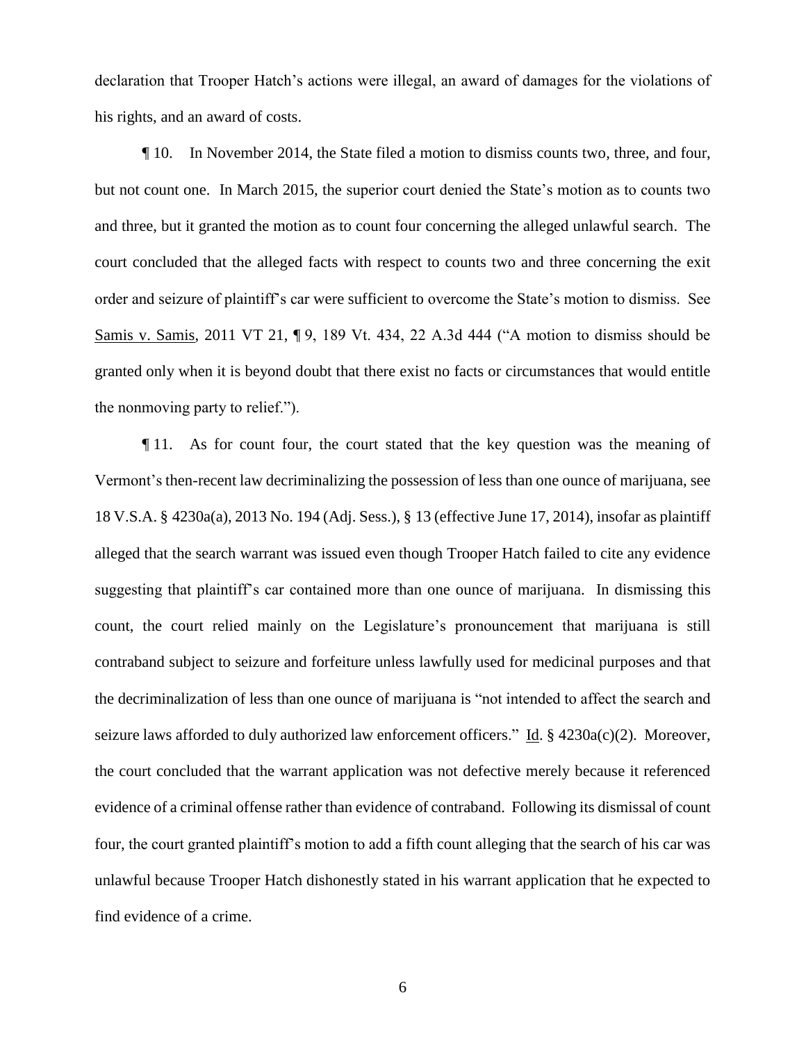declaration that Trooper Hatch's actions were illegal, an award of damages for the violations of his rights, and an award of costs.

¶ 10. In November 2014, the State filed a motion to dismiss counts two, three, and four, but not count one. In March 2015, the superior court denied the State's motion as to counts two and three, but it granted the motion as to count four concerning the alleged unlawful search. The court concluded that the alleged facts with respect to counts two and three concerning the exit order and seizure of plaintiff's car were sufficient to overcome the State's motion to dismiss. See Samis v. Samis, 2011 VT 21, ¶ 9, 189 Vt. 434, 22 A.3d 444 ("A motion to dismiss should be granted only when it is beyond doubt that there exist no facts or circumstances that would entitle the nonmoving party to relief.").

¶ 11. As for count four, the court stated that the key question was the meaning of Vermont's then-recent law decriminalizing the possession of less than one ounce of marijuana, see 18 V.S.A. § 4230a(a), 2013 No. 194 (Adj. Sess.), § 13 (effective June 17, 2014), insofar as plaintiff alleged that the search warrant was issued even though Trooper Hatch failed to cite any evidence suggesting that plaintiff's car contained more than one ounce of marijuana. In dismissing this count, the court relied mainly on the Legislature's pronouncement that marijuana is still contraband subject to seizure and forfeiture unless lawfully used for medicinal purposes and that the decriminalization of less than one ounce of marijuana is "not intended to affect the search and seizure laws afforded to duly authorized law enforcement officers." Id. § 4230a(c)(2). Moreover, the court concluded that the warrant application was not defective merely because it referenced evidence of a criminal offense rather than evidence of contraband. Following its dismissal of count four, the court granted plaintiff's motion to add a fifth count alleging that the search of his car was unlawful because Trooper Hatch dishonestly stated in his warrant application that he expected to find evidence of a crime.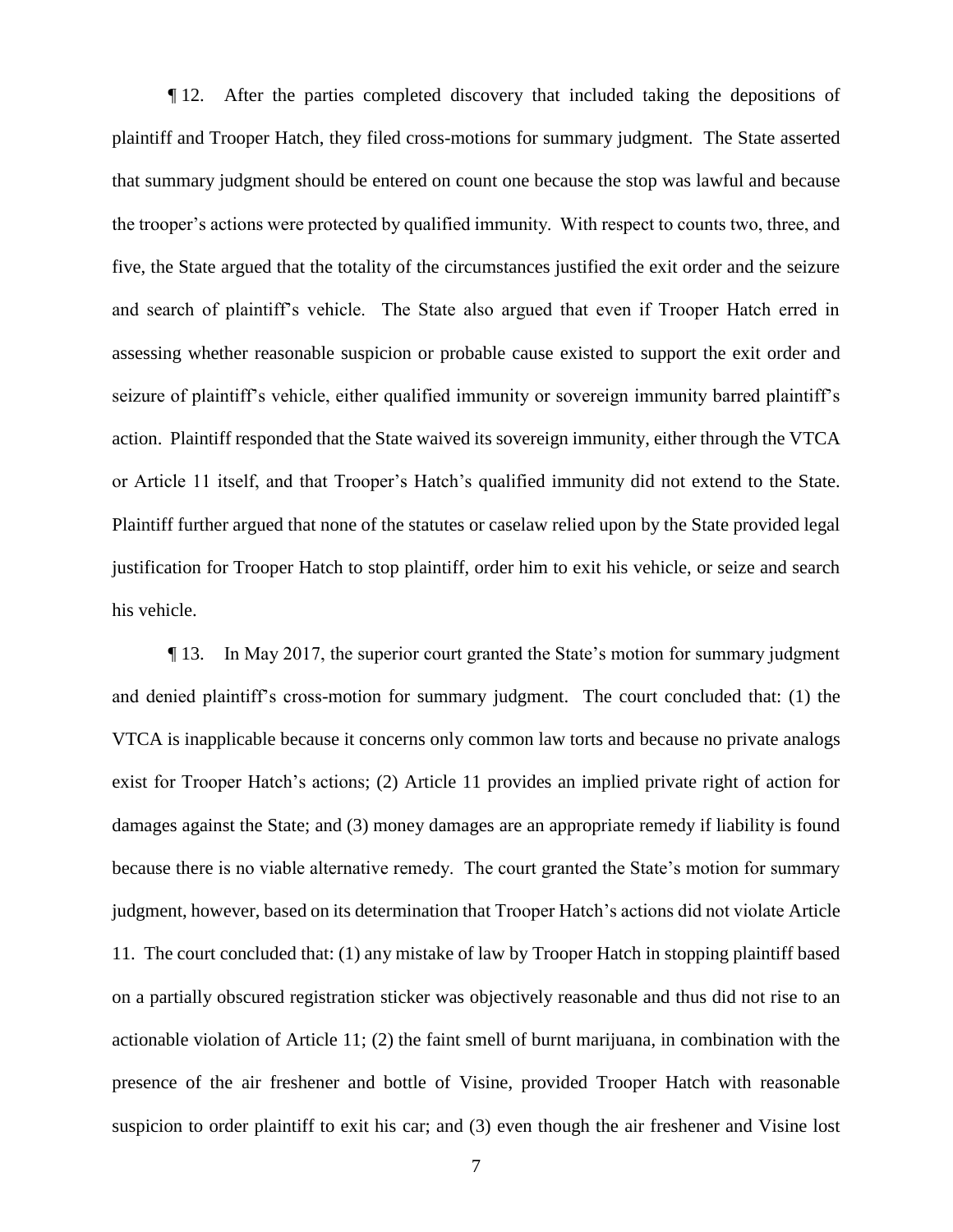¶ 12. After the parties completed discovery that included taking the depositions of plaintiff and Trooper Hatch, they filed cross-motions for summary judgment. The State asserted that summary judgment should be entered on count one because the stop was lawful and because the trooper's actions were protected by qualified immunity. With respect to counts two, three, and five, the State argued that the totality of the circumstances justified the exit order and the seizure and search of plaintiff's vehicle. The State also argued that even if Trooper Hatch erred in assessing whether reasonable suspicion or probable cause existed to support the exit order and seizure of plaintiff's vehicle, either qualified immunity or sovereign immunity barred plaintiff's action. Plaintiff responded that the State waived its sovereign immunity, either through the VTCA or Article 11 itself, and that Trooper's Hatch's qualified immunity did not extend to the State. Plaintiff further argued that none of the statutes or caselaw relied upon by the State provided legal justification for Trooper Hatch to stop plaintiff, order him to exit his vehicle, or seize and search his vehicle.

¶ 13. In May 2017, the superior court granted the State's motion for summary judgment and denied plaintiff's cross-motion for summary judgment. The court concluded that: (1) the VTCA is inapplicable because it concerns only common law torts and because no private analogs exist for Trooper Hatch's actions; (2) Article 11 provides an implied private right of action for damages against the State; and (3) money damages are an appropriate remedy if liability is found because there is no viable alternative remedy. The court granted the State's motion for summary judgment, however, based on its determination that Trooper Hatch's actions did not violate Article 11. The court concluded that: (1) any mistake of law by Trooper Hatch in stopping plaintiff based on a partially obscured registration sticker was objectively reasonable and thus did not rise to an actionable violation of Article 11; (2) the faint smell of burnt marijuana, in combination with the presence of the air freshener and bottle of Visine, provided Trooper Hatch with reasonable suspicion to order plaintiff to exit his car; and (3) even though the air freshener and Visine lost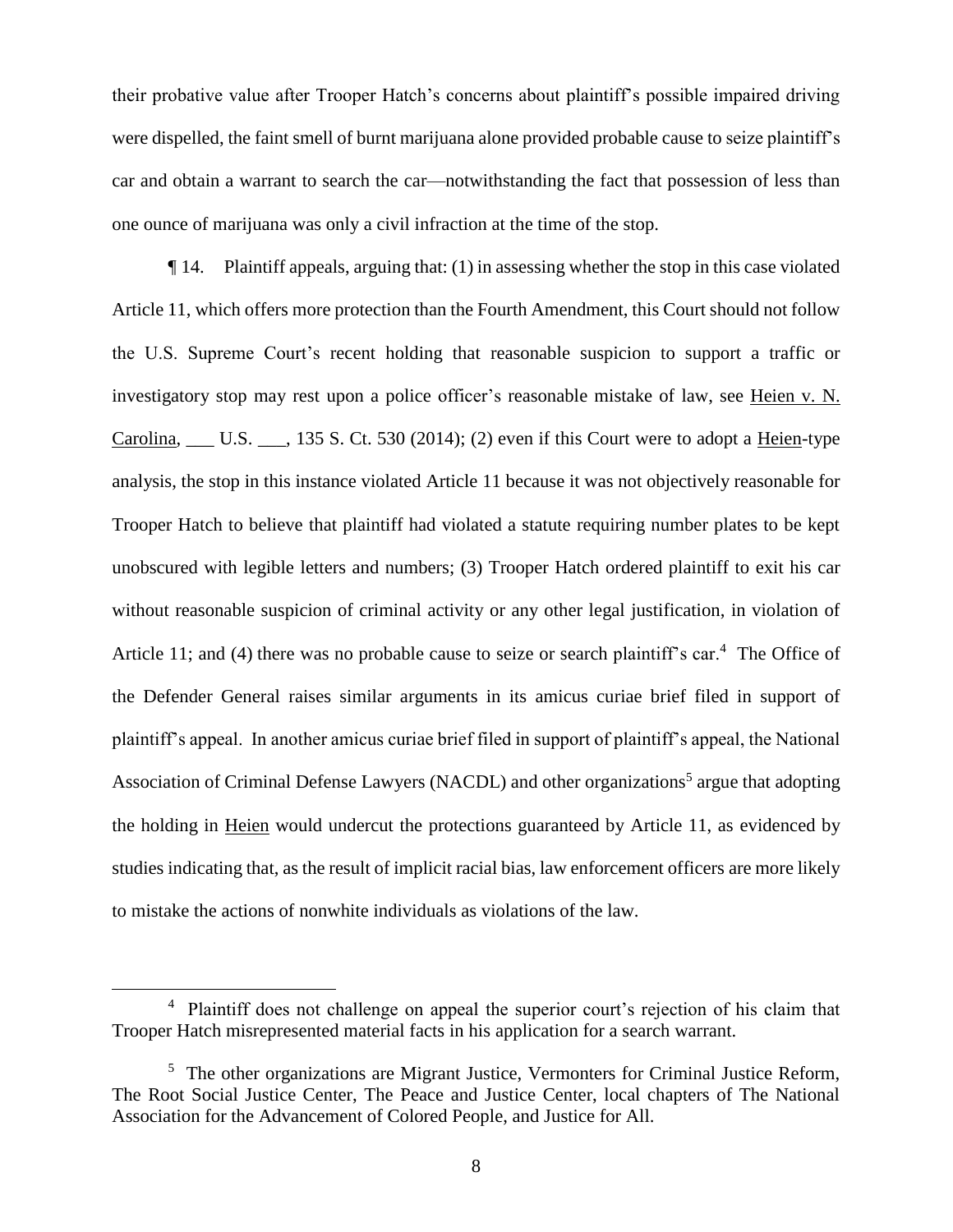their probative value after Trooper Hatch's concerns about plaintiff's possible impaired driving were dispelled, the faint smell of burnt marijuana alone provided probable cause to seize plaintiff's car and obtain a warrant to search the car—notwithstanding the fact that possession of less than one ounce of marijuana was only a civil infraction at the time of the stop.

¶ 14. Plaintiff appeals, arguing that: (1) in assessing whether the stop in this case violated Article 11, which offers more protection than the Fourth Amendment, this Court should not follow the U.S. Supreme Court's recent holding that reasonable suspicion to support a traffic or investigatory stop may rest upon a police officer's reasonable mistake of law, see Heien v. N. Carolina, ___ U.S. ___, 135 S. Ct. 530 (2014); (2) even if this Court were to adopt a Heien-type analysis, the stop in this instance violated Article 11 because it was not objectively reasonable for Trooper Hatch to believe that plaintiff had violated a statute requiring number plates to be kept unobscured with legible letters and numbers; (3) Trooper Hatch ordered plaintiff to exit his car without reasonable suspicion of criminal activity or any other legal justification, in violation of Article 11; and (4) there was no probable cause to seize or search plaintiff's car.[4] The Office of the Defender General raises similar arguments in its amicus curiae brief filed in support of plaintiff's appeal. In another amicus curiae brief filed in support of plaintiff's appeal, the National Association of Criminal Defense Lawyers (NACDL) and other organizations[5] argue that adopting the holding in Heien would undercut the protections guaranteed by Article 11, as evidenced by studies indicating that, as the result of implicit racial bias, law enforcement officers are more likely to mistake the actions of nonwhite individuals as violations of the law.

---

[4] Plaintiff does not challenge on appeal the superior court's rejection of his claim that Trooper Hatch misrepresented material facts in his application for a search warrant.

[5] The other organizations are Migrant Justice, Vermonters for Criminal Justice Reform, The Root Social Justice Center, The Peace and Justice Center, local chapters of The National Association for the Advancement of Colored People, and Justice for All.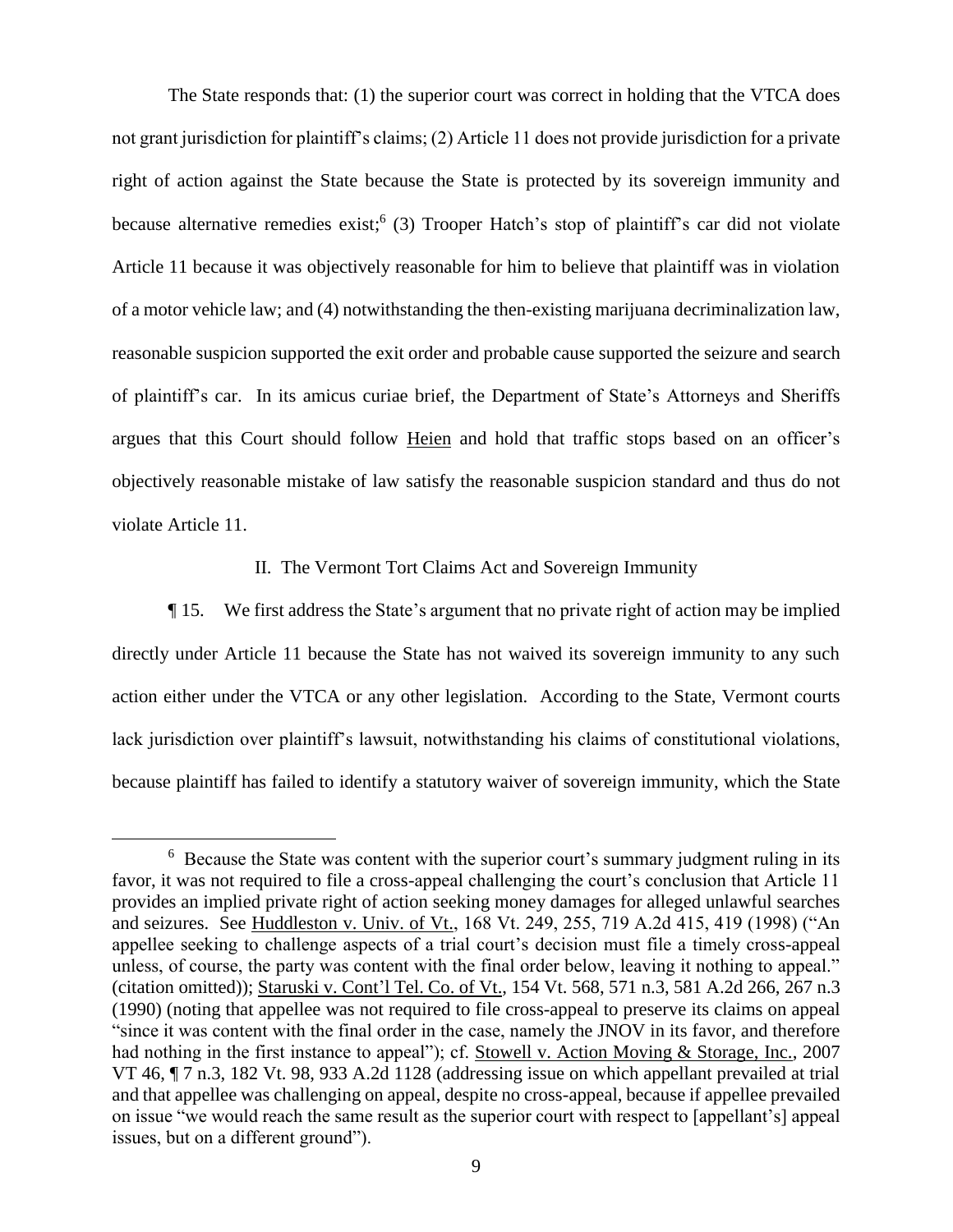The State responds that: (1) the superior court was correct in holding that the VTCA does not grant jurisdiction for plaintiff's claims; (2) Article 11 does not provide jurisdiction for a private right of action against the State because the State is protected by its sovereign immunity and because alternative remedies exist;[6] (3) Trooper Hatch's stop of plaintiff's car did not violate Article 11 because it was objectively reasonable for him to believe that plaintiff was in violation of a motor vehicle law; and (4) notwithstanding the then-existing marijuana decriminalization law, reasonable suspicion supported the exit order and probable cause supported the seizure and search of plaintiff's car. In its amicus curiae brief, the Department of State's Attorneys and Sheriffs argues that this Court should follow Heien and hold that traffic stops based on an officer's objectively reasonable mistake of law satisfy the reasonable suspicion standard and thus do not violate Article 11.

## II. The Vermont Tort Claims Act and Sovereign Immunity

¶ 15. We first address the State's argument that no private right of action may be implied directly under Article 11 because the State has not waived its sovereign immunity to any such action either under the VTCA or any other legislation. According to the State, Vermont courts lack jurisdiction over plaintiff's lawsuit, notwithstanding his claims of constitutional violations, because plaintiff has failed to identify a statutory waiver of sovereign immunity, which the State

[6] Because the State was content with the superior court's summary judgment ruling in its favor, it was not required to file a cross-appeal challenging the court's conclusion that Article 11 provides an implied private right of action seeking money damages for alleged unlawful searches and seizures. See Huddleston v. Univ. of Vt., 168 Vt. 249, 255, 719 A.2d 415, 419 (1998) ("An appellee seeking to challenge aspects of a trial court's decision must file a timely cross-appeal unless, of course, the party was content with the final order below, leaving it nothing to appeal." (citation omitted)); Staruski v. Cont'l Tel. Co. of Vt., 154 Vt. 568, 571 n.3, 581 A.2d 266, 267 n.3 (1990) (noting that appellee was not required to file cross-appeal to preserve its claims on appeal "since it was content with the final order in the case, namely the JNOV in its favor, and therefore had nothing in the first instance to appeal"); cf. Stowell v. Action Moving & Storage, Inc., 2007 VT 46, ¶ 7 n.3, 182 Vt. 98, 933 A.2d 1128 (addressing issue on which appellant prevailed at trial and that appellee was challenging on appeal, despite no cross-appeal, because if appellee prevailed on issue "we would reach the same result as the superior court with respect to [appellant's] appeal issues, but on a different ground").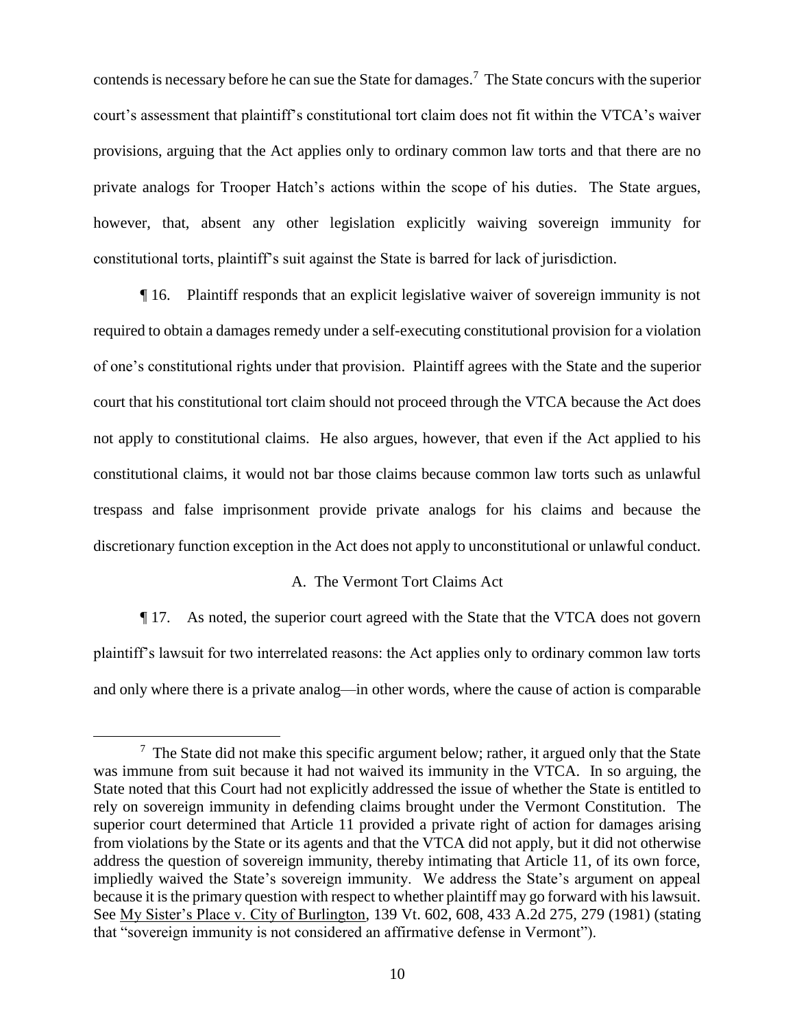contends is necessary before he can sue the State for damages.[7] The State concurs with the superior court's assessment that plaintiff's constitutional tort claim does not fit within the VTCA's waiver provisions, arguing that the Act applies only to ordinary common law torts and that there are no private analogs for Trooper Hatch's actions within the scope of his duties. The State argues, however, that, absent any other legislation explicitly waiving sovereign immunity for constitutional torts, plaintiff's suit against the State is barred for lack of jurisdiction.

¶ 16. Plaintiff responds that an explicit legislative waiver of sovereign immunity is not required to obtain a damages remedy under a self-executing constitutional provision for a violation of one's constitutional rights under that provision. Plaintiff agrees with the State and the superior court that his constitutional tort claim should not proceed through the VTCA because the Act does not apply to constitutional claims. He also argues, however, that even if the Act applied to his constitutional claims, it would not bar those claims because common law torts such as unlawful trespass and false imprisonment provide private analogs for his claims and because the discretionary function exception in the Act does not apply to unconstitutional or unlawful conduct.

### A. The Vermont Tort Claims Act

¶ 17. As noted, the superior court agreed with the State that the VTCA does not govern plaintiff's lawsuit for two interrelated reasons: the Act applies only to ordinary common law torts and only where there is a private analog—in other words, where the cause of action is comparable

---

[7] The State did not make this specific argument below; rather, it argued only that the State was immune from suit because it had not waived its immunity in the VTCA. In so arguing, the State noted that this Court had not explicitly addressed the issue of whether the State is entitled to rely on sovereign immunity in defending claims brought under the Vermont Constitution. The superior court determined that Article 11 provided a private right of action for damages arising from violations by the State or its agents and that the VTCA did not apply, but it did not otherwise address the question of sovereign immunity, thereby intimating that Article 11, of its own force, impliedly waived the State's sovereign immunity. We address the State's argument on appeal because it is the primary question with respect to whether plaintiff may go forward with his lawsuit. See My Sister's Place v. City of Burlington, 139 Vt. 602, 608, 433 A.2d 275, 279 (1981) (stating that "sovereign immunity is not considered an affirmative defense in Vermont").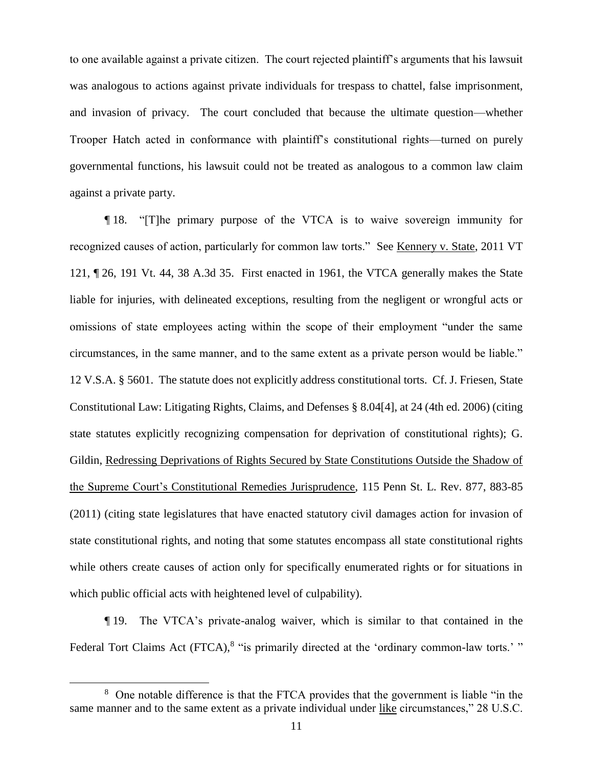to one available against a private citizen. The court rejected plaintiff's arguments that his lawsuit was analogous to actions against private individuals for trespass to chattel, false imprisonment, and invasion of privacy. The court concluded that because the ultimate question—whether Trooper Hatch acted in conformance with plaintiff's constitutional rights—turned on purely governmental functions, his lawsuit could not be treated as analogous to a common law claim against a private party.

¶ 18. "[T]he primary purpose of the VTCA is to waive sovereign immunity for recognized causes of action, particularly for common law torts." See Kennery v. State, 2011 VT 121, ¶ 26, 191 Vt. 44, 38 A.3d 35. First enacted in 1961, the VTCA generally makes the State liable for injuries, with delineated exceptions, resulting from the negligent or wrongful acts or omissions of state employees acting within the scope of their employment "under the same circumstances, in the same manner, and to the same extent as a private person would be liable." 12 V.S.A. § 5601. The statute does not explicitly address constitutional torts. Cf. J. Friesen, State Constitutional Law: Litigating Rights, Claims, and Defenses § 8.04[4], at 24 (4th ed. 2006) (citing state statutes explicitly recognizing compensation for deprivation of constitutional rights); G. Gildin, Redressing Deprivations of Rights Secured by State Constitutions Outside the Shadow of the Supreme Court's Constitutional Remedies Jurisprudence, 115 Penn St. L. Rev. 877, 883-85 (2011) (citing state legislatures that have enacted statutory civil damages action for invasion of state constitutional rights, and noting that some statutes encompass all state constitutional rights while others create causes of action only for specifically enumerated rights or for situations in which public official acts with heightened level of culpability).

¶ 19. The VTCA's private-analog waiver, which is similar to that contained in the Federal Tort Claims Act (FTCA),[8] "is primarily directed at the 'ordinary common-law torts.' "

---

[8] One notable difference is that the FTCA provides that the government is liable "in the same manner and to the same extent as a private individual under like circumstances," 28 U.S.C.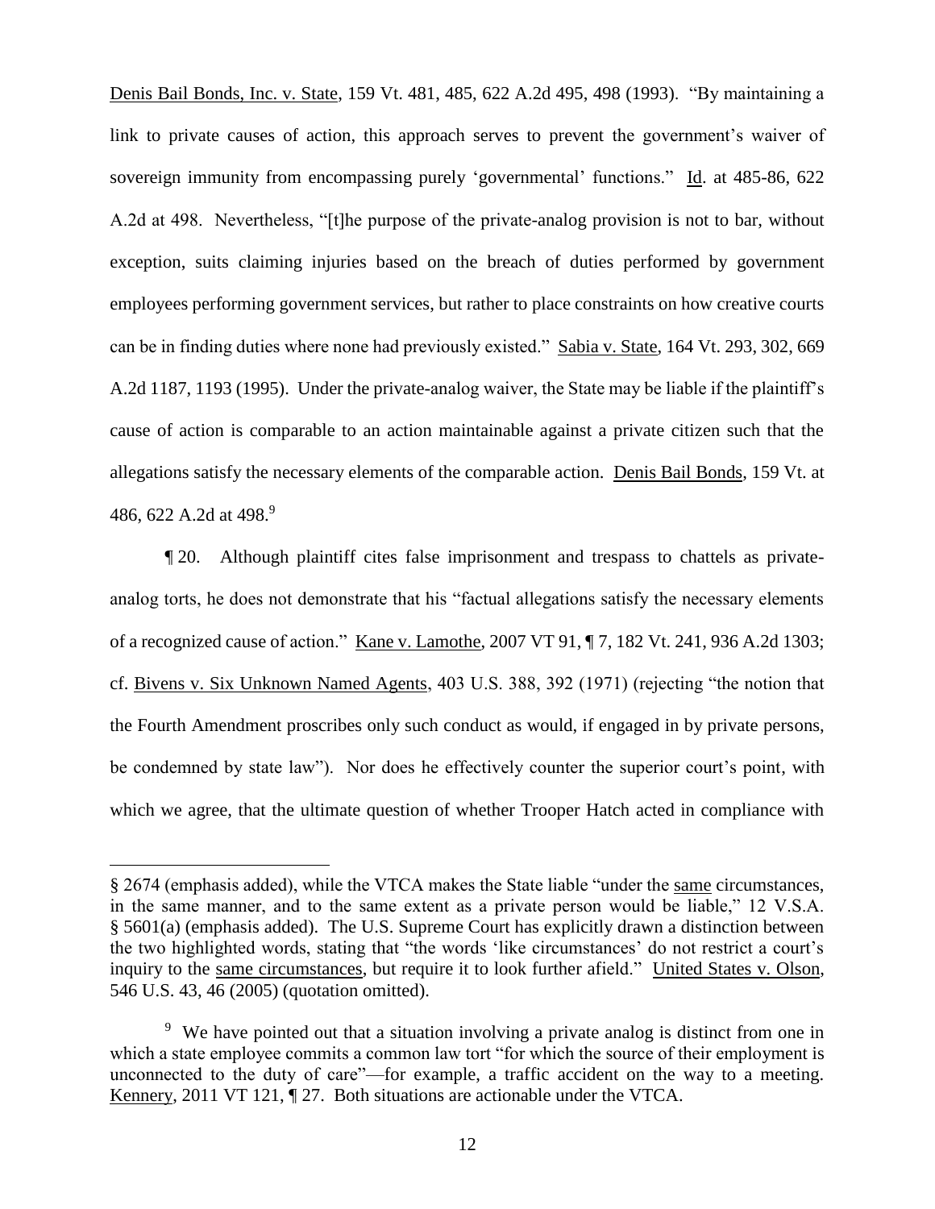Denis Bail Bonds, Inc. v. State, 159 Vt. 481, 485, 622 A.2d 495, 498 (1993). "By maintaining a link to private causes of action, this approach serves to prevent the government's waiver of sovereign immunity from encompassing purely 'governmental' functions." Id. at 485-86, 622 A.2d at 498. Nevertheless, "[t]he purpose of the private-analog provision is not to bar, without exception, suits claiming injuries based on the breach of duties performed by government employees performing government services, but rather to place constraints on how creative courts can be in finding duties where none had previously existed." Sabia v. State, 164 Vt. 293, 302, 669 A.2d 1187, 1193 (1995). Under the private-analog waiver, the State may be liable if the plaintiff's cause of action is comparable to an action maintainable against a private citizen such that the allegations satisfy the necessary elements of the comparable action. Denis Bail Bonds, 159 Vt. at 486, 622 A.2d at 498.[9]

¶ 20. Although plaintiff cites false imprisonment and trespass to chattels as private-analog torts, he does not demonstrate that his "factual allegations satisfy the necessary elements of a recognized cause of action." Kane v. Lamothe, 2007 VT 91, ¶ 7, 182 Vt. 241, 936 A.2d 1303; cf. Bivens v. Six Unknown Named Agents, 403 U.S. 388, 392 (1971) (rejecting "the notion that the Fourth Amendment proscribes only such conduct as would, if engaged in by private persons, be condemned by state law"). Nor does he effectively counter the superior court's point, with which we agree, that the ultimate question of whether Trooper Hatch acted in compliance with

---

§ 2674 (emphasis added), while the VTCA makes the State liable "under the same circumstances, in the same manner, and to the same extent as a private person would be liable," 12 V.S.A. § 5601(a) (emphasis added). The U.S. Supreme Court has explicitly drawn a distinction between the two highlighted words, stating that "the words 'like circumstances' do not restrict a court's inquiry to the same circumstances, but require it to look further afield." United States v. Olson, 546 U.S. 43, 46 (2005) (quotation omitted).

[9] We have pointed out that a situation involving a private analog is distinct from one in which a state employee commits a common law tort "for which the source of their employment is unconnected to the duty of care"—for example, a traffic accident on the way to a meeting. Kennery, 2011 VT 121, ¶ 27. Both situations are actionable under the VTCA.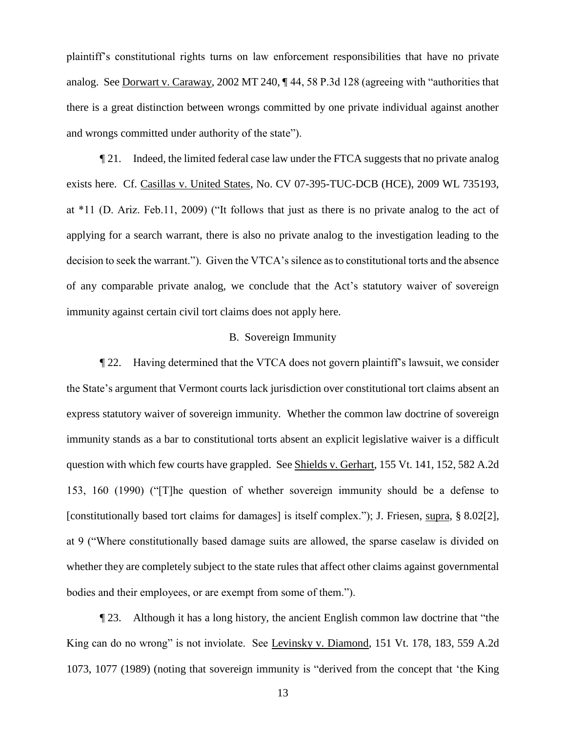plaintiff's constitutional rights turns on law enforcement responsibilities that have no private analog. See Dorwart v. Caraway, 2002 MT 240, ¶ 44, 58 P.3d 128 (agreeing with "authorities that there is a great distinction between wrongs committed by one private individual against another and wrongs committed under authority of the state").

¶ 21. Indeed, the limited federal case law under the FTCA suggests that no private analog exists here. Cf. Casillas v. United States, No. CV 07-395-TUC-DCB (HCE), 2009 WL 735193, at *11 (D. Ariz. Feb.11, 2009) ("It follows that just as there is no private analog to the act of applying for a search warrant, there is also no private analog to the investigation leading to the decision to seek the warrant."). Given the VTCA's silence as to constitutional torts and the absence of any comparable private analog, we conclude that the Act's statutory waiver of sovereign immunity against certain civil tort claims does not apply here.

B. Sovereign Immunity

¶ 22. Having determined that the VTCA does not govern plaintiff's lawsuit, we consider the State's argument that Vermont courts lack jurisdiction over constitutional tort claims absent an express statutory waiver of sovereign immunity. Whether the common law doctrine of sovereign immunity stands as a bar to constitutional torts absent an explicit legislative waiver is a difficult question with which few courts have grappled. See Shields v. Gerhart, 155 Vt. 141, 152, 582 A.2d 153, 160 (1990) ("[T]he question of whether sovereign immunity should be a defense to [constitutionally based tort claims for damages] is itself complex."); J. Friesen, supra, § 8.02[2], at 9 ("Where constitutionally based damage suits are allowed, the sparse caselaw is divided on whether they are completely subject to the state rules that affect other claims against governmental bodies and their employees, or are exempt from some of them.").

¶ 23. Although it has a long history, the ancient English common law doctrine that "the King can do no wrong" is not inviolate. See Levinsky v. Diamond, 151 Vt. 178, 183, 559 A.2d 1073, 1077 (1989) (noting that sovereign immunity is "derived from the concept that 'the King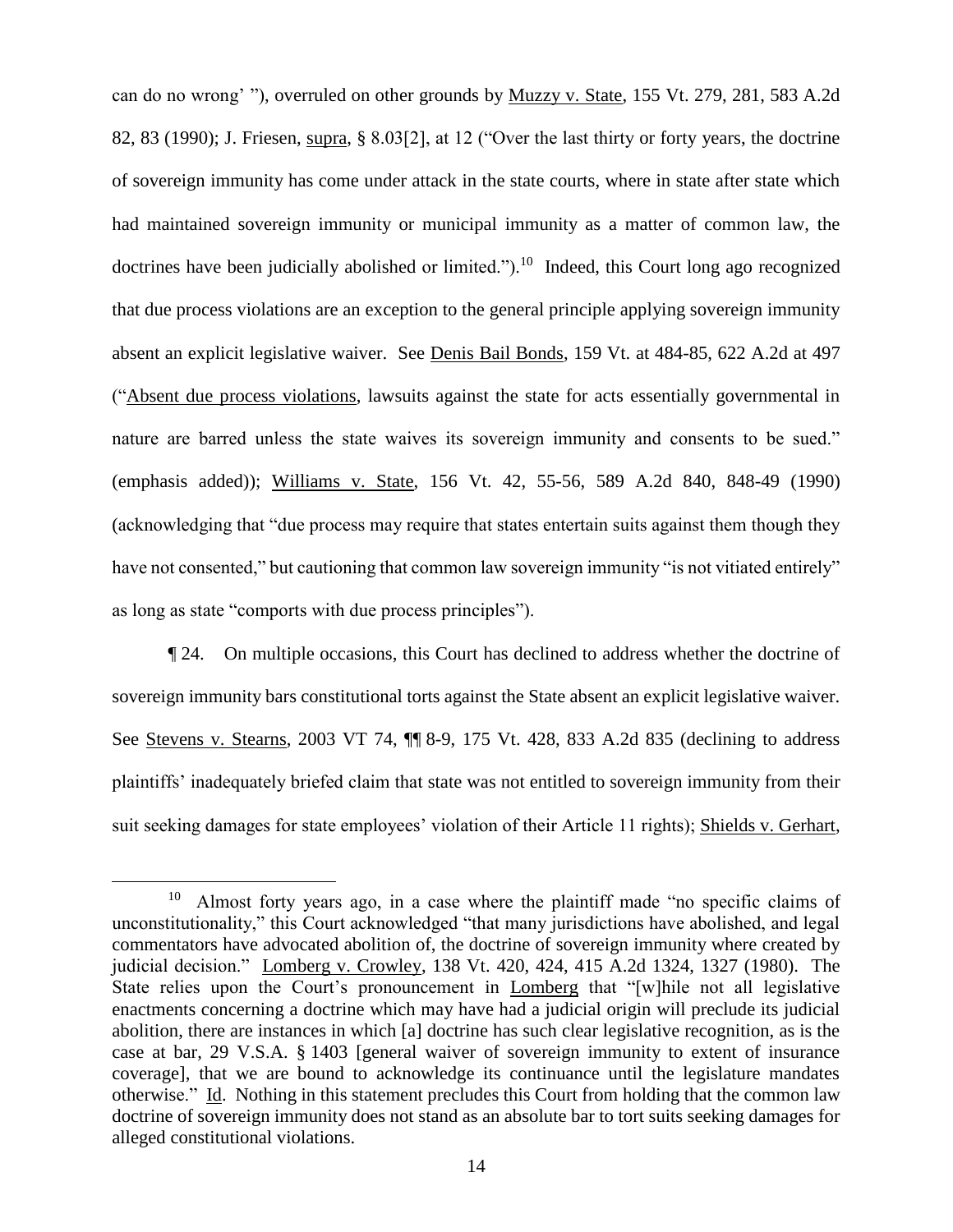can do no wrong' "), overruled on other grounds by Muzzy v. State, 155 Vt. 279, 281, 583 A.2d 82, 83 (1990); J. Friesen, supra, § 8.03[2], at 12 ("Over the last thirty or forty years, the doctrine of sovereign immunity has come under attack in the state courts, where in state after state which had maintained sovereign immunity or municipal immunity as a matter of common law, the doctrines have been judicially abolished or limited.").[10] Indeed, this Court long ago recognized that due process violations are an exception to the general principle applying sovereign immunity absent an explicit legislative waiver. See Denis Bail Bonds, 159 Vt. at 484-85, 622 A.2d at 497 ("Absent due process violations, lawsuits against the state for acts essentially governmental in nature are barred unless the state waives its sovereign immunity and consents to be sued." (emphasis added)); Williams v. State, 156 Vt. 42, 55-56, 589 A.2d 840, 848-49 (1990) (acknowledging that "due process may require that states entertain suits against them though they have not consented," but cautioning that common law sovereign immunity "is not vitiated entirely" as long as state "comports with due process principles").

¶ 24. On multiple occasions, this Court has declined to address whether the doctrine of sovereign immunity bars constitutional torts against the State absent an explicit legislative waiver. See Stevens v. Stearns, 2003 VT 74, ¶¶ 8-9, 175 Vt. 428, 833 A.2d 835 (declining to address plaintiffs' inadequately briefed claim that state was not entitled to sovereign immunity from their suit seeking damages for state employees' violation of their Article 11 rights); Shields v. Gerhart,

---

[10] Almost forty years ago, in a case where the plaintiff made "no specific claims of unconstitutionality," this Court acknowledged "that many jurisdictions have abolished, and legal commentators have advocated abolition of, the doctrine of sovereign immunity where created by judicial decision." Lomberg v. Crowley, 138 Vt. 420, 424, 415 A.2d 1324, 1327 (1980). The State relies upon the Court's pronouncement in Lomberg that "[w]hile not all legislative enactments concerning a doctrine which may have had a judicial origin will preclude its judicial abolition, there are instances in which [a] doctrine has such clear legislative recognition, as is the case at bar, 29 V.S.A. § 1403 [general waiver of sovereign immunity to extent of insurance coverage], that we are bound to acknowledge its continuance until the legislature mandates otherwise." Id. Nothing in this statement precludes this Court from holding that the common law doctrine of sovereign immunity does not stand as an absolute bar to tort suits seeking damages for alleged constitutional violations.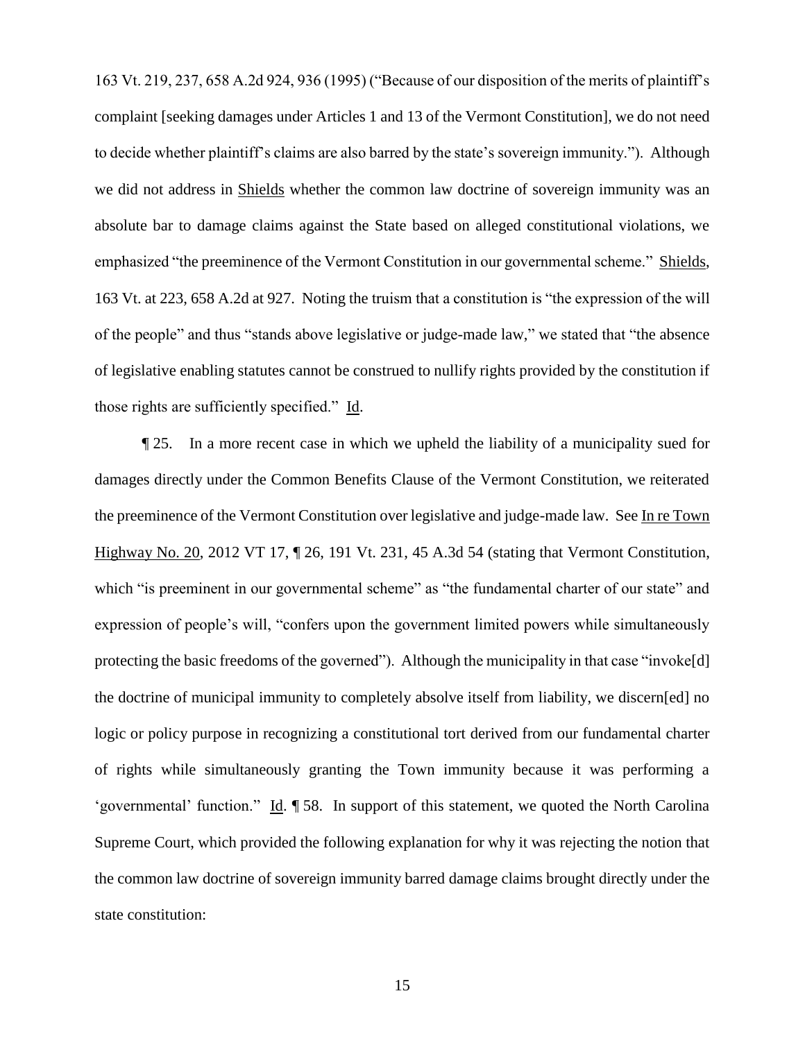163 Vt. 219, 237, 658 A.2d 924, 936 (1995) ("Because of our disposition of the merits of plaintiff's complaint [seeking damages under Articles 1 and 13 of the Vermont Constitution], we do not need to decide whether plaintiff's claims are also barred by the state's sovereign immunity."). Although we did not address in Shields whether the common law doctrine of sovereign immunity was an absolute bar to damage claims against the State based on alleged constitutional violations, we emphasized "the preeminence of the Vermont Constitution in our governmental scheme." Shields, 163 Vt. at 223, 658 A.2d at 927. Noting the truism that a constitution is "the expression of the will of the people" and thus "stands above legislative or judge-made law," we stated that "the absence of legislative enabling statutes cannot be construed to nullify rights provided by the constitution if those rights are sufficiently specified." Id.

¶ 25. In a more recent case in which we upheld the liability of a municipality sued for damages directly under the Common Benefits Clause of the Vermont Constitution, we reiterated the preeminence of the Vermont Constitution over legislative and judge-made law. See In re Town Highway No. 20, 2012 VT 17, ¶ 26, 191 Vt. 231, 45 A.3d 54 (stating that Vermont Constitution, which "is preeminent in our governmental scheme" as "the fundamental charter of our state" and expression of people's will, "confers upon the government limited powers while simultaneously protecting the basic freedoms of the governed"). Although the municipality in that case "invoke[d] the doctrine of municipal immunity to completely absolve itself from liability, we discern[ed] no logic or policy purpose in recognizing a constitutional tort derived from our fundamental charter of rights while simultaneously granting the Town immunity because it was performing a 'governmental' function." Id. ¶ 58. In support of this statement, we quoted the North Carolina Supreme Court, which provided the following explanation for why it was rejecting the notion that the common law doctrine of sovereign immunity barred damage claims brought directly under the state constitution: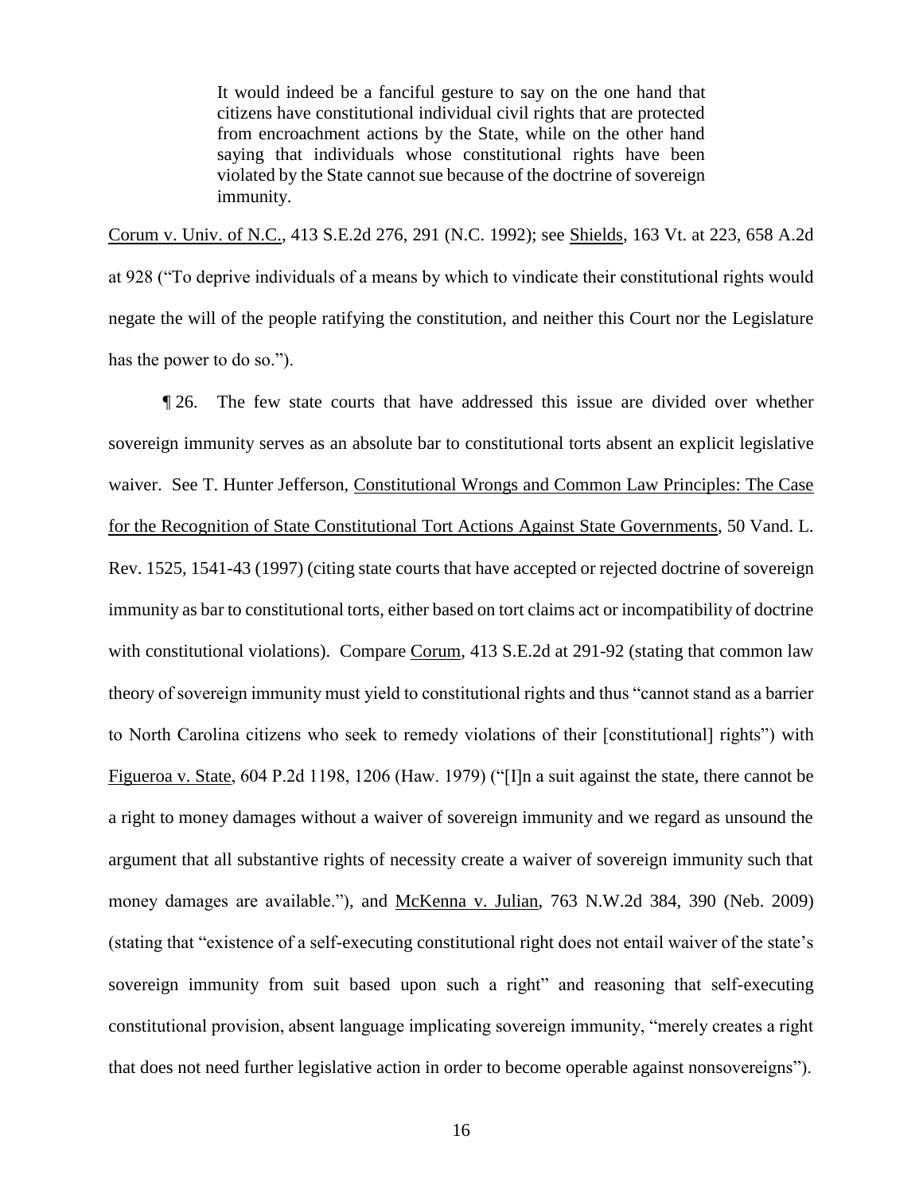> It would indeed be a fanciful gesture to say on the one hand that citizens have constitutional individual civil rights that are protected from encroachment actions by the State, while on the other hand saying that individuals whose constitutional rights have been violated by the State cannot sue because of the doctrine of sovereign immunity.

Corum v. Univ. of N.C., 413 S.E.2d 276, 291 (N.C. 1992); see Shields, 163 Vt. at 223, 658 A.2d at 928 ("To deprive individuals of a means by which to vindicate their constitutional rights would negate the will of the people ratifying the constitution, and neither this Court nor the Legislature has the power to do so.").

¶ 26. The few state courts that have addressed this issue are divided over whether sovereign immunity serves as an absolute bar to constitutional torts absent an explicit legislative waiver. See T. Hunter Jefferson, Constitutional Wrongs and Common Law Principles: The Case for the Recognition of State Constitutional Tort Actions Against State Governments, 50 Vand. L. Rev. 1525, 1541-43 (1997) (citing state courts that have accepted or rejected doctrine of sovereign immunity as bar to constitutional torts, either based on tort claims act or incompatibility of doctrine with constitutional violations). Compare Corum, 413 S.E.2d at 291-92 (stating that common law theory of sovereign immunity must yield to constitutional rights and thus "cannot stand as a barrier to North Carolina citizens who seek to remedy violations of their [constitutional] rights") with Figueroa v. State, 604 P.2d 1198, 1206 (Haw. 1979) ("[I]n a suit against the state, there cannot be a right to money damages without a waiver of sovereign immunity and we regard as unsound the argument that all substantive rights of necessity create a waiver of sovereign immunity such that money damages are available."), and McKenna v. Julian, 763 N.W.2d 384, 390 (Neb. 2009) (stating that "existence of a self-executing constitutional right does not entail waiver of the state's sovereign immunity from suit based upon such a right" and reasoning that self-executing constitutional provision, absent language implicating sovereign immunity, "merely creates a right that does not need further legislative action in order to become operable against nonsovereigns").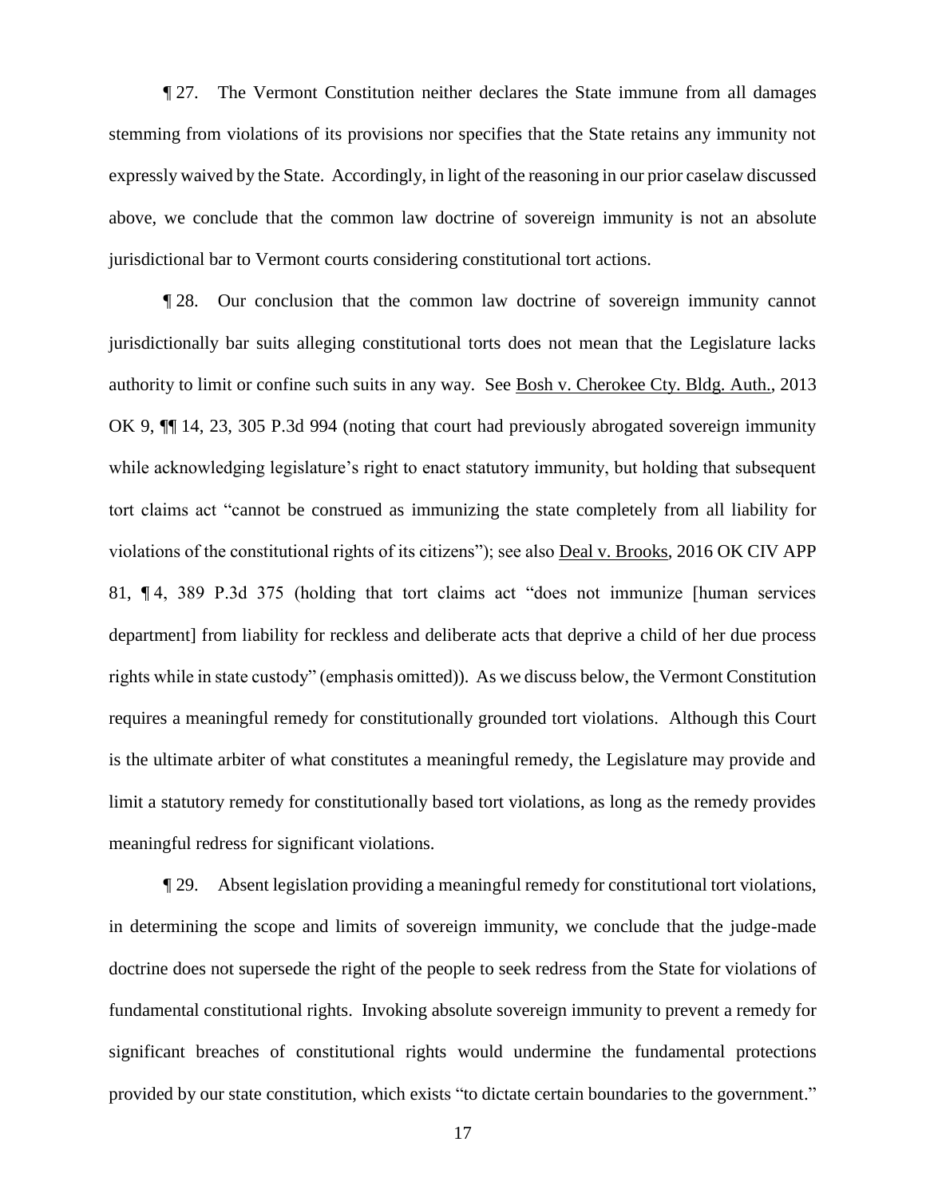¶ 27. The Vermont Constitution neither declares the State immune from all damages stemming from violations of its provisions nor specifies that the State retains any immunity not expressly waived by the State. Accordingly, in light of the reasoning in our prior caselaw discussed above, we conclude that the common law doctrine of sovereign immunity is not an absolute jurisdictional bar to Vermont courts considering constitutional tort actions.

¶ 28. Our conclusion that the common law doctrine of sovereign immunity cannot jurisdictionally bar suits alleging constitutional torts does not mean that the Legislature lacks authority to limit or confine such suits in any way. See Bosh v. Cherokee Cty. Bldg. Auth., 2013 OK 9, ¶¶ 14, 23, 305 P.3d 994 (noting that court had previously abrogated sovereign immunity while acknowledging legislature's right to enact statutory immunity, but holding that subsequent tort claims act "cannot be construed as immunizing the state completely from all liability for violations of the constitutional rights of its citizens"); see also Deal v. Brooks, 2016 OK CIV APP 81, ¶ 4, 389 P.3d 375 (holding that tort claims act "does not immunize [human services department] from liability for reckless and deliberate acts that deprive a child of her due process rights while in state custody" (emphasis omitted)). As we discuss below, the Vermont Constitution requires a meaningful remedy for constitutionally grounded tort violations. Although this Court is the ultimate arbiter of what constitutes a meaningful remedy, the Legislature may provide and limit a statutory remedy for constitutionally based tort violations, as long as the remedy provides meaningful redress for significant violations.

¶ 29. Absent legislation providing a meaningful remedy for constitutional tort violations, in determining the scope and limits of sovereign immunity, we conclude that the judge-made doctrine does not supersede the right of the people to seek redress from the State for violations of fundamental constitutional rights. Invoking absolute sovereign immunity to prevent a remedy for significant breaches of constitutional rights would undermine the fundamental protections provided by our state constitution, which exists "to dictate certain boundaries to the government."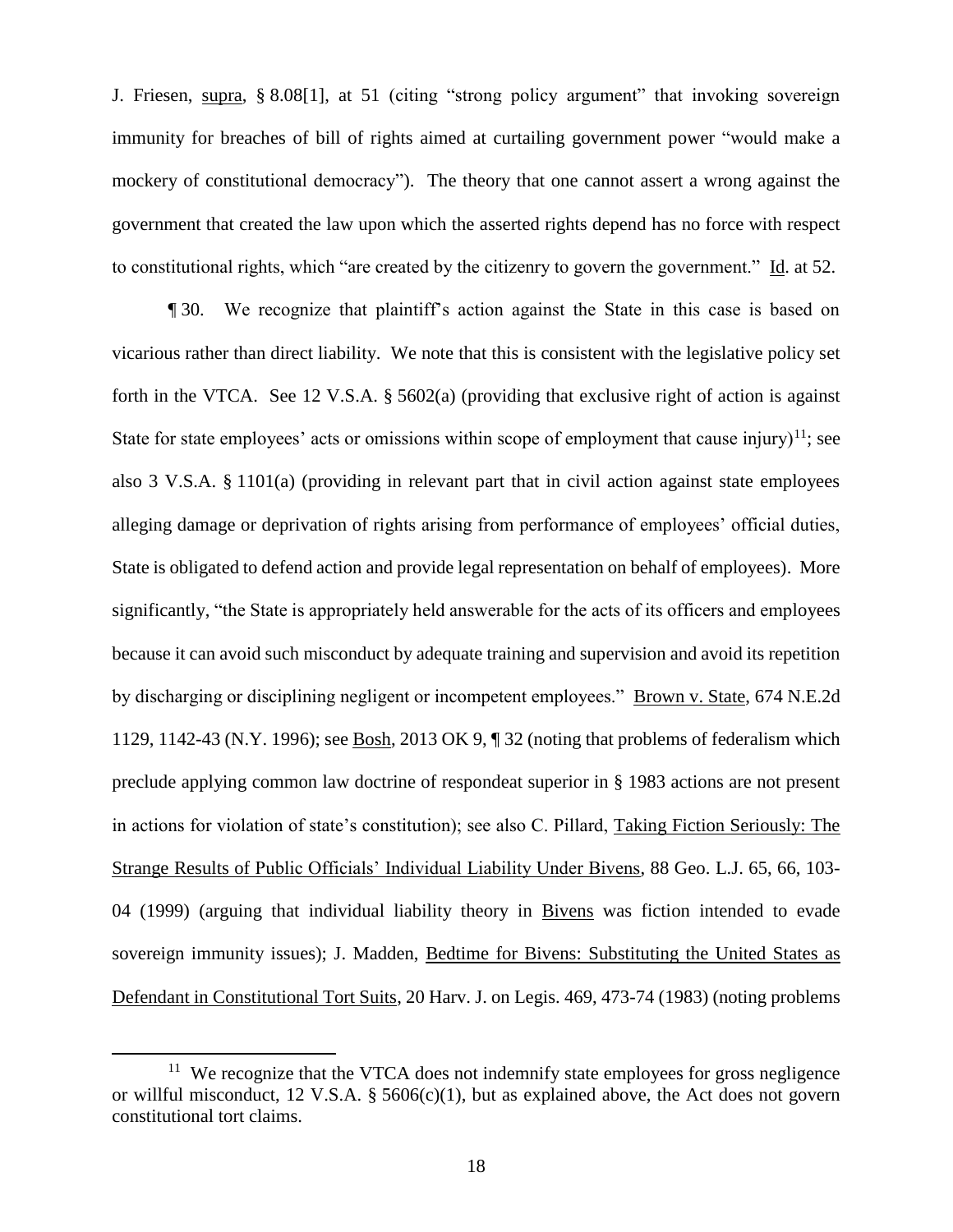J. Friesen, supra, § 8.08[1], at 51 (citing "strong policy argument" that invoking sovereign immunity for breaches of bill of rights aimed at curtailing government power "would make a mockery of constitutional democracy"). The theory that one cannot assert a wrong against the government that created the law upon which the asserted rights depend has no force with respect to constitutional rights, which "are created by the citizenry to govern the government." Id. at 52.

¶ 30. We recognize that plaintiff's action against the State in this case is based on vicarious rather than direct liability. We note that this is consistent with the legislative policy set forth in the VTCA. See 12 V.S.A. § 5602(a) (providing that exclusive right of action is against State for state employees' acts or omissions within scope of employment that cause injury)[11]; see also 3 V.S.A. § 1101(a) (providing in relevant part that in civil action against state employees alleging damage or deprivation of rights arising from performance of employees' official duties, State is obligated to defend action and provide legal representation on behalf of employees). More significantly, "the State is appropriately held answerable for the acts of its officers and employees because it can avoid such misconduct by adequate training and supervision and avoid its repetition by discharging or disciplining negligent or incompetent employees." Brown v. State, 674 N.E.2d 1129, 1142-43 (N.Y. 1996); see Bosh, 2013 OK 9, ¶ 32 (noting that problems of federalism which preclude applying common law doctrine of respondeat superior in § 1983 actions are not present in actions for violation of state's constitution); see also C. Pillard, Taking Fiction Seriously: The Strange Results of Public Officials' Individual Liability Under Bivens, 88 Geo. L.J. 65, 66, 103-04 (1999) (arguing that individual liability theory in Bivens was fiction intended to evade sovereign immunity issues); J. Madden, Bedtime for Bivens: Substituting the United States as Defendant in Constitutional Tort Suits, 20 Harv. J. on Legis. 469, 473-74 (1983) (noting problems

---

[11] We recognize that the VTCA does not indemnify state employees for gross negligence or willful misconduct, 12 V.S.A. § 5606(c)(1), but as explained above, the Act does not govern constitutional tort claims.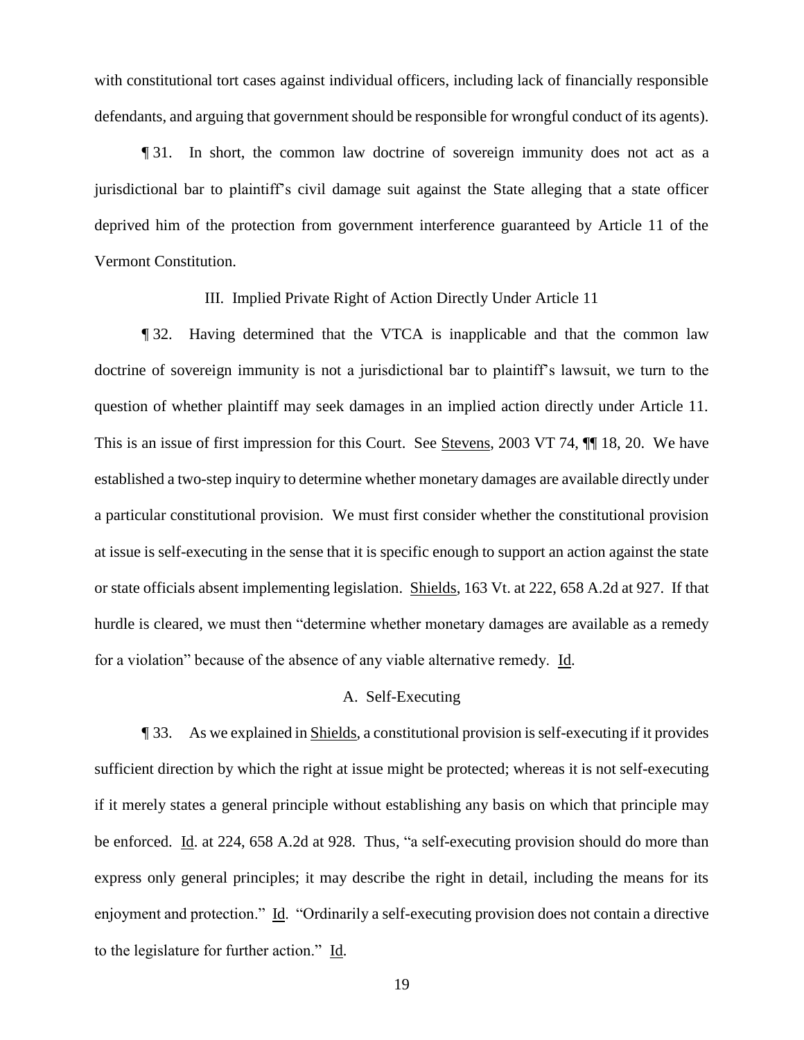with constitutional tort cases against individual officers, including lack of financially responsible defendants, and arguing that government should be responsible for wrongful conduct of its agents).

¶ 31. In short, the common law doctrine of sovereign immunity does not act as a jurisdictional bar to plaintiff's civil damage suit against the State alleging that a state officer deprived him of the protection from government interference guaranteed by Article 11 of the Vermont Constitution.

### III. Implied Private Right of Action Directly Under Article 11

¶ 32. Having determined that the VTCA is inapplicable and that the common law doctrine of sovereign immunity is not a jurisdictional bar to plaintiff's lawsuit, we turn to the question of whether plaintiff may seek damages in an implied action directly under Article 11. This is an issue of first impression for this Court. See Stevens, 2003 VT 74, ¶¶ 18, 20. We have established a two-step inquiry to determine whether monetary damages are available directly under a particular constitutional provision. We must first consider whether the constitutional provision at issue is self-executing in the sense that it is specific enough to support an action against the state or state officials absent implementing legislation. Shields, 163 Vt. at 222, 658 A.2d at 927. If that hurdle is cleared, we must then "determine whether monetary damages are available as a remedy for a violation" because of the absence of any viable alternative remedy. Id.

#### A. Self-Executing

¶ 33. As we explained in Shields, a constitutional provision is self-executing if it provides sufficient direction by which the right at issue might be protected; whereas it is not self-executing if it merely states a general principle without establishing any basis on which that principle may be enforced. Id. at 224, 658 A.2d at 928. Thus, "a self-executing provision should do more than express only general principles; it may describe the right in detail, including the means for its enjoyment and protection." Id. "Ordinarily a self-executing provision does not contain a directive to the legislature for further action." Id.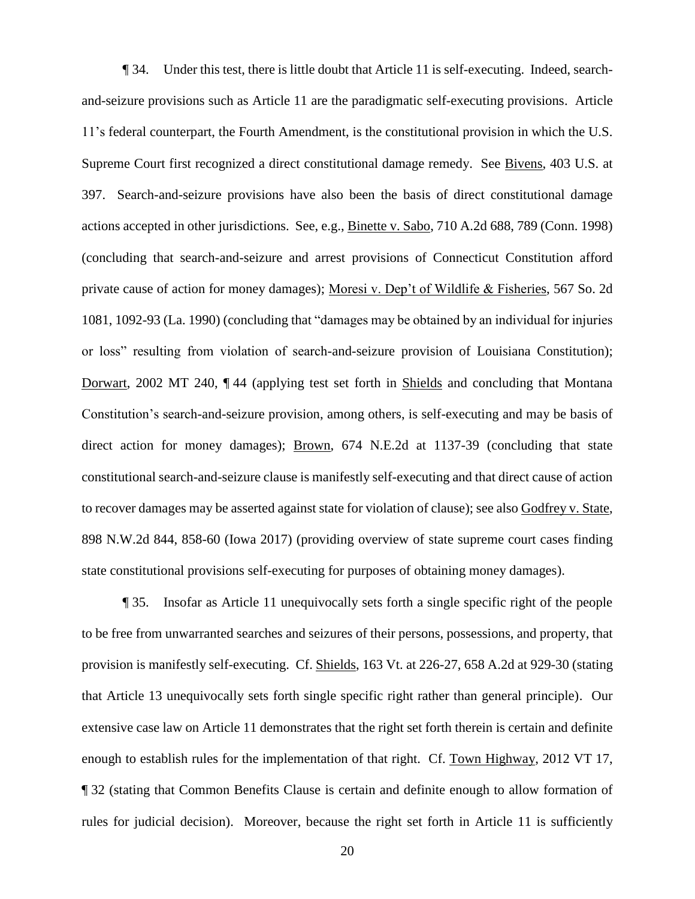¶ 34. Under this test, there is little doubt that Article 11 is self-executing. Indeed, search-and-seizure provisions such as Article 11 are the paradigmatic self-executing provisions. Article 11's federal counterpart, the Fourth Amendment, is the constitutional provision in which the U.S. Supreme Court first recognized a direct constitutional damage remedy. See Bivens, 403 U.S. at 397. Search-and-seizure provisions have also been the basis of direct constitutional damage actions accepted in other jurisdictions. See, e.g., Binette v. Sabo, 710 A.2d 688, 789 (Conn. 1998) (concluding that search-and-seizure and arrest provisions of Connecticut Constitution afford private cause of action for money damages); Moresi v. Dep't of Wildlife & Fisheries, 567 So. 2d 1081, 1092-93 (La. 1990) (concluding that "damages may be obtained by an individual for injuries or loss" resulting from violation of search-and-seizure provision of Louisiana Constitution); Dorwart, 2002 MT 240, ¶ 44 (applying test set forth in Shields and concluding that Montana Constitution's search-and-seizure provision, among others, is self-executing and may be basis of direct action for money damages); Brown, 674 N.E.2d at 1137-39 (concluding that state constitutional search-and-seizure clause is manifestly self-executing and that direct cause of action to recover damages may be asserted against state for violation of clause); see also Godfrey v. State, 898 N.W.2d 844, 858-60 (Iowa 2017) (providing overview of state supreme court cases finding state constitutional provisions self-executing for purposes of obtaining money damages).

¶ 35. Insofar as Article 11 unequivocally sets forth a single specific right of the people to be free from unwarranted searches and seizures of their persons, possessions, and property, that provision is manifestly self-executing. Cf. Shields, 163 Vt. at 226-27, 658 A.2d at 929-30 (stating that Article 13 unequivocally sets forth single specific right rather than general principle). Our extensive case law on Article 11 demonstrates that the right set forth therein is certain and definite enough to establish rules for the implementation of that right. Cf. Town Highway, 2012 VT 17, ¶ 32 (stating that Common Benefits Clause is certain and definite enough to allow formation of rules for judicial decision). Moreover, because the right set forth in Article 11 is sufficiently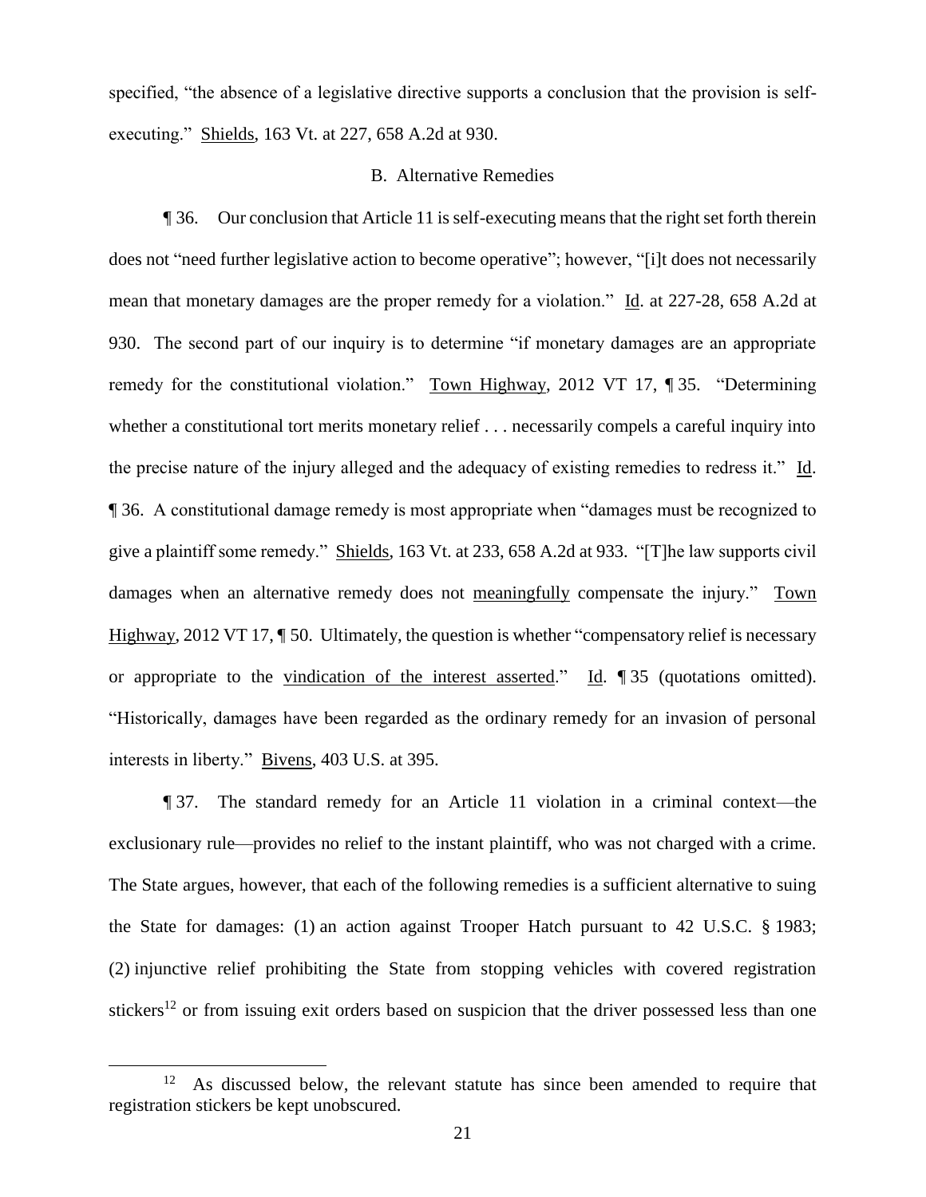specified, "the absence of a legislative directive supports a conclusion that the provision is self-executing." Shields, 163 Vt. at 227, 658 A.2d at 930.

B. Alternative Remedies

¶ 36. Our conclusion that Article 11 is self-executing means that the right set forth therein does not "need further legislative action to become operative"; however, "[i]t does not necessarily mean that monetary damages are the proper remedy for a violation." Id. at 227-28, 658 A.2d at 930. The second part of our inquiry is to determine "if monetary damages are an appropriate remedy for the constitutional violation." Town Highway, 2012 VT 17, ¶ 35. "Determining whether a constitutional tort merits monetary relief . . . necessarily compels a careful inquiry into the precise nature of the injury alleged and the adequacy of existing remedies to redress it." Id. ¶ 36. A constitutional damage remedy is most appropriate when "damages must be recognized to give a plaintiff some remedy." Shields, 163 Vt. at 233, 658 A.2d at 933. "[T]he law supports civil damages when an alternative remedy does not meaningfully compensate the injury." Town Highway, 2012 VT 17, ¶ 50. Ultimately, the question is whether "compensatory relief is necessary or appropriate to the vindication of the interest asserted." Id. ¶ 35 (quotations omitted). "Historically, damages have been regarded as the ordinary remedy for an invasion of personal interests in liberty." Bivens, 403 U.S. at 395.

¶ 37. The standard remedy for an Article 11 violation in a criminal context—the exclusionary rule—provides no relief to the instant plaintiff, who was not charged with a crime. The State argues, however, that each of the following remedies is a sufficient alternative to suing the State for damages: (1) an action against Trooper Hatch pursuant to 42 U.S.C. § 1983; (2) injunctive relief prohibiting the State from stopping vehicles with covered registration stickers[12] or from issuing exit orders based on suspicion that the driver possessed less than one

[12] As discussed below, the relevant statute has since been amended to require that registration stickers be kept unobscured.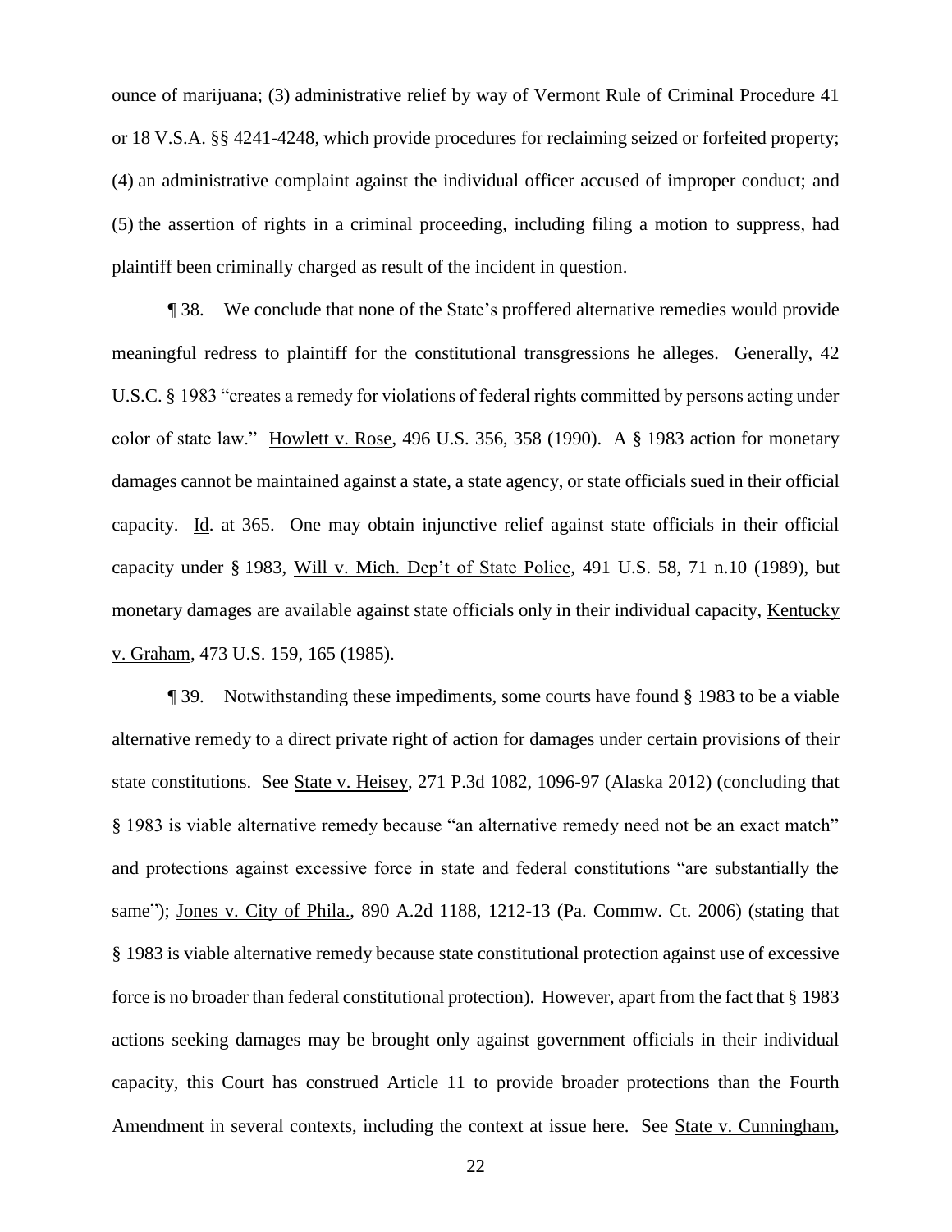ounce of marijuana; (3) administrative relief by way of Vermont Rule of Criminal Procedure 41 or 18 V.S.A. §§ 4241-4248, which provide procedures for reclaiming seized or forfeited property; (4) an administrative complaint against the individual officer accused of improper conduct; and (5) the assertion of rights in a criminal proceeding, including filing a motion to suppress, had plaintiff been criminally charged as result of the incident in question.

¶ 38. We conclude that none of the State's proffered alternative remedies would provide meaningful redress to plaintiff for the constitutional transgressions he alleges. Generally, 42 U.S.C. § 1983 "creates a remedy for violations of federal rights committed by persons acting under color of state law." Howlett v. Rose, 496 U.S. 356, 358 (1990). A § 1983 action for monetary damages cannot be maintained against a state, a state agency, or state officials sued in their official capacity. Id. at 365. One may obtain injunctive relief against state officials in their official capacity under § 1983, Will v. Mich. Dep't of State Police, 491 U.S. 58, 71 n.10 (1989), but monetary damages are available against state officials only in their individual capacity, Kentucky v. Graham, 473 U.S. 159, 165 (1985).

¶ 39. Notwithstanding these impediments, some courts have found § 1983 to be a viable alternative remedy to a direct private right of action for damages under certain provisions of their state constitutions. See State v. Heisey, 271 P.3d 1082, 1096-97 (Alaska 2012) (concluding that § 1983 is viable alternative remedy because "an alternative remedy need not be an exact match" and protections against excessive force in state and federal constitutions "are substantially the same"); Jones v. City of Phila., 890 A.2d 1188, 1212-13 (Pa. Commw. Ct. 2006) (stating that § 1983 is viable alternative remedy because state constitutional protection against use of excessive force is no broader than federal constitutional protection). However, apart from the fact that § 1983 actions seeking damages may be brought only against government officials in their individual capacity, this Court has construed Article 11 to provide broader protections than the Fourth Amendment in several contexts, including the context at issue here. See State v. Cunningham,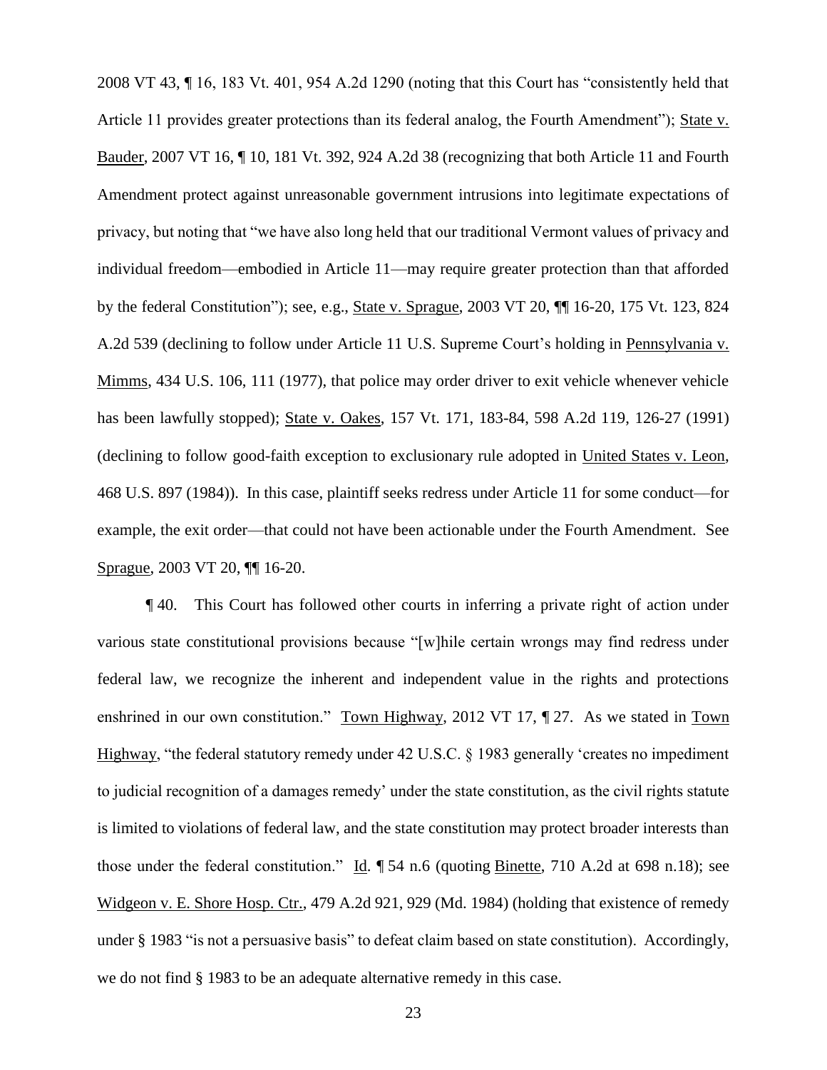2008 VT 43, ¶ 16, 183 Vt. 401, 954 A.2d 1290 (noting that this Court has "consistently held that Article 11 provides greater protections than its federal analog, the Fourth Amendment"); State v. Bauder, 2007 VT 16, ¶ 10, 181 Vt. 392, 924 A.2d 38 (recognizing that both Article 11 and Fourth Amendment protect against unreasonable government intrusions into legitimate expectations of privacy, but noting that "we have also long held that our traditional Vermont values of privacy and individual freedom—embodied in Article 11—may require greater protection than that afforded by the federal Constitution"); see, e.g., State v. Sprague, 2003 VT 20, ¶¶ 16-20, 175 Vt. 123, 824 A.2d 539 (declining to follow under Article 11 U.S. Supreme Court's holding in Pennsylvania v. Mimms, 434 U.S. 106, 111 (1977), that police may order driver to exit vehicle whenever vehicle has been lawfully stopped); State v. Oakes, 157 Vt. 171, 183-84, 598 A.2d 119, 126-27 (1991) (declining to follow good-faith exception to exclusionary rule adopted in United States v. Leon, 468 U.S. 897 (1984)). In this case, plaintiff seeks redress under Article 11 for some conduct—for example, the exit order—that could not have been actionable under the Fourth Amendment. See Sprague, 2003 VT 20, ¶¶ 16-20.

¶ 40. This Court has followed other courts in inferring a private right of action under various state constitutional provisions because "[w]hile certain wrongs may find redress under federal law, we recognize the inherent and independent value in the rights and protections enshrined in our own constitution." Town Highway, 2012 VT 17, ¶ 27. As we stated in Town Highway, "the federal statutory remedy under 42 U.S.C. § 1983 generally 'creates no impediment to judicial recognition of a damages remedy' under the state constitution, as the civil rights statute is limited to violations of federal law, and the state constitution may protect broader interests than those under the federal constitution." Id. ¶ 54 n.6 (quoting Binette, 710 A.2d at 698 n.18); see Widgeon v. E. Shore Hosp. Ctr., 479 A.2d 921, 929 (Md. 1984) (holding that existence of remedy under § 1983 "is not a persuasive basis" to defeat claim based on state constitution). Accordingly, we do not find § 1983 to be an adequate alternative remedy in this case.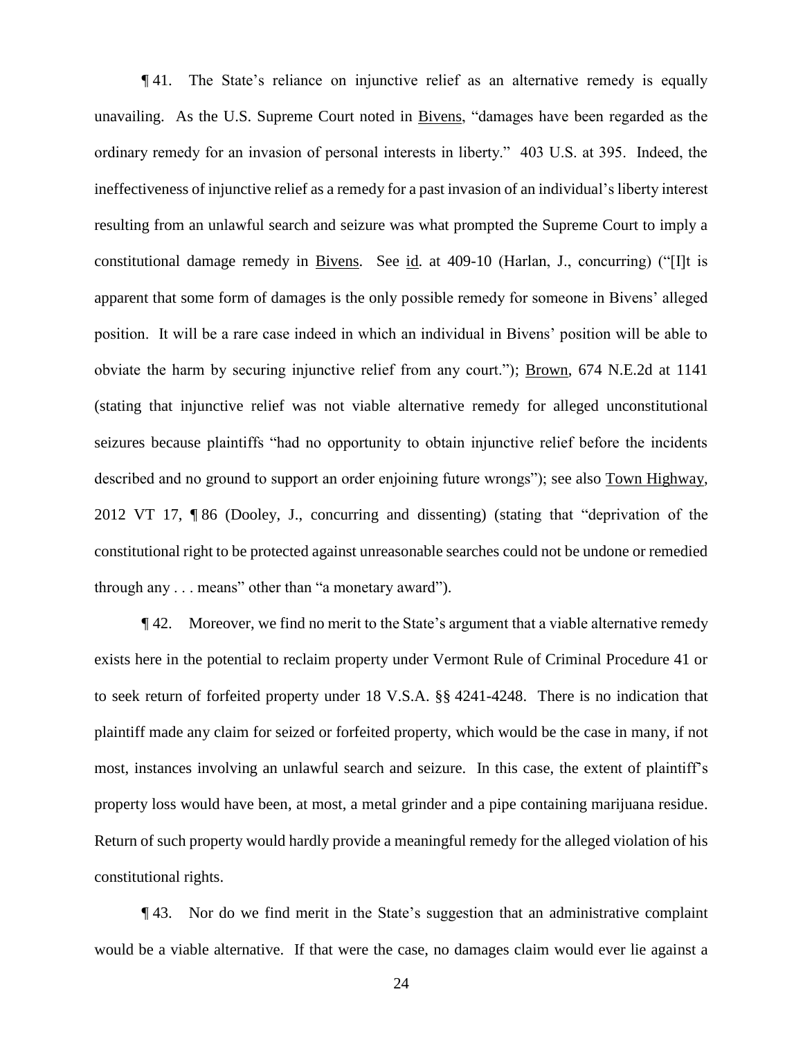¶ 41. The State's reliance on injunctive relief as an alternative remedy is equally unavailing. As the U.S. Supreme Court noted in Bivens, "damages have been regarded as the ordinary remedy for an invasion of personal interests in liberty." 403 U.S. at 395. Indeed, the ineffectiveness of injunctive relief as a remedy for a past invasion of an individual's liberty interest resulting from an unlawful search and seizure was what prompted the Supreme Court to imply a constitutional damage remedy in Bivens. See id. at 409-10 (Harlan, J., concurring) ("[I]t is apparent that some form of damages is the only possible remedy for someone in Bivens' alleged position. It will be a rare case indeed in which an individual in Bivens' position will be able to obviate the harm by securing injunctive relief from any court."); Brown, 674 N.E.2d at 1141 (stating that injunctive relief was not viable alternative remedy for alleged unconstitutional seizures because plaintiffs "had no opportunity to obtain injunctive relief before the incidents described and no ground to support an order enjoining future wrongs"); see also Town Highway, 2012 VT 17, ¶ 86 (Dooley, J., concurring and dissenting) (stating that "deprivation of the constitutional right to be protected against unreasonable searches could not be undone or remedied through any . . . means" other than "a monetary award").

¶ 42. Moreover, we find no merit to the State's argument that a viable alternative remedy exists here in the potential to reclaim property under Vermont Rule of Criminal Procedure 41 or to seek return of forfeited property under 18 V.S.A. §§ 4241-4248. There is no indication that plaintiff made any claim for seized or forfeited property, which would be the case in many, if not most, instances involving an unlawful search and seizure. In this case, the extent of plaintiff's property loss would have been, at most, a metal grinder and a pipe containing marijuana residue. Return of such property would hardly provide a meaningful remedy for the alleged violation of his constitutional rights.

¶ 43. Nor do we find merit in the State's suggestion that an administrative complaint would be a viable alternative. If that were the case, no damages claim would ever lie against a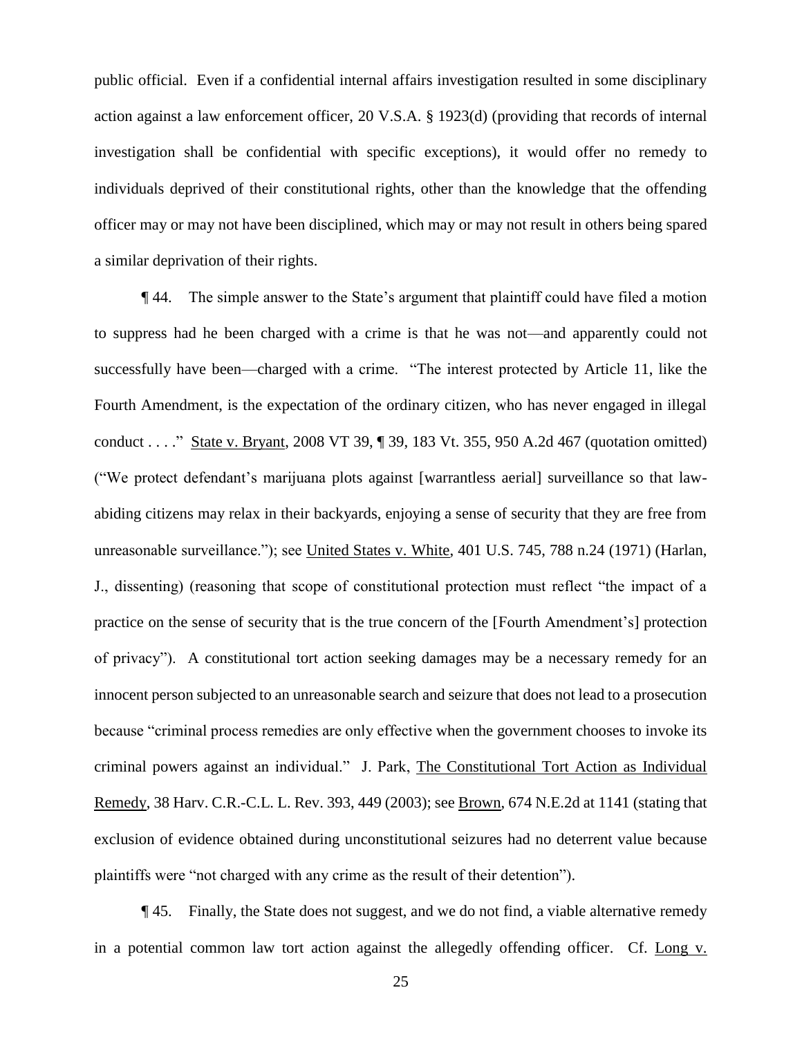public official. Even if a confidential internal affairs investigation resulted in some disciplinary action against a law enforcement officer, 20 V.S.A. § 1923(d) (providing that records of internal investigation shall be confidential with specific exceptions), it would offer no remedy to individuals deprived of their constitutional rights, other than the knowledge that the offending officer may or may not have been disciplined, which may or may not result in others being spared a similar deprivation of their rights.

¶ 44. The simple answer to the State's argument that plaintiff could have filed a motion to suppress had he been charged with a crime is that he was not—and apparently could not successfully have been—charged with a crime. "The interest protected by Article 11, like the Fourth Amendment, is the expectation of the ordinary citizen, who has never engaged in illegal conduct . . . ." State v. Bryant, 2008 VT 39, ¶ 39, 183 Vt. 355, 950 A.2d 467 (quotation omitted) ("We protect defendant's marijuana plots against [warrantless aerial] surveillance so that law-abiding citizens may relax in their backyards, enjoying a sense of security that they are free from unreasonable surveillance."); see United States v. White, 401 U.S. 745, 788 n.24 (1971) (Harlan, J., dissenting) (reasoning that scope of constitutional protection must reflect "the impact of a practice on the sense of security that is the true concern of the [Fourth Amendment's] protection of privacy"). A constitutional tort action seeking damages may be a necessary remedy for an innocent person subjected to an unreasonable search and seizure that does not lead to a prosecution because "criminal process remedies are only effective when the government chooses to invoke its criminal powers against an individual." J. Park, The Constitutional Tort Action as Individual Remedy, 38 Harv. C.R.-C.L. L. Rev. 393, 449 (2003); see Brown, 674 N.E.2d at 1141 (stating that exclusion of evidence obtained during unconstitutional seizures had no deterrent value because plaintiffs were "not charged with any crime as the result of their detention").

¶ 45. Finally, the State does not suggest, and we do not find, a viable alternative remedy in a potential common law tort action against the allegedly offending officer. Cf. Long v.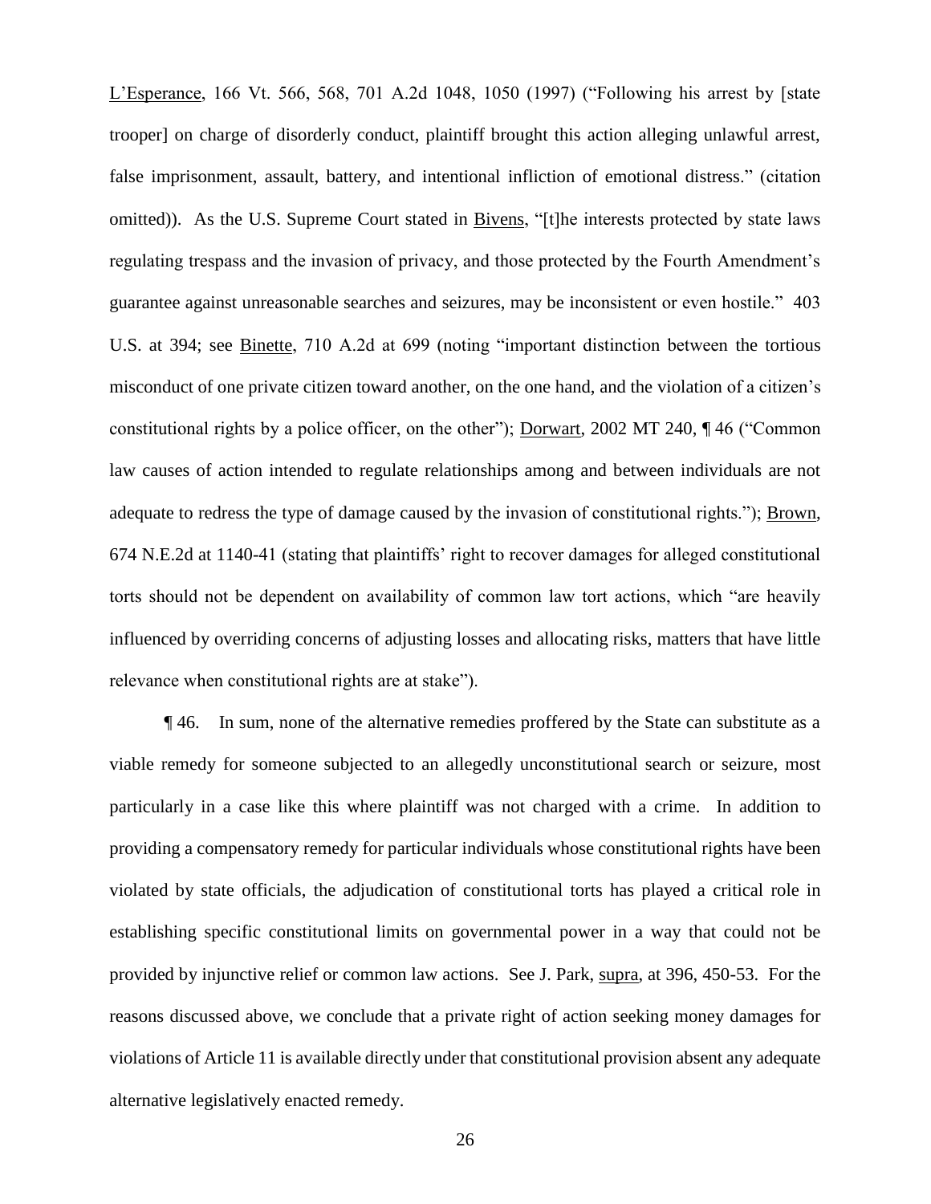L'Esperance, 166 Vt. 566, 568, 701 A.2d 1048, 1050 (1997) ("Following his arrest by [state trooper] on charge of disorderly conduct, plaintiff brought this action alleging unlawful arrest, false imprisonment, assault, battery, and intentional infliction of emotional distress." (citation omitted)). As the U.S. Supreme Court stated in Bivens, "[t]he interests protected by state laws regulating trespass and the invasion of privacy, and those protected by the Fourth Amendment's guarantee against unreasonable searches and seizures, may be inconsistent or even hostile." 403 U.S. at 394; see Binette, 710 A.2d at 699 (noting "important distinction between the tortious misconduct of one private citizen toward another, on the one hand, and the violation of a citizen's constitutional rights by a police officer, on the other"); Dorwart, 2002 MT 240, ¶ 46 ("Common law causes of action intended to regulate relationships among and between individuals are not adequate to redress the type of damage caused by the invasion of constitutional rights."); Brown, 674 N.E.2d at 1140-41 (stating that plaintiffs' right to recover damages for alleged constitutional torts should not be dependent on availability of common law tort actions, which "are heavily influenced by overriding concerns of adjusting losses and allocating risks, matters that have little relevance when constitutional rights are at stake").

¶ 46. In sum, none of the alternative remedies proffered by the State can substitute as a viable remedy for someone subjected to an allegedly unconstitutional search or seizure, most particularly in a case like this where plaintiff was not charged with a crime. In addition to providing a compensatory remedy for particular individuals whose constitutional rights have been violated by state officials, the adjudication of constitutional torts has played a critical role in establishing specific constitutional limits on governmental power in a way that could not be provided by injunctive relief or common law actions. See J. Park, supra, at 396, 450-53. For the reasons discussed above, we conclude that a private right of action seeking money damages for violations of Article 11 is available directly under that constitutional provision absent any adequate alternative legislatively enacted remedy.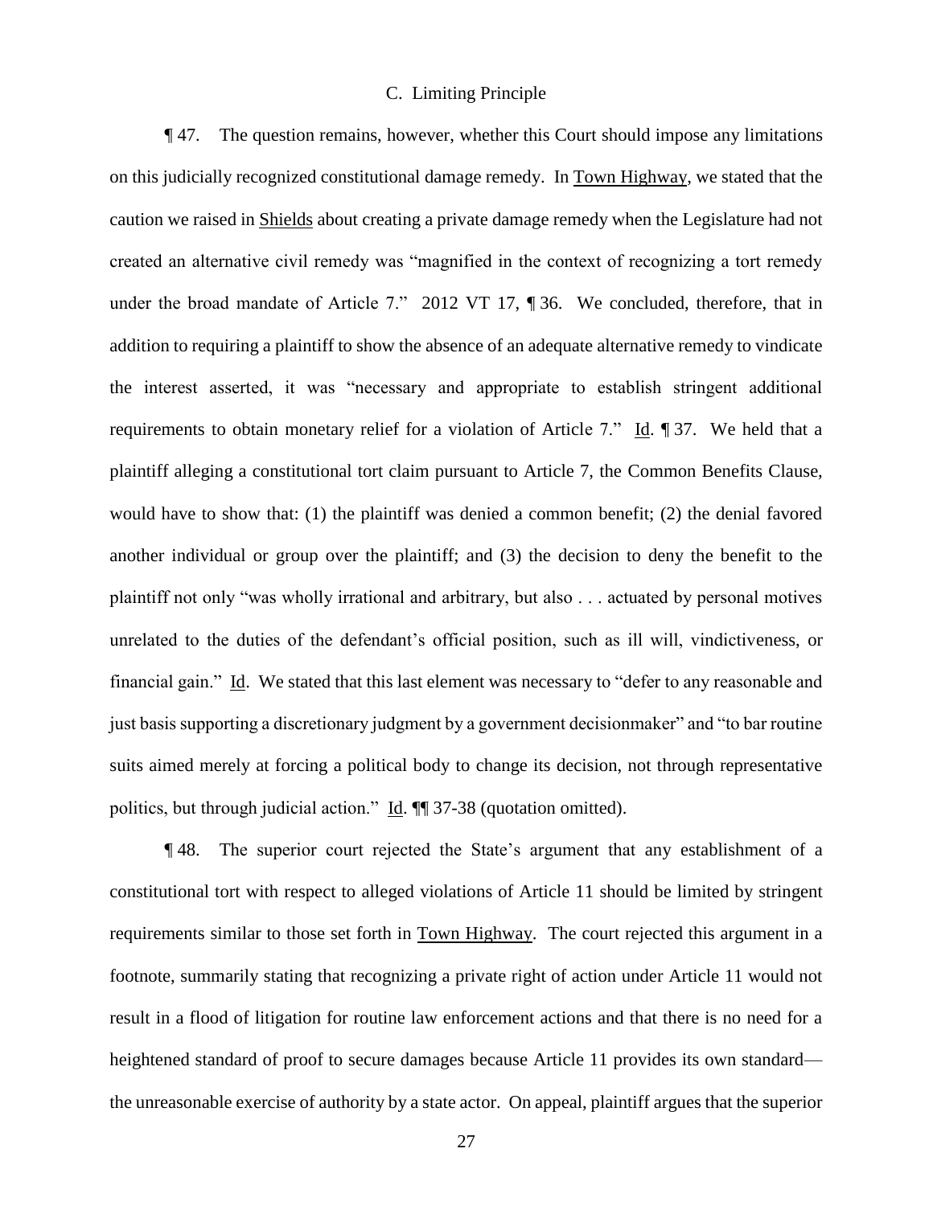### C. Limiting Principle

¶ 47. The question remains, however, whether this Court should impose any limitations on this judicially recognized constitutional damage remedy. In Town Highway, we stated that the caution we raised in Shields about creating a private damage remedy when the Legislature had not created an alternative civil remedy was "magnified in the context of recognizing a tort remedy under the broad mandate of Article 7." 2012 VT 17, ¶ 36. We concluded, therefore, that in addition to requiring a plaintiff to show the absence of an adequate alternative remedy to vindicate the interest asserted, it was "necessary and appropriate to establish stringent additional requirements to obtain monetary relief for a violation of Article 7." Id. ¶ 37. We held that a plaintiff alleging a constitutional tort claim pursuant to Article 7, the Common Benefits Clause, would have to show that: (1) the plaintiff was denied a common benefit; (2) the denial favored another individual or group over the plaintiff; and (3) the decision to deny the benefit to the plaintiff not only "was wholly irrational and arbitrary, but also . . . actuated by personal motives unrelated to the duties of the defendant's official position, such as ill will, vindictiveness, or financial gain." Id. We stated that this last element was necessary to "defer to any reasonable and just basis supporting a discretionary judgment by a government decisionmaker" and "to bar routine suits aimed merely at forcing a political body to change its decision, not through representative politics, but through judicial action." Id. ¶¶ 37-38 (quotation omitted).

¶ 48. The superior court rejected the State's argument that any establishment of a constitutional tort with respect to alleged violations of Article 11 should be limited by stringent requirements similar to those set forth in Town Highway. The court rejected this argument in a footnote, summarily stating that recognizing a private right of action under Article 11 would not result in a flood of litigation for routine law enforcement actions and that there is no need for a heightened standard of proof to secure damages because Article 11 provides its own standard—the unreasonable exercise of authority by a state actor. On appeal, plaintiff argues that the superior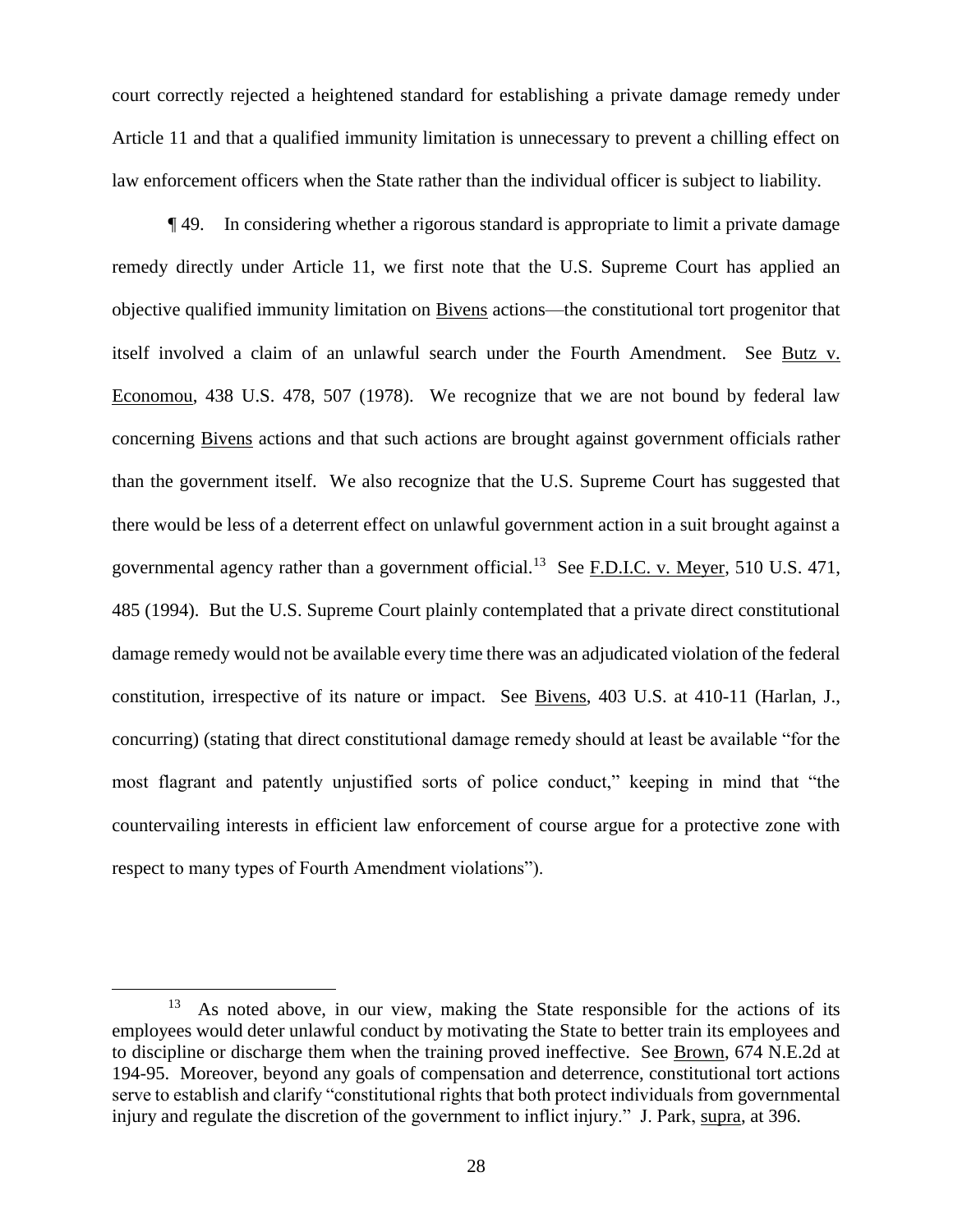court correctly rejected a heightened standard for establishing a private damage remedy under Article 11 and that a qualified immunity limitation is unnecessary to prevent a chilling effect on law enforcement officers when the State rather than the individual officer is subject to liability.

¶ 49. In considering whether a rigorous standard is appropriate to limit a private damage remedy directly under Article 11, we first note that the U.S. Supreme Court has applied an objective qualified immunity limitation on Bivens actions—the constitutional tort progenitor that itself involved a claim of an unlawful search under the Fourth Amendment. See Butz v. Economou, 438 U.S. 478, 507 (1978). We recognize that we are not bound by federal law concerning Bivens actions and that such actions are brought against government officials rather than the government itself. We also recognize that the U.S. Supreme Court has suggested that there would be less of a deterrent effect on unlawful government action in a suit brought against a governmental agency rather than a government official.[13] See F.D.I.C. v. Meyer, 510 U.S. 471, 485 (1994). But the U.S. Supreme Court plainly contemplated that a private direct constitutional damage remedy would not be available every time there was an adjudicated violation of the federal constitution, irrespective of its nature or impact. See Bivens, 403 U.S. at 410-11 (Harlan, J., concurring) (stating that direct constitutional damage remedy should at least be available "for the most flagrant and patently unjustified sorts of police conduct," keeping in mind that "the countervailing interests in efficient law enforcement of course argue for a protective zone with respect to many types of Fourth Amendment violations").

[13] As noted above, in our view, making the State responsible for the actions of its employees would deter unlawful conduct by motivating the State to better train its employees and to discipline or discharge them when the training proved ineffective. See Brown, 674 N.E.2d at 194-95. Moreover, beyond any goals of compensation and deterrence, constitutional tort actions serve to establish and clarify "constitutional rights that both protect individuals from governmental injury and regulate the discretion of the government to inflict injury." J. Park, supra, at 396.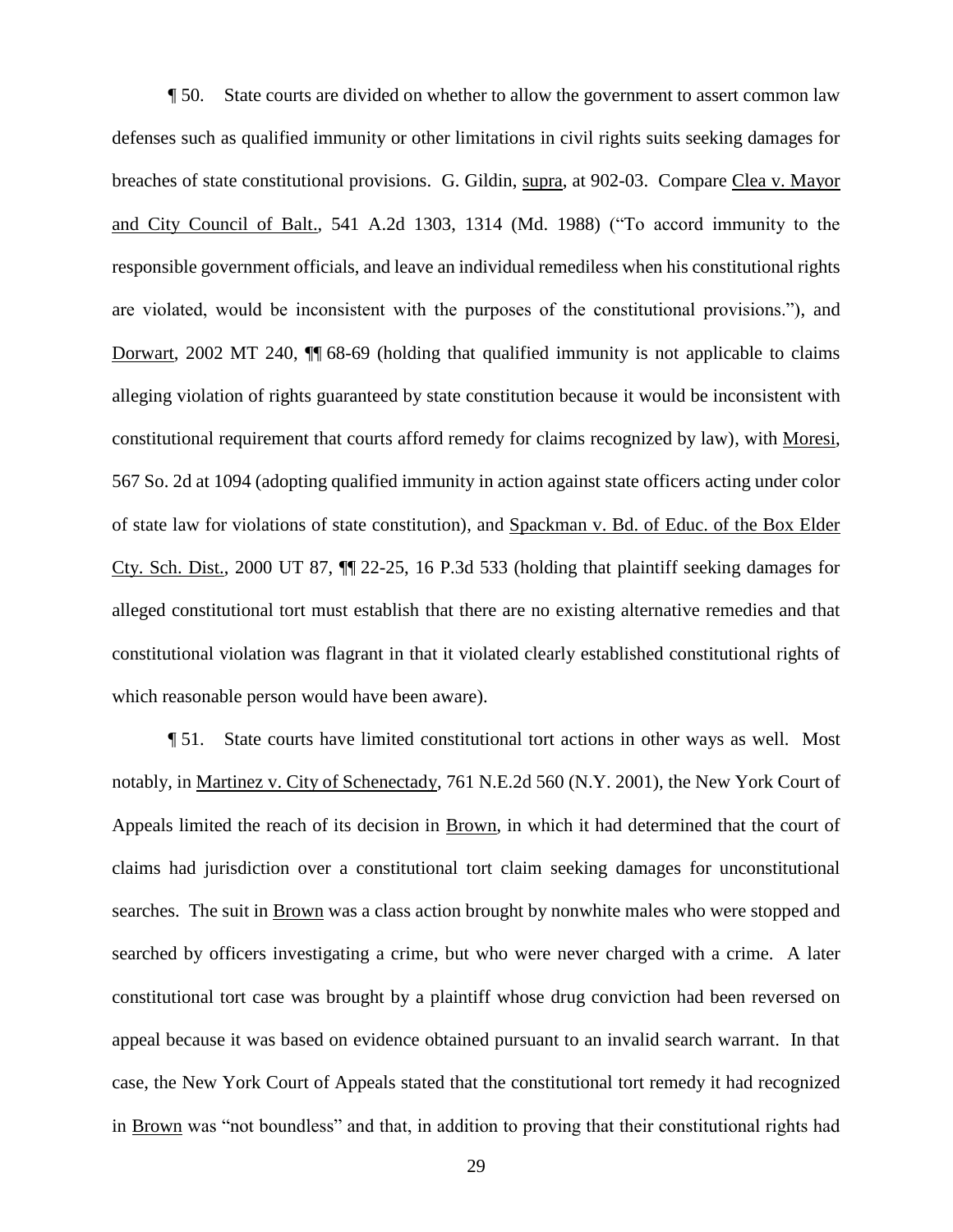¶ 50. State courts are divided on whether to allow the government to assert common law defenses such as qualified immunity or other limitations in civil rights suits seeking damages for breaches of state constitutional provisions. G. Gildin, supra, at 902-03. Compare Clea v. Mayor and City Council of Balt., 541 A.2d 1303, 1314 (Md. 1988) ("To accord immunity to the responsible government officials, and leave an individual remediless when his constitutional rights are violated, would be inconsistent with the purposes of the constitutional provisions."), and Dorwart, 2002 MT 240, ¶¶ 68-69 (holding that qualified immunity is not applicable to claims alleging violation of rights guaranteed by state constitution because it would be inconsistent with constitutional requirement that courts afford remedy for claims recognized by law), with Moresi, 567 So. 2d at 1094 (adopting qualified immunity in action against state officers acting under color of state law for violations of state constitution), and Spackman v. Bd. of Educ. of the Box Elder Cty. Sch. Dist., 2000 UT 87, ¶¶ 22-25, 16 P.3d 533 (holding that plaintiff seeking damages for alleged constitutional tort must establish that there are no existing alternative remedies and that constitutional violation was flagrant in that it violated clearly established constitutional rights of which reasonable person would have been aware).

¶ 51. State courts have limited constitutional tort actions in other ways as well. Most notably, in Martinez v. City of Schenectady, 761 N.E.2d 560 (N.Y. 2001), the New York Court of Appeals limited the reach of its decision in Brown, in which it had determined that the court of claims had jurisdiction over a constitutional tort claim seeking damages for unconstitutional searches. The suit in Brown was a class action brought by nonwhite males who were stopped and searched by officers investigating a crime, but who were never charged with a crime. A later constitutional tort case was brought by a plaintiff whose drug conviction had been reversed on appeal because it was based on evidence obtained pursuant to an invalid search warrant. In that case, the New York Court of Appeals stated that the constitutional tort remedy it had recognized in Brown was "not boundless" and that, in addition to proving that their constitutional rights had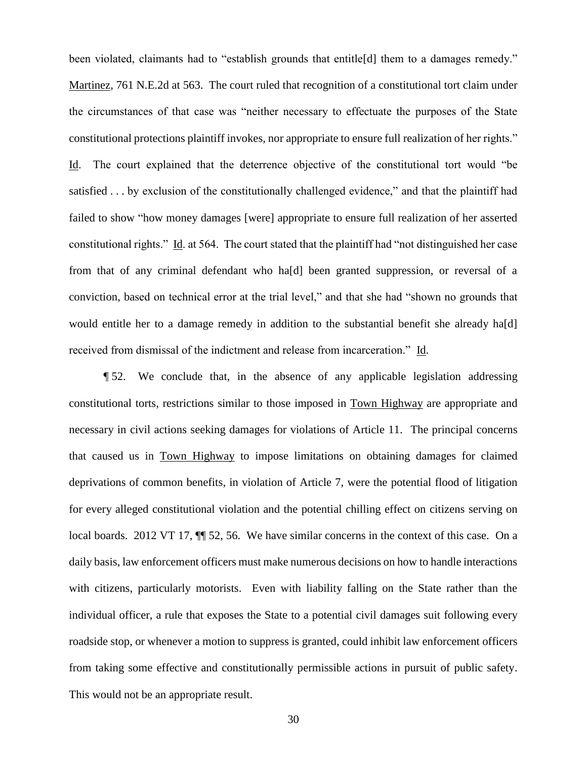been violated, claimants had to "establish grounds that entitle[d] them to a damages remedy." Martinez, 761 N.E.2d at 563. The court ruled that recognition of a constitutional tort claim under the circumstances of that case was "neither necessary to effectuate the purposes of the State constitutional protections plaintiff invokes, nor appropriate to ensure full realization of her rights." Id. The court explained that the deterrence objective of the constitutional tort would "be satisfied . . . by exclusion of the constitutionally challenged evidence," and that the plaintiff had failed to show "how money damages [were] appropriate to ensure full realization of her asserted constitutional rights." Id. at 564. The court stated that the plaintiff had "not distinguished her case from that of any criminal defendant who ha[d] been granted suppression, or reversal of a conviction, based on technical error at the trial level," and that she had "shown no grounds that would entitle her to a damage remedy in addition to the substantial benefit she already ha[d] received from dismissal of the indictment and release from incarceration." Id.

¶ 52. We conclude that, in the absence of any applicable legislation addressing constitutional torts, restrictions similar to those imposed in Town Highway are appropriate and necessary in civil actions seeking damages for violations of Article 11. The principal concerns that caused us in Town Highway to impose limitations on obtaining damages for claimed deprivations of common benefits, in violation of Article 7, were the potential flood of litigation for every alleged constitutional violation and the potential chilling effect on citizens serving on local boards. 2012 VT 17, ¶¶ 52, 56. We have similar concerns in the context of this case. On a daily basis, law enforcement officers must make numerous decisions on how to handle interactions with citizens, particularly motorists. Even with liability falling on the State rather than the individual officer, a rule that exposes the State to a potential civil damages suit following every roadside stop, or whenever a motion to suppress is granted, could inhibit law enforcement officers from taking some effective and constitutionally permissible actions in pursuit of public safety. This would not be an appropriate result.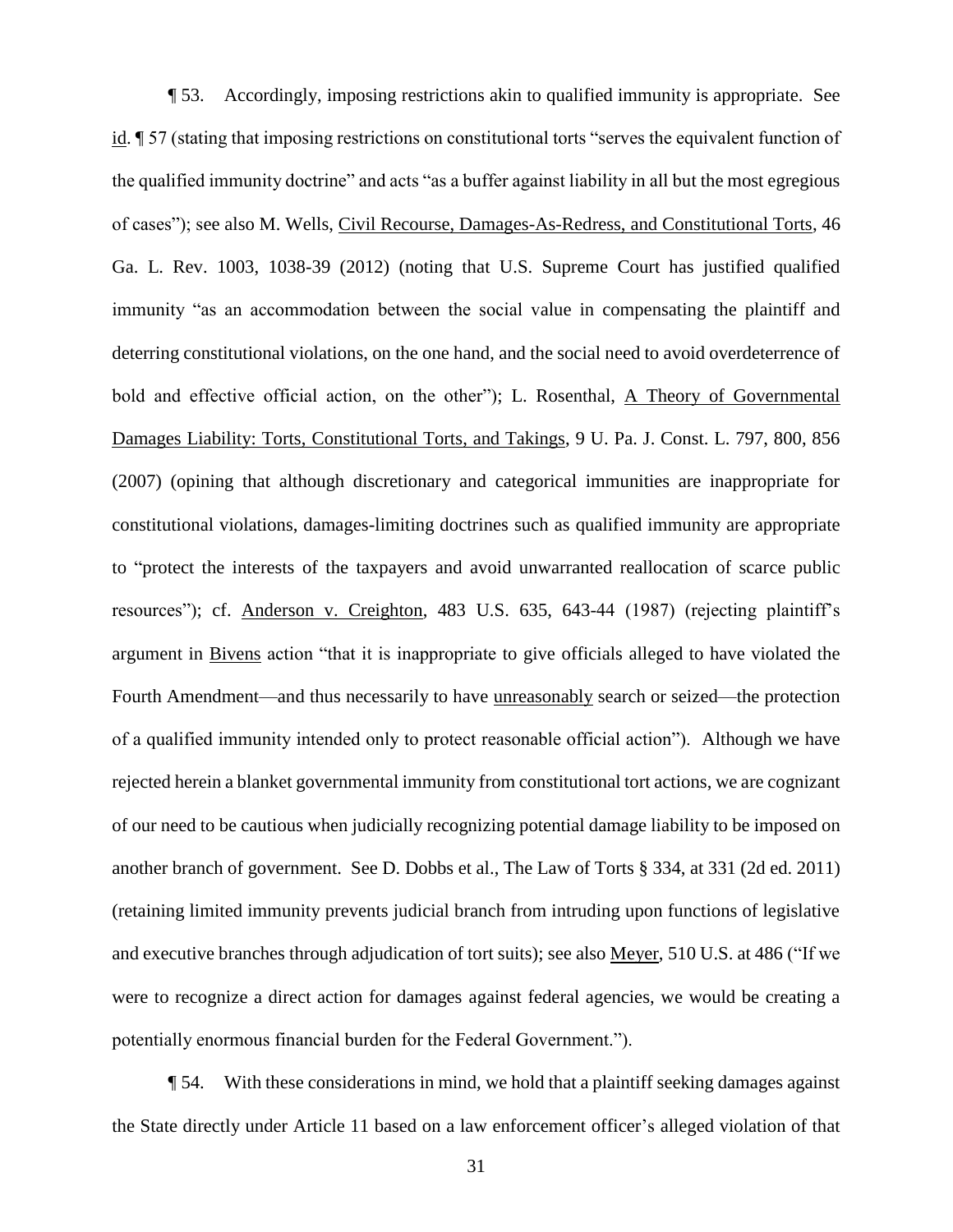¶ 53. Accordingly, imposing restrictions akin to qualified immunity is appropriate. See id. ¶ 57 (stating that imposing restrictions on constitutional torts "serves the equivalent function of the qualified immunity doctrine" and acts "as a buffer against liability in all but the most egregious of cases"); see also M. Wells, Civil Recourse, Damages-As-Redress, and Constitutional Torts, 46 Ga. L. Rev. 1003, 1038-39 (2012) (noting that U.S. Supreme Court has justified qualified immunity "as an accommodation between the social value in compensating the plaintiff and deterring constitutional violations, on the one hand, and the social need to avoid overdeterrence of bold and effective official action, on the other"); L. Rosenthal, A Theory of Governmental Damages Liability: Torts, Constitutional Torts, and Takings, 9 U. Pa. J. Const. L. 797, 800, 856 (2007) (opining that although discretionary and categorical immunities are inappropriate for constitutional violations, damages-limiting doctrines such as qualified immunity are appropriate to "protect the interests of the taxpayers and avoid unwarranted reallocation of scarce public resources"); cf. Anderson v. Creighton, 483 U.S. 635, 643-44 (1987) (rejecting plaintiff's argument in Bivens action "that it is inappropriate to give officials alleged to have violated the Fourth Amendment—and thus necessarily to have unreasonably search or seized—the protection of a qualified immunity intended only to protect reasonable official action"). Although we have rejected herein a blanket governmental immunity from constitutional tort actions, we are cognizant of our need to be cautious when judicially recognizing potential damage liability to be imposed on another branch of government. See D. Dobbs et al., The Law of Torts § 334, at 331 (2d ed. 2011) (retaining limited immunity prevents judicial branch from intruding upon functions of legislative and executive branches through adjudication of tort suits); see also Meyer, 510 U.S. at 486 ("If we were to recognize a direct action for damages against federal agencies, we would be creating a potentially enormous financial burden for the Federal Government.").

¶ 54. With these considerations in mind, we hold that a plaintiff seeking damages against the State directly under Article 11 based on a law enforcement officer's alleged violation of that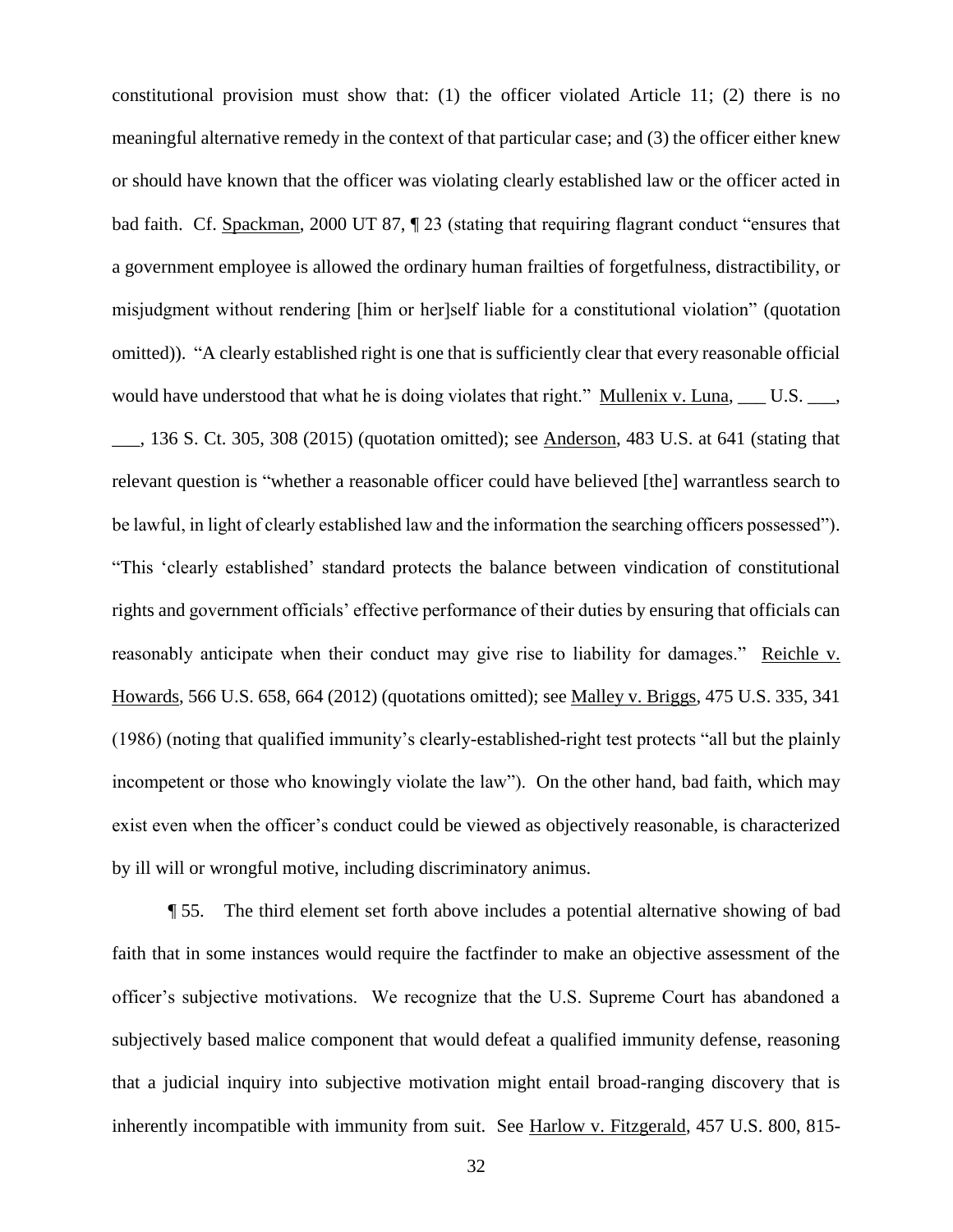constitutional provision must show that: (1) the officer violated Article 11; (2) there is no meaningful alternative remedy in the context of that particular case; and (3) the officer either knew or should have known that the officer was violating clearly established law or the officer acted in bad faith. Cf. Spackman, 2000 UT 87, ¶ 23 (stating that requiring flagrant conduct "ensures that a government employee is allowed the ordinary human frailties of forgetfulness, distractibility, or misjudgment without rendering [him or her]self liable for a constitutional violation" (quotation omitted)). "A clearly established right is one that is sufficiently clear that every reasonable official would have understood that what he is doing violates that right." Mullenix v. Luna, ___ U.S. ___, ___, 136 S. Ct. 305, 308 (2015) (quotation omitted); see Anderson, 483 U.S. at 641 (stating that relevant question is "whether a reasonable officer could have believed [the] warrantless search to be lawful, in light of clearly established law and the information the searching officers possessed"). "This 'clearly established' standard protects the balance between vindication of constitutional rights and government officials' effective performance of their duties by ensuring that officials can reasonably anticipate when their conduct may give rise to liability for damages." Reichle v. Howards, 566 U.S. 658, 664 (2012) (quotations omitted); see Malley v. Briggs, 475 U.S. 335, 341 (1986) (noting that qualified immunity's clearly-established-right test protects "all but the plainly incompetent or those who knowingly violate the law"). On the other hand, bad faith, which may exist even when the officer's conduct could be viewed as objectively reasonable, is characterized by ill will or wrongful motive, including discriminatory animus.

¶ 55. The third element set forth above includes a potential alternative showing of bad faith that in some instances would require the factfinder to make an objective assessment of the officer's subjective motivations. We recognize that the U.S. Supreme Court has abandoned a subjectively based malice component that would defeat a qualified immunity defense, reasoning that a judicial inquiry into subjective motivation might entail broad-ranging discovery that is inherently incompatible with immunity from suit. See Harlow v. Fitzgerald, 457 U.S. 800, 815-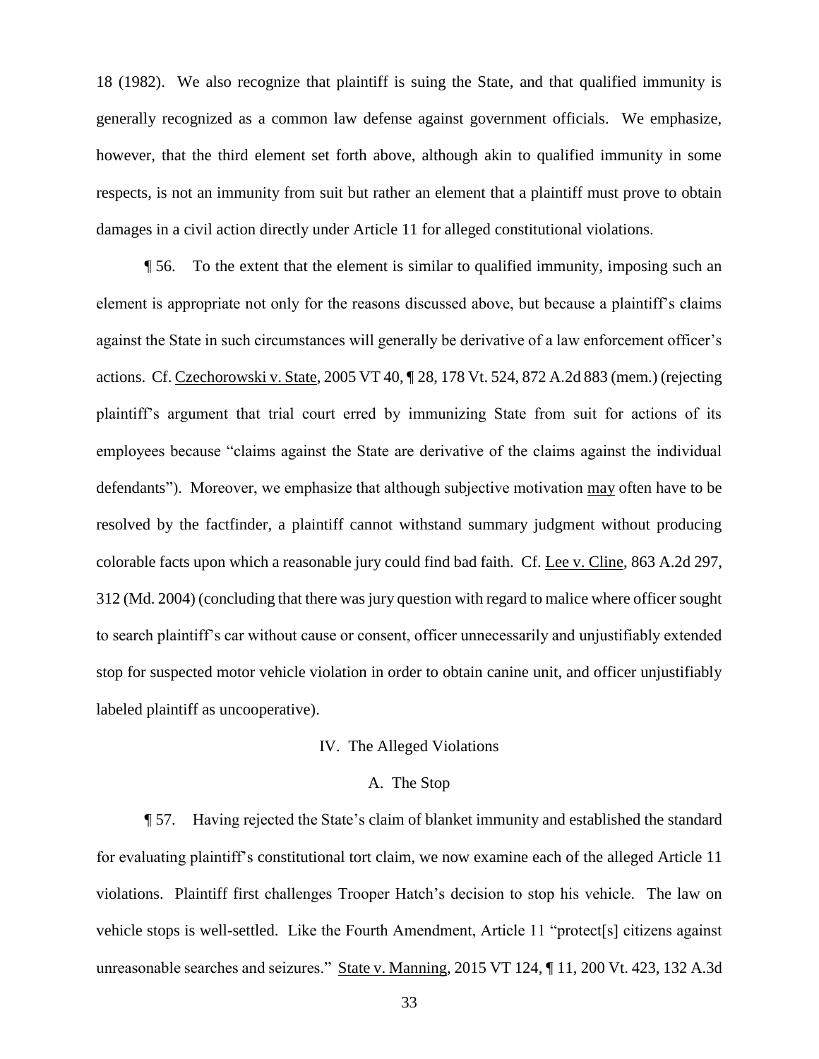18 (1982). We also recognize that plaintiff is suing the State, and that qualified immunity is generally recognized as a common law defense against government officials. We emphasize, however, that the third element set forth above, although akin to qualified immunity in some respects, is not an immunity from suit but rather an element that a plaintiff must prove to obtain damages in a civil action directly under Article 11 for alleged constitutional violations.

¶ 56. To the extent that the element is similar to qualified immunity, imposing such an element is appropriate not only for the reasons discussed above, but because a plaintiff's claims against the State in such circumstances will generally be derivative of a law enforcement officer's actions. Cf. Czechorowski v. State, 2005 VT 40, ¶ 28, 178 Vt. 524, 872 A.2d 883 (mem.) (rejecting plaintiff's argument that trial court erred by immunizing State from suit for actions of its employees because "claims against the State are derivative of the claims against the individual defendants"). Moreover, we emphasize that although subjective motivation may often have to be resolved by the factfinder, a plaintiff cannot withstand summary judgment without producing colorable facts upon which a reasonable jury could find bad faith. Cf. Lee v. Cline, 863 A.2d 297, 312 (Md. 2004) (concluding that there was jury question with regard to malice where officer sought to search plaintiff's car without cause or consent, officer unnecessarily and unjustifiably extended stop for suspected motor vehicle violation in order to obtain canine unit, and officer unjustifiably labeled plaintiff as uncooperative).

## IV. The Alleged Violations

### A. The Stop

¶ 57. Having rejected the State's claim of blanket immunity and established the standard for evaluating plaintiff's constitutional tort claim, we now examine each of the alleged Article 11 violations. Plaintiff first challenges Trooper Hatch's decision to stop his vehicle. The law on vehicle stops is well-settled. Like the Fourth Amendment, Article 11 "protect[s] citizens against unreasonable searches and seizures." State v. Manning, 2015 VT 124, ¶ 11, 200 Vt. 423, 132 A.3d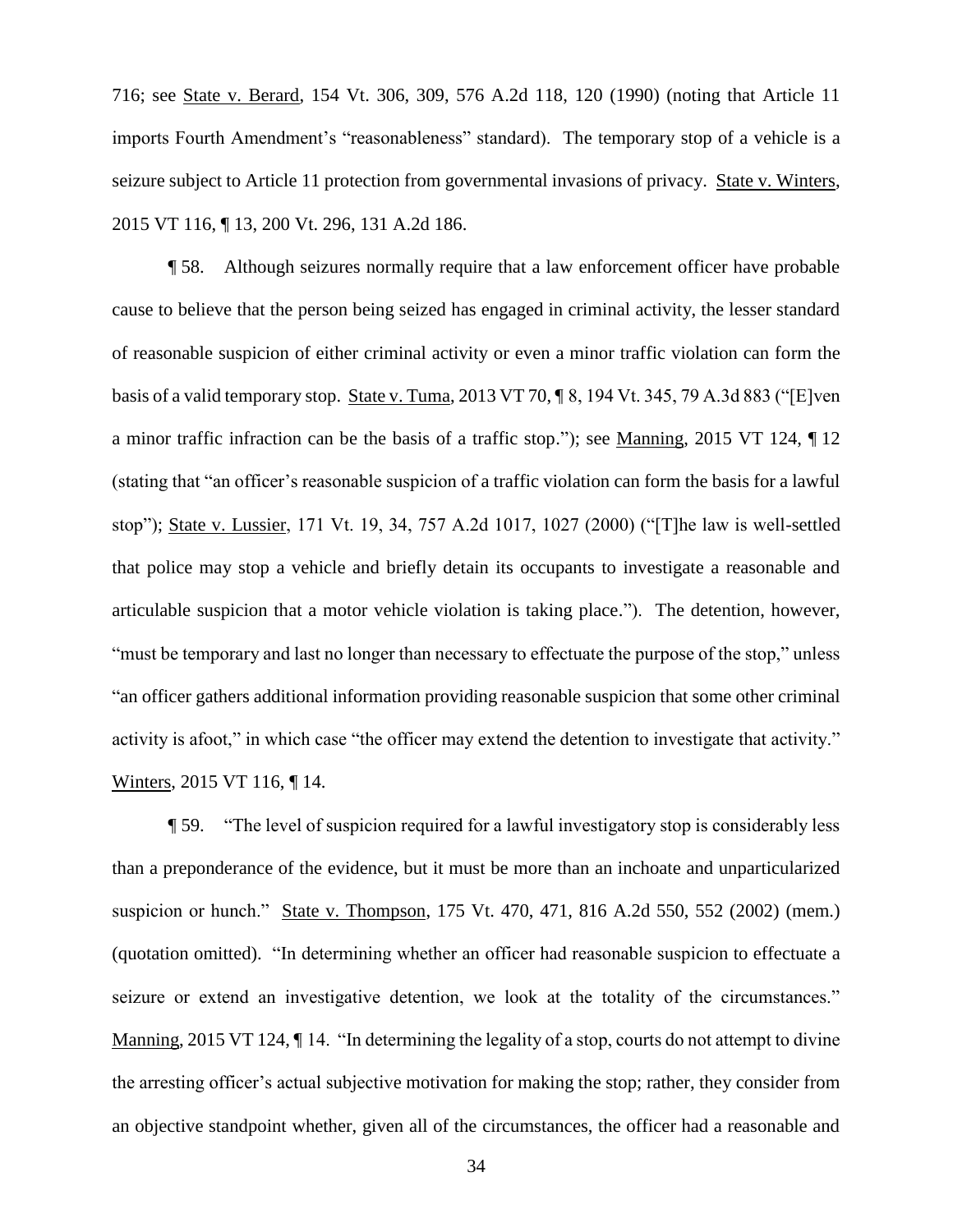716; see State v. Berard, 154 Vt. 306, 309, 576 A.2d 118, 120 (1990) (noting that Article 11 imports Fourth Amendment's "reasonableness" standard). The temporary stop of a vehicle is a seizure subject to Article 11 protection from governmental invasions of privacy. State v. Winters, 2015 VT 116, ¶ 13, 200 Vt. 296, 131 A.2d 186.

¶ 58. Although seizures normally require that a law enforcement officer have probable cause to believe that the person being seized has engaged in criminal activity, the lesser standard of reasonable suspicion of either criminal activity or even a minor traffic violation can form the basis of a valid temporary stop. State v. Tuma, 2013 VT 70, ¶ 8, 194 Vt. 345, 79 A.3d 883 ("[E]ven a minor traffic infraction can be the basis of a traffic stop."); see Manning, 2015 VT 124, ¶ 12 (stating that "an officer's reasonable suspicion of a traffic violation can form the basis for a lawful stop"); State v. Lussier, 171 Vt. 19, 34, 757 A.2d 1017, 1027 (2000) ("[T]he law is well-settled that police may stop a vehicle and briefly detain its occupants to investigate a reasonable and articulable suspicion that a motor vehicle violation is taking place."). The detention, however, "must be temporary and last no longer than necessary to effectuate the purpose of the stop," unless "an officer gathers additional information providing reasonable suspicion that some other criminal activity is afoot," in which case "the officer may extend the detention to investigate that activity." Winters, 2015 VT 116, ¶ 14.

¶ 59. "The level of suspicion required for a lawful investigatory stop is considerably less than a preponderance of the evidence, but it must be more than an inchoate and unparticularized suspicion or hunch." State v. Thompson, 175 Vt. 470, 471, 816 A.2d 550, 552 (2002) (mem.) (quotation omitted). "In determining whether an officer had reasonable suspicion to effectuate a seizure or extend an investigative detention, we look at the totality of the circumstances." Manning, 2015 VT 124, ¶ 14. "In determining the legality of a stop, courts do not attempt to divine the arresting officer's actual subjective motivation for making the stop; rather, they consider from an objective standpoint whether, given all of the circumstances, the officer had a reasonable and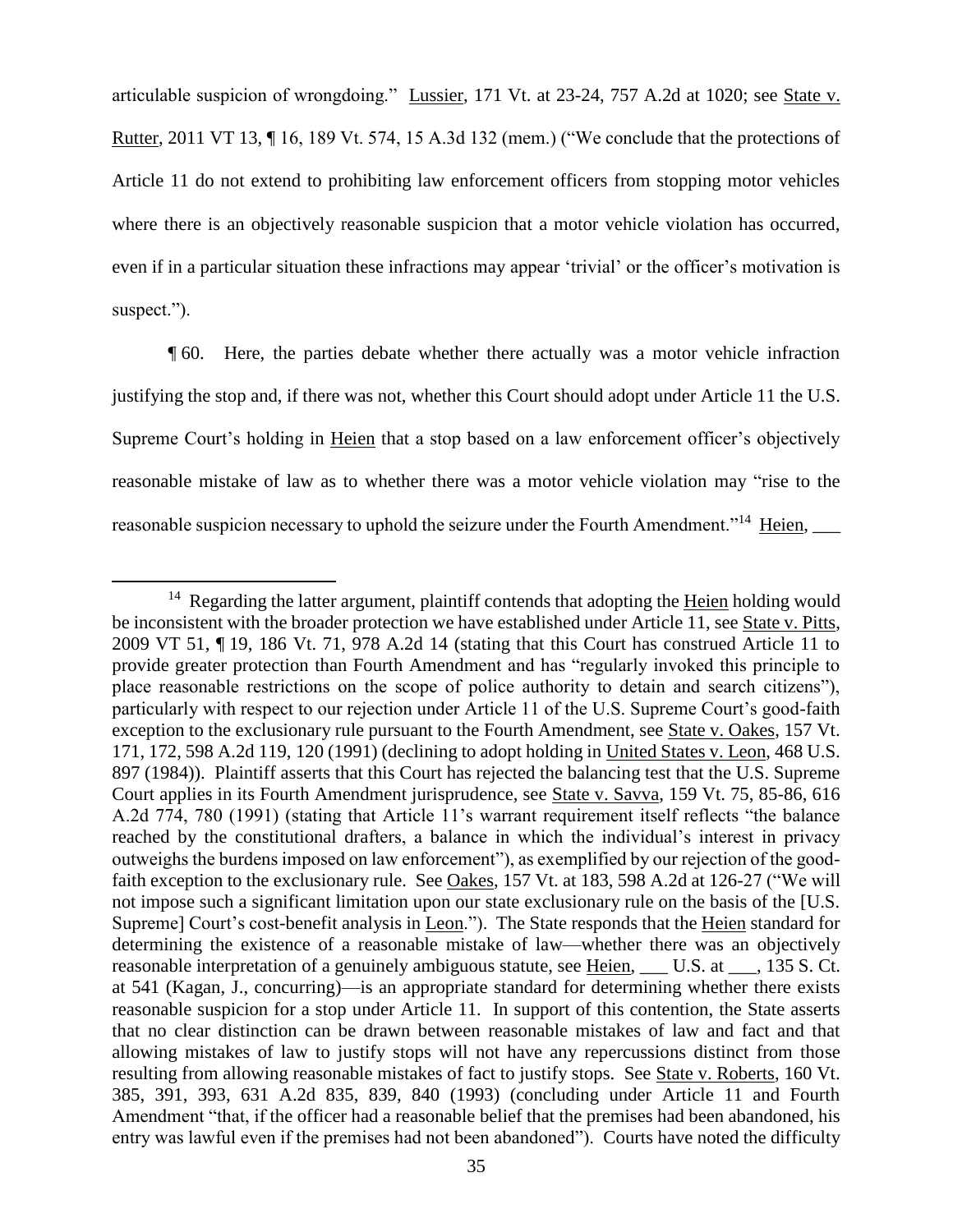articulable suspicion of wrongdoing." Lussier, 171 Vt. at 23-24, 757 A.2d at 1020; see State v. Rutter, 2011 VT 13, ¶ 16, 189 Vt. 574, 15 A.3d 132 (mem.) ("We conclude that the protections of Article 11 do not extend to prohibiting law enforcement officers from stopping motor vehicles where there is an objectively reasonable suspicion that a motor vehicle violation has occurred, even if in a particular situation these infractions may appear 'trivial' or the officer's motivation is suspect.").

¶ 60. Here, the parties debate whether there actually was a motor vehicle infraction justifying the stop and, if there was not, whether this Court should adopt under Article 11 the U.S. Supreme Court's holding in Heien that a stop based on a law enforcement officer's objectively reasonable mistake of law as to whether there was a motor vehicle violation may "rise to the reasonable suspicion necessary to uphold the seizure under the Fourth Amendment."[14] Heien, ___

---

[14] Regarding the latter argument, plaintiff contends that adopting the Heien holding would be inconsistent with the broader protection we have established under Article 11, see State v. Pitts, 2009 VT 51, ¶ 19, 186 Vt. 71, 978 A.2d 14 (stating that this Court has construed Article 11 to provide greater protection than Fourth Amendment and has "regularly invoked this principle to place reasonable restrictions on the scope of police authority to detain and search citizens"), particularly with respect to our rejection under Article 11 of the U.S. Supreme Court's good-faith exception to the exclusionary rule pursuant to the Fourth Amendment, see State v. Oakes, 157 Vt. 171, 172, 598 A.2d 119, 120 (1991) (declining to adopt holding in United States v. Leon, 468 U.S. 897 (1984)). Plaintiff asserts that this Court has rejected the balancing test that the U.S. Supreme Court applies in its Fourth Amendment jurisprudence, see State v. Savva, 159 Vt. 75, 85-86, 616 A.2d 774, 780 (1991) (stating that Article 11's warrant requirement itself reflects "the balance reached by the constitutional drafters, a balance in which the individual's interest in privacy outweighs the burdens imposed on law enforcement"), as exemplified by our rejection of the good-faith exception to the exclusionary rule. See Oakes, 157 Vt. at 183, 598 A.2d at 126-27 ("We will not impose such a significant limitation upon our state exclusionary rule on the basis of the [U.S. Supreme] Court's cost-benefit analysis in Leon."). The State responds that the Heien standard for determining the existence of a reasonable mistake of law—whether there was an objectively reasonable interpretation of a genuinely ambiguous statute, see Heien, ___ U.S. at ___, 135 S. Ct. at 541 (Kagan, J., concurring)—is an appropriate standard for determining whether there exists reasonable suspicion for a stop under Article 11. In support of this contention, the State asserts that no clear distinction can be drawn between reasonable mistakes of law and fact and that allowing mistakes of law to justify stops will not have any repercussions distinct from those resulting from allowing reasonable mistakes of fact to justify stops. See State v. Roberts, 160 Vt. 385, 391, 393, 631 A.2d 835, 839, 840 (1993) (concluding under Article 11 and Fourth Amendment "that, if the officer had a reasonable belief that the premises had been abandoned, his entry was lawful even if the premises had not been abandoned"). Courts have noted the difficulty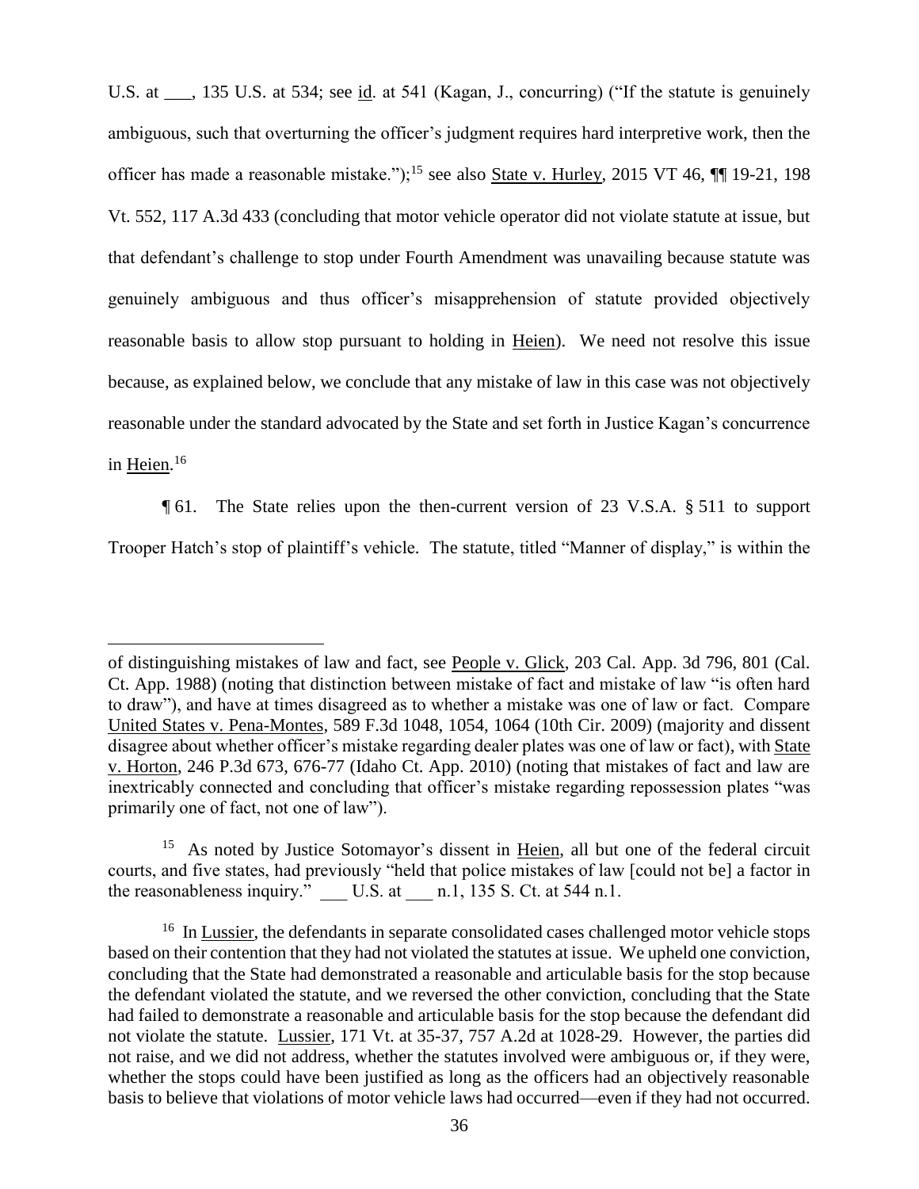U.S. at ___, 135 U.S. at 534; see id. at 541 (Kagan, J., concurring) ("If the statute is genuinely ambiguous, such that overturning the officer's judgment requires hard interpretive work, then the officer has made a reasonable mistake.");[15] see also State v. Hurley, 2015 VT 46, ¶¶ 19-21, 198 Vt. 552, 117 A.3d 433 (concluding that motor vehicle operator did not violate statute at issue, but that defendant's challenge to stop under Fourth Amendment was unavailing because statute was genuinely ambiguous and thus officer's misapprehension of statute provided objectively reasonable basis to allow stop pursuant to holding in Heien). We need not resolve this issue because, as explained below, we conclude that any mistake of law in this case was not objectively reasonable under the standard advocated by the State and set forth in Justice Kagan's concurrence in Heien.[16]

¶ 61. The State relies upon the then-current version of 23 V.S.A. § 511 to support Trooper Hatch's stop of plaintiff's vehicle. The statute, titled "Manner of display," is within the

---

of distinguishing mistakes of law and fact, see People v. Glick, 203 Cal. App. 3d 796, 801 (Cal. Ct. App. 1988) (noting that distinction between mistake of fact and mistake of law "is often hard to draw"), and have at times disagreed as to whether a mistake was one of law or fact. Compare United States v. Pena-Montes, 589 F.3d 1048, 1054, 1064 (10th Cir. 2009) (majority and dissent disagree about whether officer's mistake regarding dealer plates was one of law or fact), with State v. Horton, 246 P.3d 673, 676-77 (Idaho Ct. App. 2010) (noting that mistakes of fact and law are inextricably connected and concluding that officer's mistake regarding repossession plates "was primarily one of fact, not one of law").

[15] As noted by Justice Sotomayor's dissent in Heien, all but one of the federal circuit courts, and five states, had previously "held that police mistakes of law [could not be] a factor in the reasonableness inquiry." ___ U.S. at ___ n.1, 135 S. Ct. at 544 n.1.

[16] In Lussier, the defendants in separate consolidated cases challenged motor vehicle stops based on their contention that they had not violated the statutes at issue. We upheld one conviction, concluding that the State had demonstrated a reasonable and articulable basis for the stop because the defendant violated the statute, and we reversed the other conviction, concluding that the State had failed to demonstrate a reasonable and articulable basis for the stop because the defendant did not violate the statute. Lussier, 171 Vt. at 35-37, 757 A.2d at 1028-29. However, the parties did not raise, and we did not address, whether the statutes involved were ambiguous or, if they were, whether the stops could have been justified as long as the officers had an objectively reasonable basis to believe that violations of motor vehicle laws had occurred—even if they had not occurred.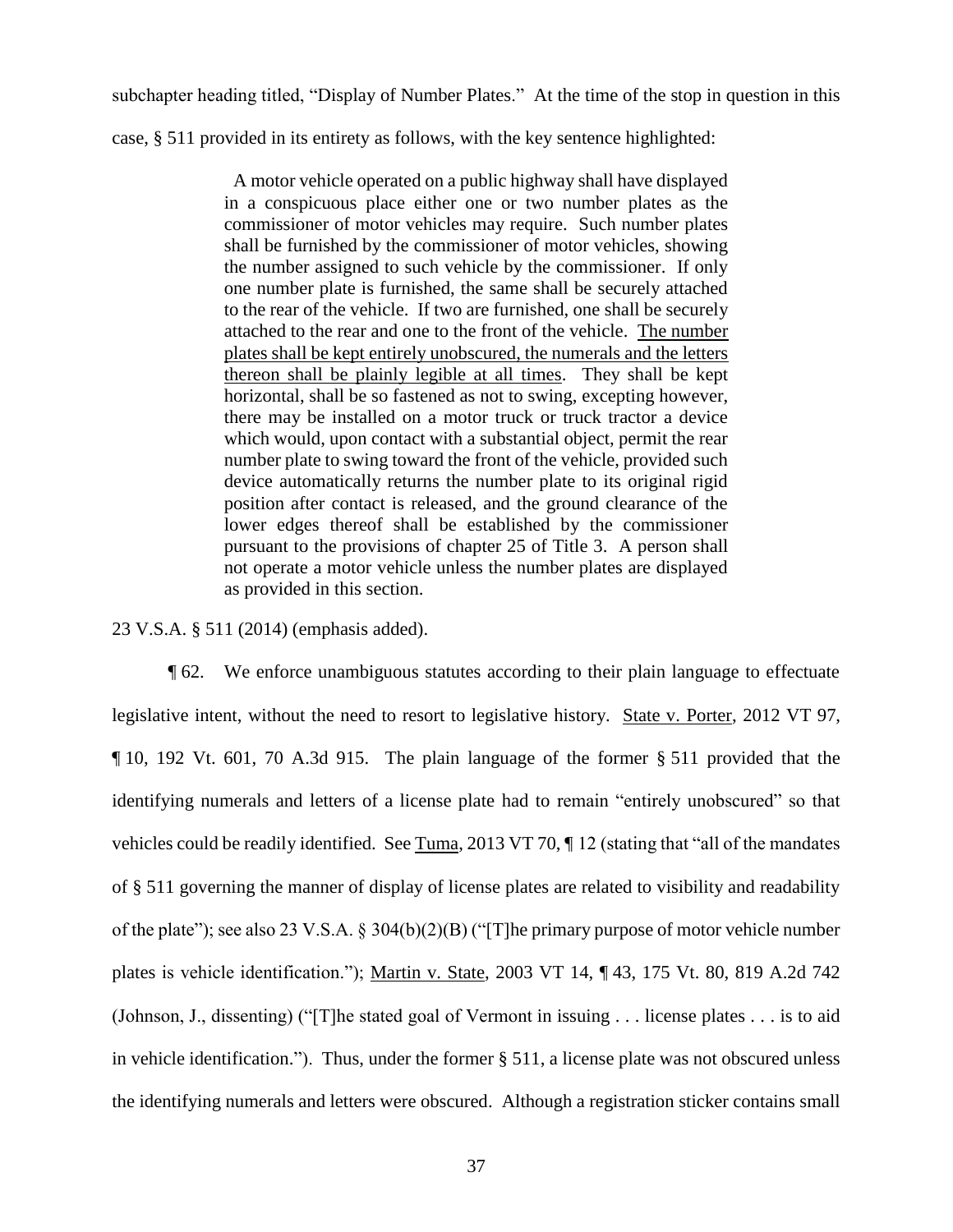subchapter heading titled, "Display of Number Plates." At the time of the stop in question in this case, § 511 provided in its entirety as follows, with the key sentence highlighted:

> A motor vehicle operated on a public highway shall have displayed in a conspicuous place either one or two number plates as the commissioner of motor vehicles may require. Such number plates shall be furnished by the commissioner of motor vehicles, showing the number assigned to such vehicle by the commissioner. If only one number plate is furnished, the same shall be securely attached to the rear of the vehicle. If two are furnished, one shall be securely attached to the rear and one to the front of the vehicle. <u>The number plates shall be kept entirely unobscured, the numerals and the letters thereon shall be plainly legible at all times</u>. They shall be kept horizontal, shall be so fastened as not to swing, excepting however, there may be installed on a motor truck or truck tractor a device which would, upon contact with a substantial object, permit the rear number plate to swing toward the front of the vehicle, provided such device automatically returns the number plate to its original rigid position after contact is released, and the ground clearance of the lower edges thereof shall be established by the commissioner pursuant to the provisions of chapter 25 of Title 3. A person shall not operate a motor vehicle unless the number plates are displayed as provided in this section.

23 V.S.A. § 511 (2014) (emphasis added).

¶ 62. We enforce unambiguous statutes according to their plain language to effectuate legislative intent, without the need to resort to legislative history. <u>State v. Porter</u>, 2012 VT 97, ¶ 10, 192 Vt. 601, 70 A.3d 915. The plain language of the former § 511 provided that the identifying numerals and letters of a license plate had to remain "entirely unobscured" so that vehicles could be readily identified. See <u>Tuma</u>, 2013 VT 70, ¶ 12 (stating that "all of the mandates of § 511 governing the manner of display of license plates are related to visibility and readability of the plate"); see also 23 V.S.A. § 304(b)(2)(B) ("[T]he primary purpose of motor vehicle number plates is vehicle identification."); <u>Martin v. State</u>, 2003 VT 14, ¶ 43, 175 Vt. 80, 819 A.2d 742 (Johnson, J., dissenting) ("[T]he stated goal of Vermont in issuing . . . license plates . . . is to aid in vehicle identification."). Thus, under the former § 511, a license plate was not obscured unless the identifying numerals and letters were obscured. Although a registration sticker contains small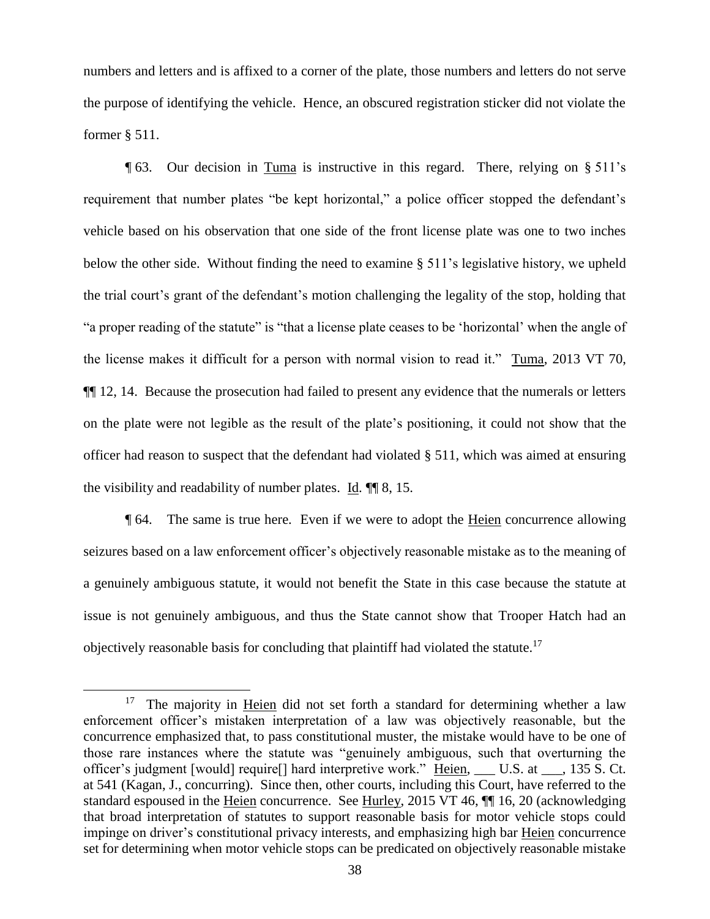numbers and letters and is affixed to a corner of the plate, those numbers and letters do not serve the purpose of identifying the vehicle. Hence, an obscured registration sticker did not violate the former § 511.

¶ 63. Our decision in Tuma is instructive in this regard. There, relying on § 511's requirement that number plates "be kept horizontal," a police officer stopped the defendant's vehicle based on his observation that one side of the front license plate was one to two inches below the other side. Without finding the need to examine § 511's legislative history, we upheld the trial court's grant of the defendant's motion challenging the legality of the stop, holding that "a proper reading of the statute" is "that a license plate ceases to be 'horizontal' when the angle of the license makes it difficult for a person with normal vision to read it." Tuma, 2013 VT 70, ¶¶ 12, 14. Because the prosecution had failed to present any evidence that the numerals or letters on the plate were not legible as the result of the plate's positioning, it could not show that the officer had reason to suspect that the defendant had violated § 511, which was aimed at ensuring the visibility and readability of number plates. Id. ¶¶ 8, 15.

¶ 64. The same is true here. Even if we were to adopt the Heien concurrence allowing seizures based on a law enforcement officer's objectively reasonable mistake as to the meaning of a genuinely ambiguous statute, it would not benefit the State in this case because the statute at issue is not genuinely ambiguous, and thus the State cannot show that Trooper Hatch had an objectively reasonable basis for concluding that plaintiff had violated the statute.[17]

---

[17] The majority in Heien did not set forth a standard for determining whether a law enforcement officer's mistaken interpretation of a law was objectively reasonable, but the concurrence emphasized that, to pass constitutional muster, the mistake would have to be one of those rare instances where the statute was "genuinely ambiguous, such that overturning the officer's judgment [would] require[] hard interpretive work." Heien, ___ U.S. at ___, 135 S. Ct. at 541 (Kagan, J., concurring). Since then, other courts, including this Court, have referred to the standard espoused in the Heien concurrence. See Hurley, 2015 VT 46, ¶¶ 16, 20 (acknowledging that broad interpretation of statutes to support reasonable basis for motor vehicle stops could impinge on driver's constitutional privacy interests, and emphasizing high bar Heien concurrence set for determining when motor vehicle stops can be predicated on objectively reasonable mistake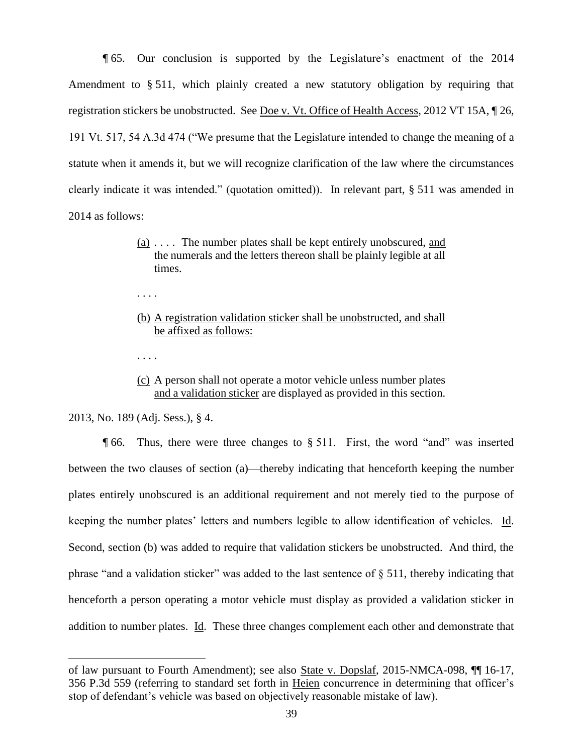¶ 65. Our conclusion is supported by the Legislature's enactment of the 2014 Amendment to § 511, which plainly created a new statutory obligation by requiring that registration stickers be unobstructed. See Doe v. Vt. Office of Health Access, 2012 VT 15A, ¶ 26, 191 Vt. 517, 54 A.3d 474 ("We presume that the Legislature intended to change the meaning of a statute when it amends it, but we will recognize clarification of the law where the circumstances clearly indicate it was intended." (quotation omitted)). In relevant part, § 511 was amended in 2014 as follows:

> (a) . . . . The number plates shall be kept entirely unobscured, and the numerals and the letters thereon shall be plainly legible at all times.
>
> . . . .
>
> (b) A registration validation sticker shall be unobstructed, and shall be affixed as follows:
>
> . . . .
>
> (c) A person shall not operate a motor vehicle unless number plates and a validation sticker are displayed as provided in this section.

2013, No. 189 (Adj. Sess.), § 4.

¶ 66. Thus, there were three changes to § 511. First, the word "and" was inserted between the two clauses of section (a)—thereby indicating that henceforth keeping the number plates entirely unobscured is an additional requirement and not merely tied to the purpose of keeping the number plates' letters and numbers legible to allow identification of vehicles. Id. Second, section (b) was added to require that validation stickers be unobstructed. And third, the phrase "and a validation sticker" was added to the last sentence of § 511, thereby indicating that henceforth a person operating a motor vehicle must display as provided a validation sticker in addition to number plates. Id. These three changes complement each other and demonstrate that

---

of law pursuant to Fourth Amendment); see also State v. Dopslaf, 2015-NMCA-098, ¶¶ 16-17, 356 P.3d 559 (referring to standard set forth in Heien concurrence in determining that officer's stop of defendant's vehicle was based on objectively reasonable mistake of law).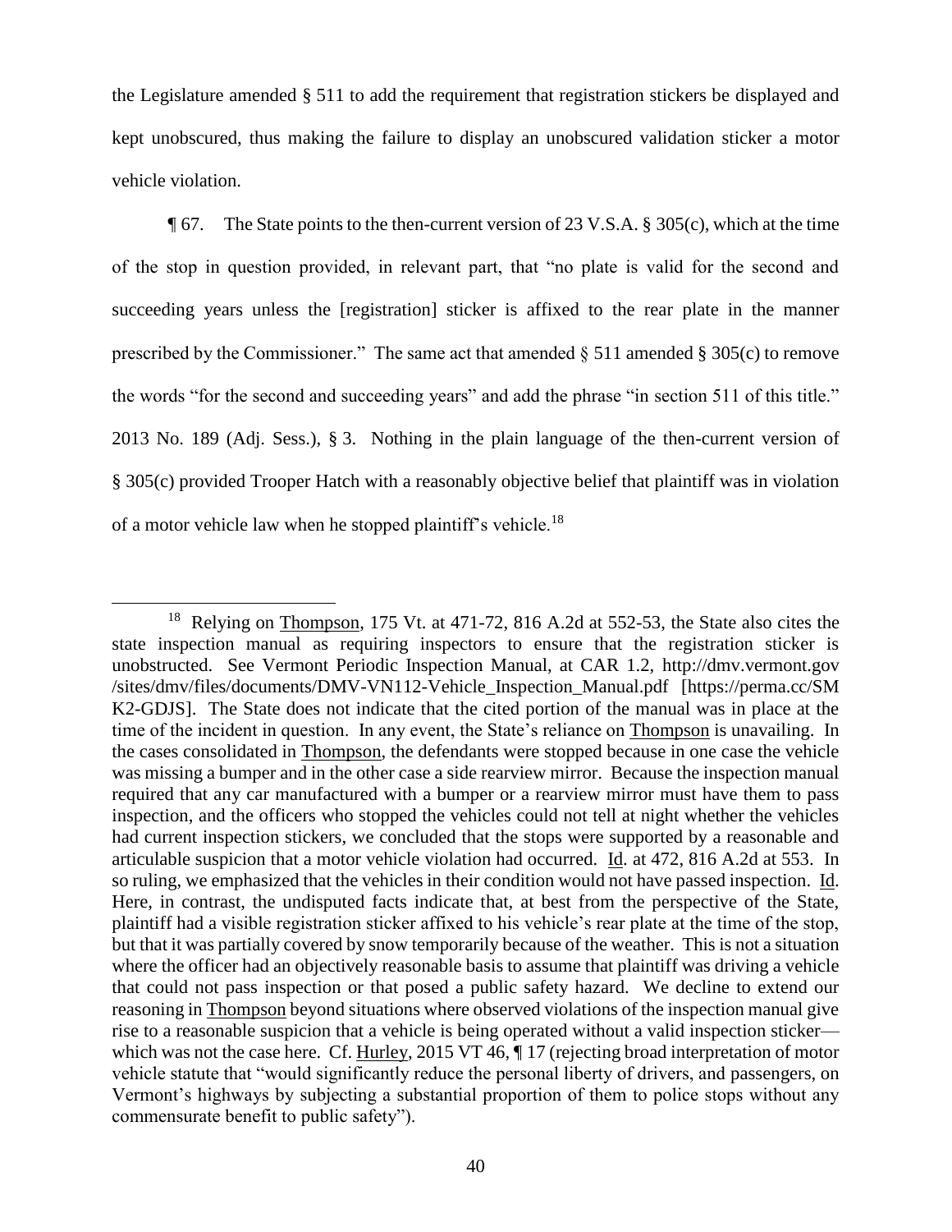the Legislature amended § 511 to add the requirement that registration stickers be displayed and kept unobscured, thus making the failure to display an unobscured validation sticker a motor vehicle violation.

¶ 67. The State points to the then-current version of 23 V.S.A. § 305(c), which at the time of the stop in question provided, in relevant part, that "no plate is valid for the second and succeeding years unless the [registration] sticker is affixed to the rear plate in the manner prescribed by the Commissioner." The same act that amended § 511 amended § 305(c) to remove the words "for the second and succeeding years" and add the phrase "in section 511 of this title." 2013 No. 189 (Adj. Sess.), § 3. Nothing in the plain language of the then-current version of § 305(c) provided Trooper Hatch with a reasonably objective belief that plaintiff was in violation of a motor vehicle law when he stopped plaintiff's vehicle.[18]

---

[18] Relying on Thompson, 175 Vt. at 471-72, 816 A.2d at 552-53, the State also cites the state inspection manual as requiring inspectors to ensure that the registration sticker is unobstructed. See Vermont Periodic Inspection Manual, at CAR 1.2, http://dmv.vermont.gov/sites/dmv/files/documents/DMV-VN112-Vehicle_Inspection_Manual.pdf [https://perma.cc/SMK2-GDJS]. The State does not indicate that the cited portion of the manual was in place at the time of the incident in question. In any event, the State's reliance on Thompson is unavailing. In the cases consolidated in Thompson, the defendants were stopped because in one case the vehicle was missing a bumper and in the other case a side rearview mirror. Because the inspection manual required that any car manufactured with a bumper or a rearview mirror must have them to pass inspection, and the officers who stopped the vehicles could not tell at night whether the vehicles had current inspection stickers, we concluded that the stops were supported by a reasonable and articulable suspicion that a motor vehicle violation had occurred. Id. at 472, 816 A.2d at 553. In so ruling, we emphasized that the vehicles in their condition would not have passed inspection. Id. Here, in contrast, the undisputed facts indicate that, at best from the perspective of the State, plaintiff had a visible registration sticker affixed to his vehicle's rear plate at the time of the stop, but that it was partially covered by snow temporarily because of the weather. This is not a situation where the officer had an objectively reasonable basis to assume that plaintiff was driving a vehicle that could not pass inspection or that posed a public safety hazard. We decline to extend our reasoning in Thompson beyond situations where observed violations of the inspection manual give rise to a reasonable suspicion that a vehicle is being operated without a valid inspection sticker—which was not the case here. Cf. Hurley, 2015 VT 46, ¶ 17 (rejecting broad interpretation of motor vehicle statute that "would significantly reduce the personal liberty of drivers, and passengers, on Vermont's highways by subjecting a substantial proportion of them to police stops without any commensurate benefit to public safety").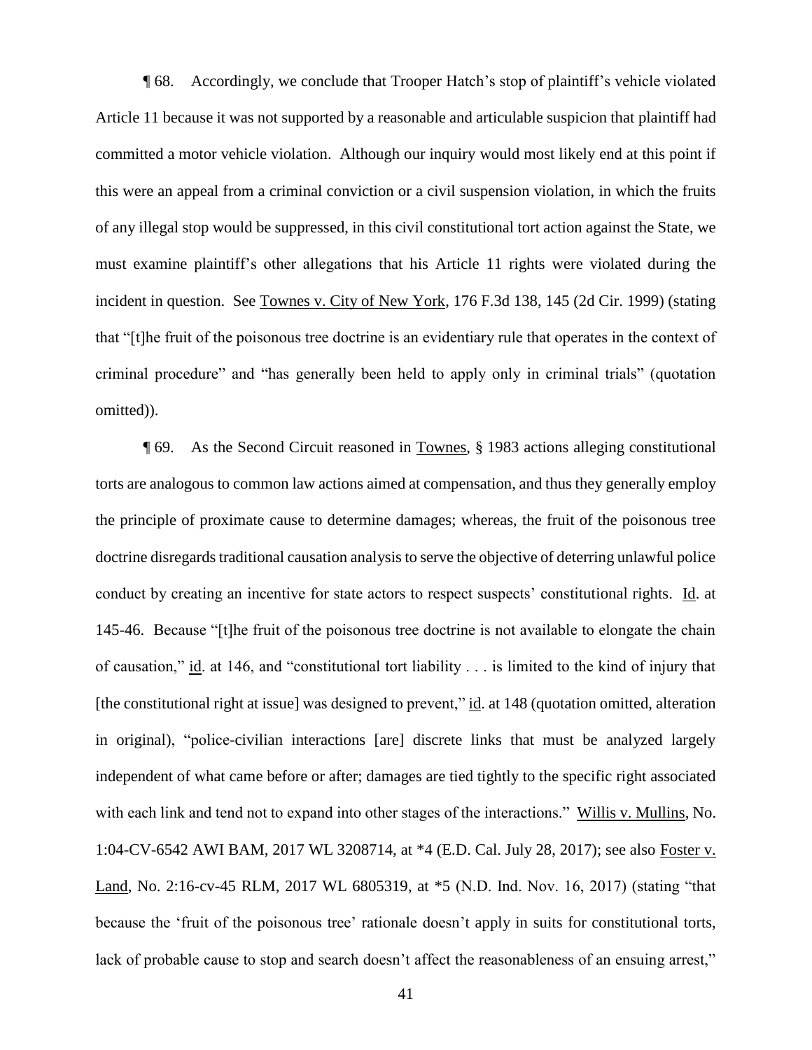¶ 68. Accordingly, we conclude that Trooper Hatch's stop of plaintiff's vehicle violated Article 11 because it was not supported by a reasonable and articulable suspicion that plaintiff had committed a motor vehicle violation. Although our inquiry would most likely end at this point if this were an appeal from a criminal conviction or a civil suspension violation, in which the fruits of any illegal stop would be suppressed, in this civil constitutional tort action against the State, we must examine plaintiff's other allegations that his Article 11 rights were violated during the incident in question. See Townes v. City of New York, 176 F.3d 138, 145 (2d Cir. 1999) (stating that "[t]he fruit of the poisonous tree doctrine is an evidentiary rule that operates in the context of criminal procedure" and "has generally been held to apply only in criminal trials" (quotation omitted)).

¶ 69. As the Second Circuit reasoned in Townes, § 1983 actions alleging constitutional torts are analogous to common law actions aimed at compensation, and thus they generally employ the principle of proximate cause to determine damages; whereas, the fruit of the poisonous tree doctrine disregards traditional causation analysis to serve the objective of deterring unlawful police conduct by creating an incentive for state actors to respect suspects' constitutional rights. Id. at 145-46. Because "[t]he fruit of the poisonous tree doctrine is not available to elongate the chain of causation," id. at 146, and "constitutional tort liability . . . is limited to the kind of injury that [the constitutional right at issue] was designed to prevent," id. at 148 (quotation omitted, alteration in original), "police-civilian interactions [are] discrete links that must be analyzed largely independent of what came before or after; damages are tied tightly to the specific right associated with each link and tend not to expand into other stages of the interactions." Willis v. Mullins, No. 1:04-CV-6542 AWI BAM, 2017 WL 3208714, at \*4 (E.D. Cal. July 28, 2017); see also Foster v. Land, No. 2:16-cv-45 RLM, 2017 WL 6805319, at \*5 (N.D. Ind. Nov. 16, 2017) (stating "that because the 'fruit of the poisonous tree' rationale doesn't apply in suits for constitutional torts, lack of probable cause to stop and search doesn't affect the reasonableness of an ensuing arrest,"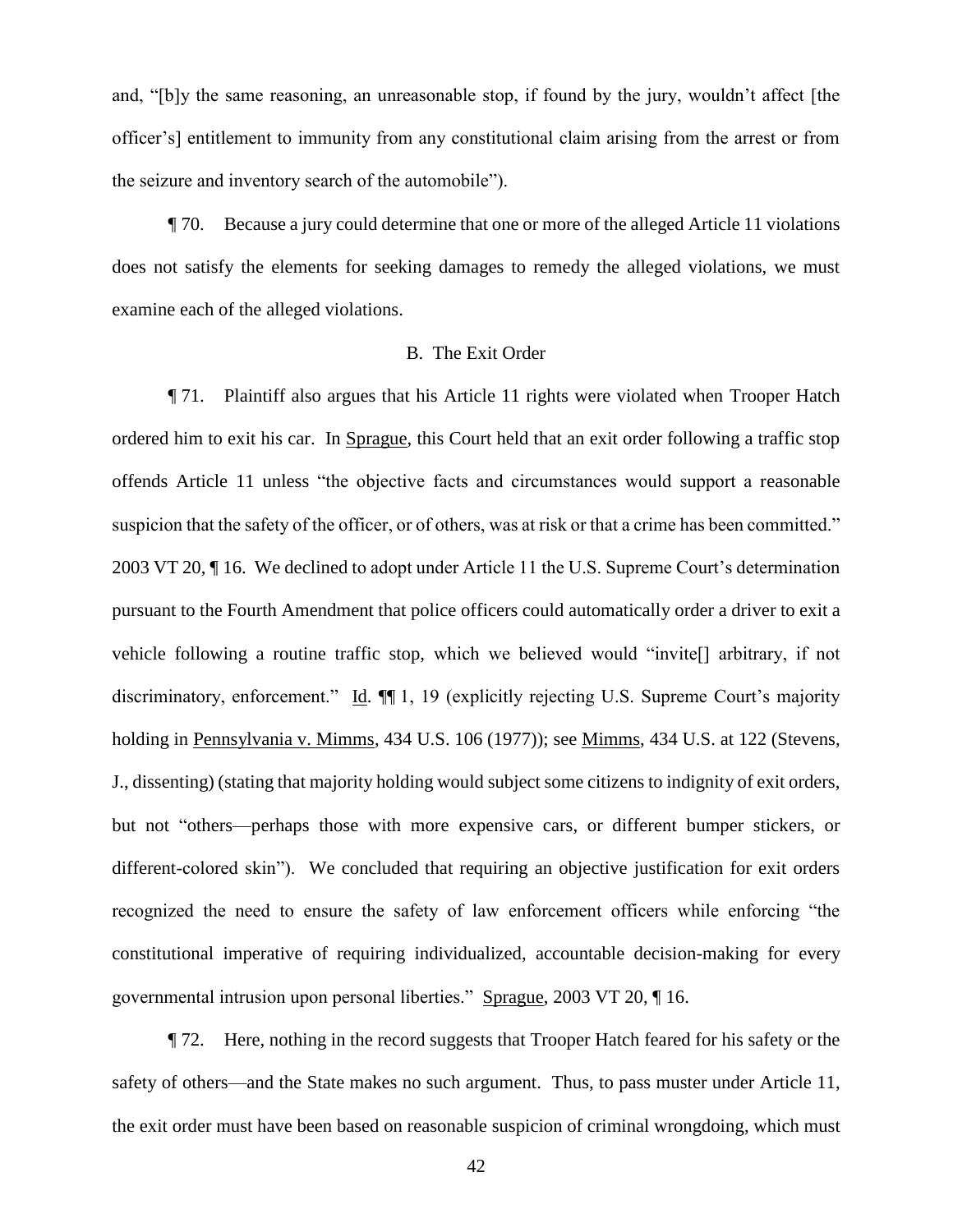and, "[b]y the same reasoning, an unreasonable stop, if found by the jury, wouldn't affect [the officer's] entitlement to immunity from any constitutional claim arising from the arrest or from the seizure and inventory search of the automobile").

¶ 70. Because a jury could determine that one or more of the alleged Article 11 violations does not satisfy the elements for seeking damages to remedy the alleged violations, we must examine each of the alleged violations.

### B. The Exit Order

¶ 71. Plaintiff also argues that his Article 11 rights were violated when Trooper Hatch ordered him to exit his car. In Sprague, this Court held that an exit order following a traffic stop offends Article 11 unless "the objective facts and circumstances would support a reasonable suspicion that the safety of the officer, or of others, was at risk or that a crime has been committed." 2003 VT 20, ¶ 16. We declined to adopt under Article 11 the U.S. Supreme Court's determination pursuant to the Fourth Amendment that police officers could automatically order a driver to exit a vehicle following a routine traffic stop, which we believed would "invite[] arbitrary, if not discriminatory, enforcement." Id. ¶¶ 1, 19 (explicitly rejecting U.S. Supreme Court's majority holding in Pennsylvania v. Mimms, 434 U.S. 106 (1977)); see Mimms, 434 U.S. at 122 (Stevens, J., dissenting) (stating that majority holding would subject some citizens to indignity of exit orders, but not "others—perhaps those with more expensive cars, or different bumper stickers, or different-colored skin"). We concluded that requiring an objective justification for exit orders recognized the need to ensure the safety of law enforcement officers while enforcing "the constitutional imperative of requiring individualized, accountable decision-making for every governmental intrusion upon personal liberties." Sprague, 2003 VT 20, ¶ 16.

¶ 72. Here, nothing in the record suggests that Trooper Hatch feared for his safety or the safety of others—and the State makes no such argument. Thus, to pass muster under Article 11, the exit order must have been based on reasonable suspicion of criminal wrongdoing, which must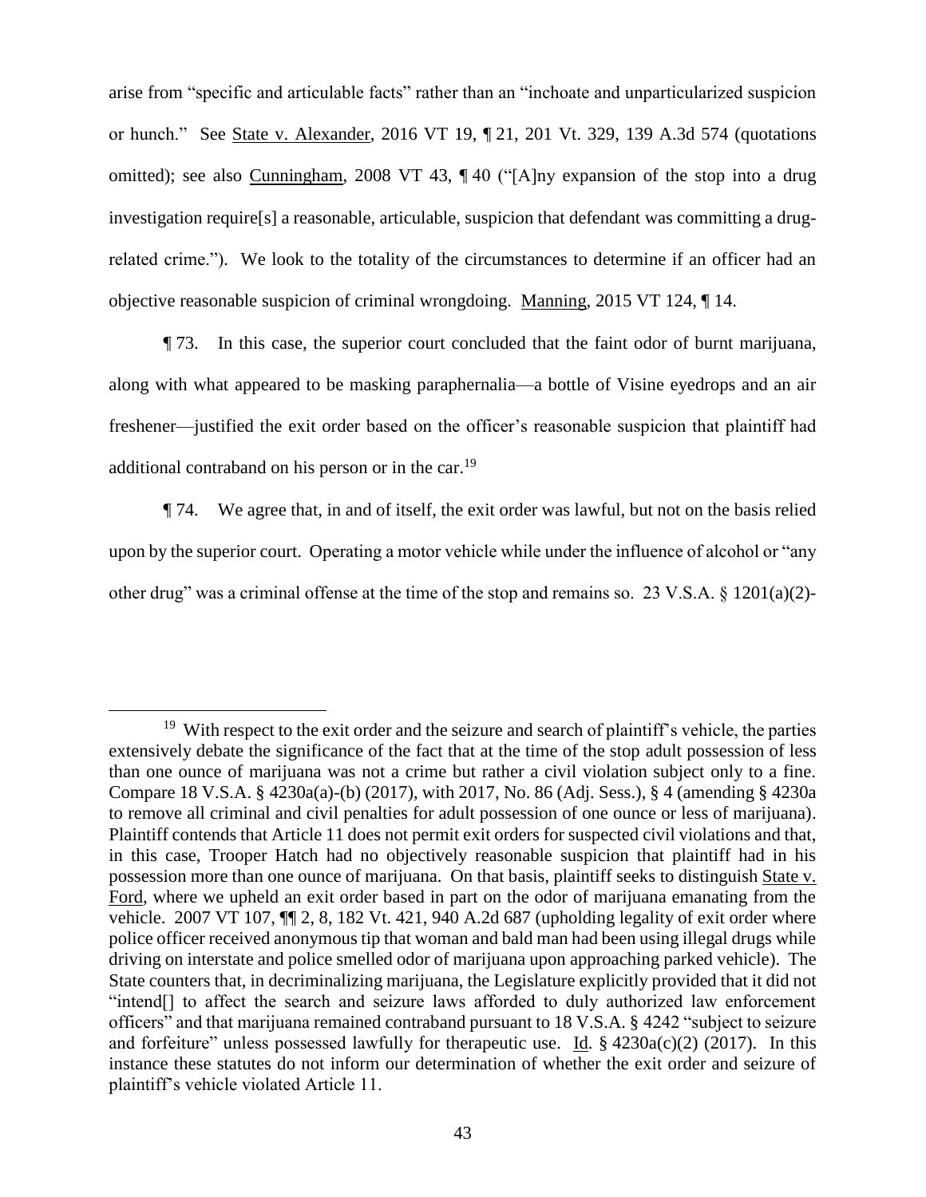arise from "specific and articulable facts" rather than an "inchoate and unparticularized suspicion or hunch." See State v. Alexander, 2016 VT 19, ¶ 21, 201 Vt. 329, 139 A.3d 574 (quotations omitted); see also Cunningham, 2008 VT 43, ¶ 40 ("[A]ny expansion of the stop into a drug investigation require[s] a reasonable, articulable, suspicion that defendant was committing a drug-related crime."). We look to the totality of the circumstances to determine if an officer had an objective reasonable suspicion of criminal wrongdoing. Manning, 2015 VT 124, ¶ 14.

¶ 73. In this case, the superior court concluded that the faint odor of burnt marijuana, along with what appeared to be masking paraphernalia—a bottle of Visine eyedrops and an air freshener—justified the exit order based on the officer's reasonable suspicion that plaintiff had additional contraband on his person or in the car.[19]

¶ 74. We agree that, in and of itself, the exit order was lawful, but not on the basis relied upon by the superior court. Operating a motor vehicle while under the influence of alcohol or "any other drug" was a criminal offense at the time of the stop and remains so. 23 V.S.A. § 1201(a)(2)-

---

[19] With respect to the exit order and the seizure and search of plaintiff's vehicle, the parties extensively debate the significance of the fact that at the time of the stop adult possession of less than one ounce of marijuana was not a crime but rather a civil violation subject only to a fine. Compare 18 V.S.A. § 4230a(a)-(b) (2017), with 2017, No. 86 (Adj. Sess.), § 4 (amending § 4230a to remove all criminal and civil penalties for adult possession of one ounce or less of marijuana). Plaintiff contends that Article 11 does not permit exit orders for suspected civil violations and that, in this case, Trooper Hatch had no objectively reasonable suspicion that plaintiff had in his possession more than one ounce of marijuana. On that basis, plaintiff seeks to distinguish State v. Ford, where we upheld an exit order based in part on the odor of marijuana emanating from the vehicle. 2007 VT 107, ¶¶ 2, 8, 182 Vt. 421, 940 A.2d 687 (upholding legality of exit order where police officer received anonymous tip that woman and bald man had been using illegal drugs while driving on interstate and police smelled odor of marijuana upon approaching parked vehicle). The State counters that, in decriminalizing marijuana, the Legislature explicitly provided that it did not "intend[] to affect the search and seizure laws afforded to duly authorized law enforcement officers" and that marijuana remained contraband pursuant to 18 V.S.A. § 4242 "subject to seizure and forfeiture" unless possessed lawfully for therapeutic use. Id. § 4230a(c)(2) (2017). In this instance these statutes do not inform our determination of whether the exit order and seizure of plaintiff's vehicle violated Article 11.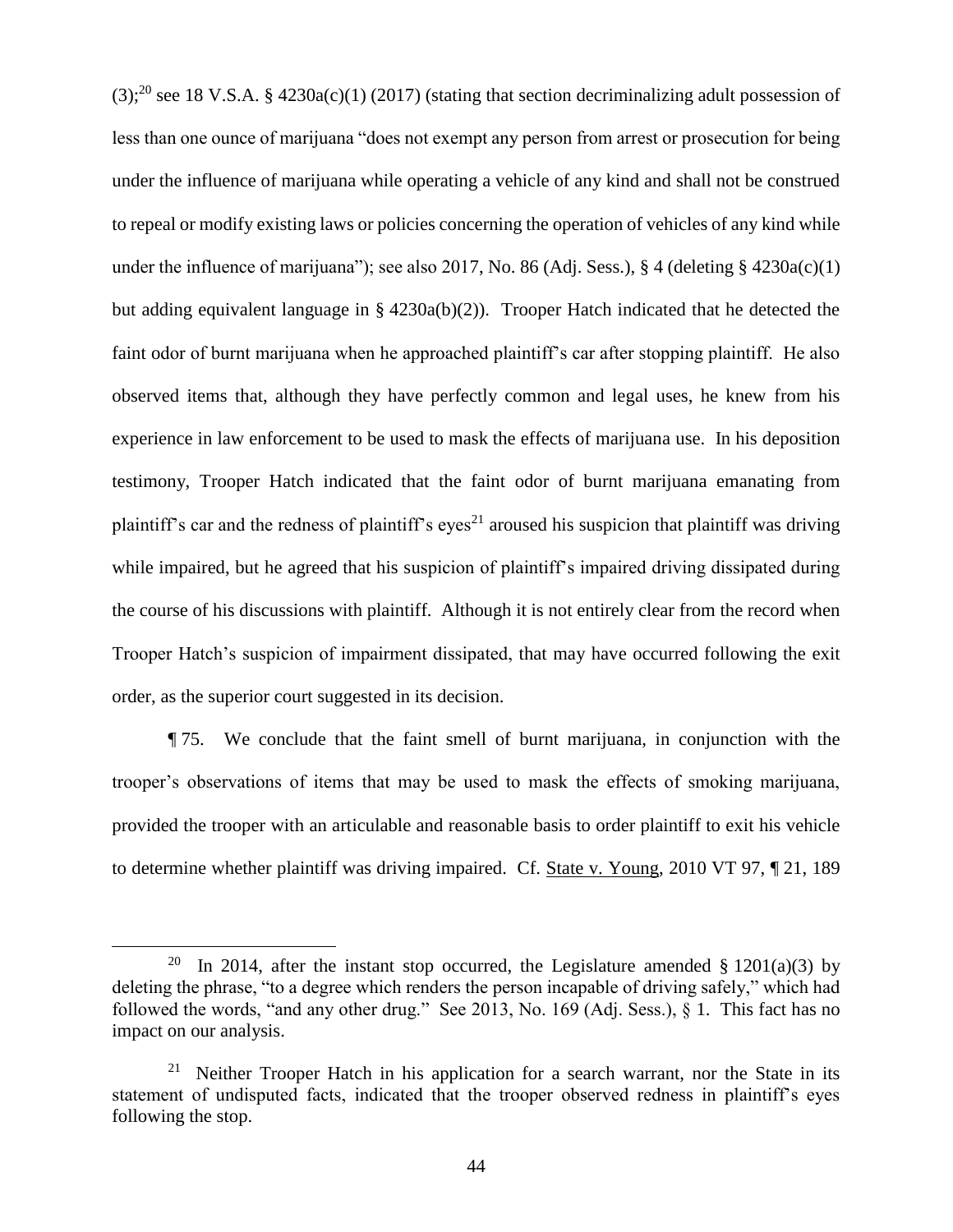(3);[20] see 18 V.S.A. § 4230a(c)(1) (2017) (stating that section decriminalizing adult possession of less than one ounce of marijuana "does not exempt any person from arrest or prosecution for being under the influence of marijuana while operating a vehicle of any kind and shall not be construed to repeal or modify existing laws or policies concerning the operation of vehicles of any kind while under the influence of marijuana"); see also 2017, No. 86 (Adj. Sess.), § 4 (deleting § 4230a(c)(1) but adding equivalent language in § 4230a(b)(2)). Trooper Hatch indicated that he detected the faint odor of burnt marijuana when he approached plaintiff's car after stopping plaintiff. He also observed items that, although they have perfectly common and legal uses, he knew from his experience in law enforcement to be used to mask the effects of marijuana use. In his deposition testimony, Trooper Hatch indicated that the faint odor of burnt marijuana emanating from plaintiff's car and the redness of plaintiff's eyes[21] aroused his suspicion that plaintiff was driving while impaired, but he agreed that his suspicion of plaintiff's impaired driving dissipated during the course of his discussions with plaintiff. Although it is not entirely clear from the record when Trooper Hatch's suspicion of impairment dissipated, that may have occurred following the exit order, as the superior court suggested in its decision.

¶ 75. We conclude that the faint smell of burnt marijuana, in conjunction with the trooper's observations of items that may be used to mask the effects of smoking marijuana, provided the trooper with an articulable and reasonable basis to order plaintiff to exit his vehicle to determine whether plaintiff was driving impaired. Cf. State v. Young, 2010 VT 97, ¶ 21, 189

---

[20] In 2014, after the instant stop occurred, the Legislature amended § 1201(a)(3) by deleting the phrase, "to a degree which renders the person incapable of driving safely," which had followed the words, "and any other drug." See 2013, No. 169 (Adj. Sess.), § 1. This fact has no impact on our analysis.

[21] Neither Trooper Hatch in his application for a search warrant, nor the State in its statement of undisputed facts, indicated that the trooper observed redness in plaintiff's eyes following the stop.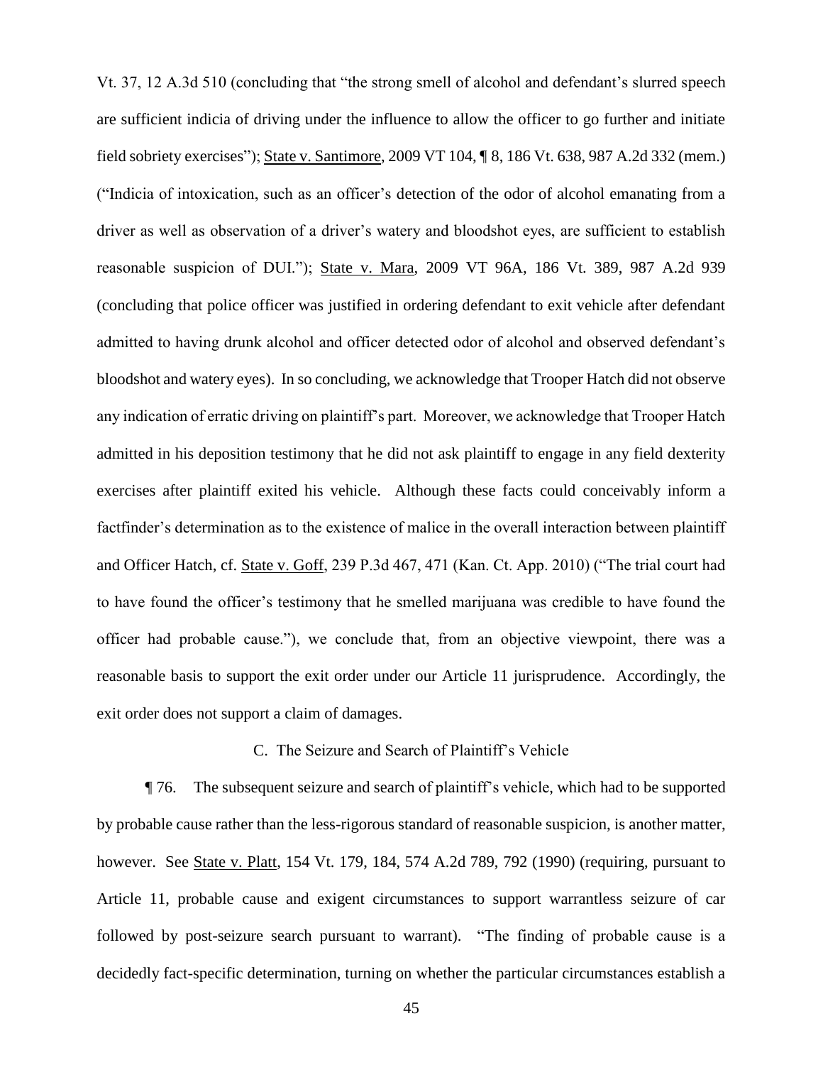Vt. 37, 12 A.3d 510 (concluding that "the strong smell of alcohol and defendant's slurred speech are sufficient indicia of driving under the influence to allow the officer to go further and initiate field sobriety exercises"); State v. Santimore, 2009 VT 104, ¶ 8, 186 Vt. 638, 987 A.2d 332 (mem.) ("Indicia of intoxication, such as an officer's detection of the odor of alcohol emanating from a driver as well as observation of a driver's watery and bloodshot eyes, are sufficient to establish reasonable suspicion of DUI."); State v. Mara, 2009 VT 96A, 186 Vt. 389, 987 A.2d 939 (concluding that police officer was justified in ordering defendant to exit vehicle after defendant admitted to having drunk alcohol and officer detected odor of alcohol and observed defendant's bloodshot and watery eyes). In so concluding, we acknowledge that Trooper Hatch did not observe any indication of erratic driving on plaintiff's part. Moreover, we acknowledge that Trooper Hatch admitted in his deposition testimony that he did not ask plaintiff to engage in any field dexterity exercises after plaintiff exited his vehicle. Although these facts could conceivably inform a factfinder's determination as to the existence of malice in the overall interaction between plaintiff and Officer Hatch, cf. State v. Goff, 239 P.3d 467, 471 (Kan. Ct. App. 2010) ("The trial court had to have found the officer's testimony that he smelled marijuana was credible to have found the officer had probable cause."), we conclude that, from an objective viewpoint, there was a reasonable basis to support the exit order under our Article 11 jurisprudence. Accordingly, the exit order does not support a claim of damages.

### C. The Seizure and Search of Plaintiff's Vehicle

¶ 76. The subsequent seizure and search of plaintiff's vehicle, which had to be supported by probable cause rather than the less-rigorous standard of reasonable suspicion, is another matter, however. See State v. Platt, 154 Vt. 179, 184, 574 A.2d 789, 792 (1990) (requiring, pursuant to Article 11, probable cause and exigent circumstances to support warrantless seizure of car followed by post-seizure search pursuant to warrant). "The finding of probable cause is a decidedly fact-specific determination, turning on whether the particular circumstances establish a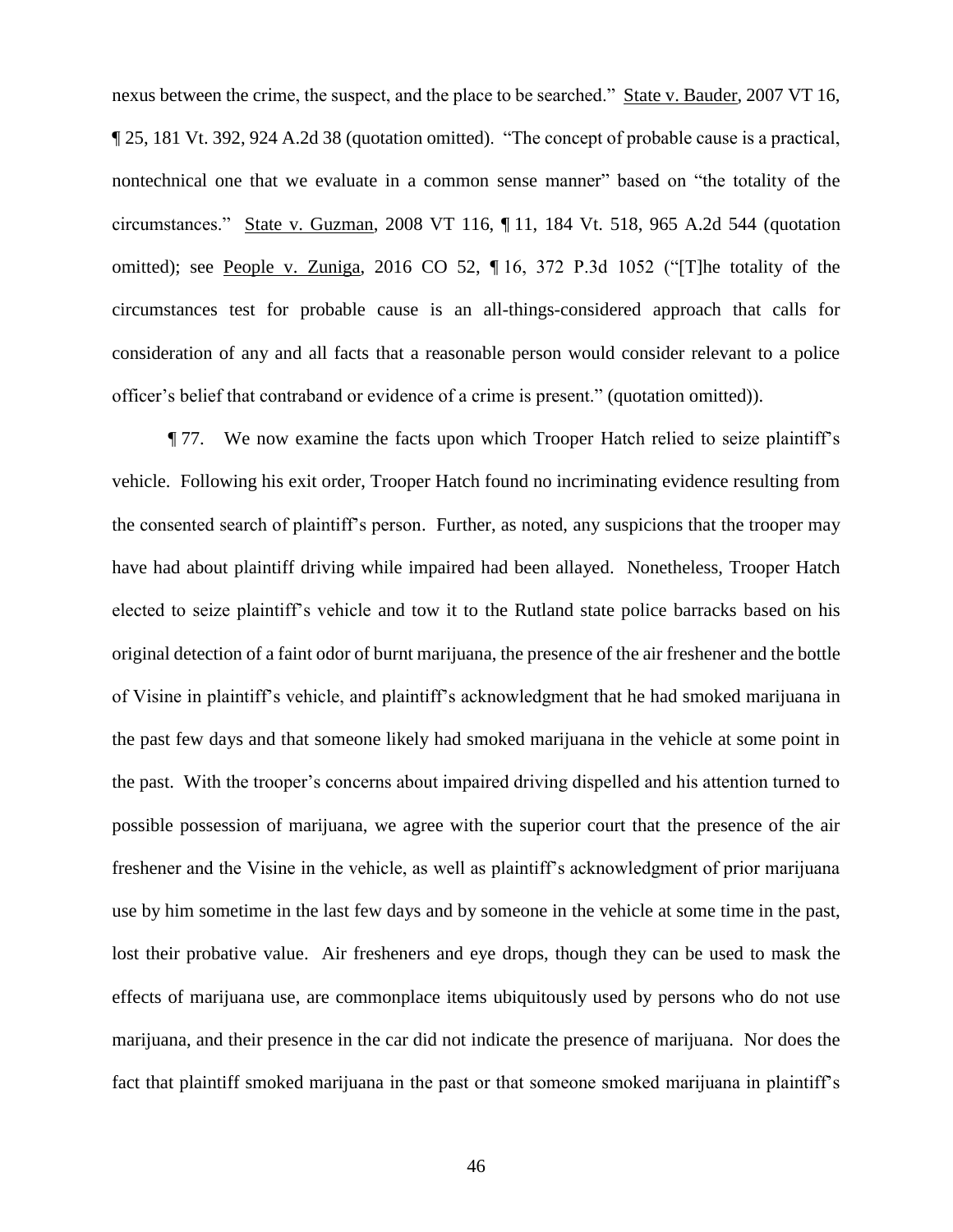nexus between the crime, the suspect, and the place to be searched." State v. Bauder, 2007 VT 16, ¶ 25, 181 Vt. 392, 924 A.2d 38 (quotation omitted). "The concept of probable cause is a practical, nontechnical one that we evaluate in a common sense manner" based on "the totality of the circumstances." State v. Guzman, 2008 VT 116, ¶ 11, 184 Vt. 518, 965 A.2d 544 (quotation omitted); see People v. Zuniga, 2016 CO 52, ¶ 16, 372 P.3d 1052 ("[T]he totality of the circumstances test for probable cause is an all-things-considered approach that calls for consideration of any and all facts that a reasonable person would consider relevant to a police officer's belief that contraband or evidence of a crime is present." (quotation omitted)).

¶ 77. We now examine the facts upon which Trooper Hatch relied to seize plaintiff's vehicle. Following his exit order, Trooper Hatch found no incriminating evidence resulting from the consented search of plaintiff's person. Further, as noted, any suspicions that the trooper may have had about plaintiff driving while impaired had been allayed. Nonetheless, Trooper Hatch elected to seize plaintiff's vehicle and tow it to the Rutland state police barracks based on his original detection of a faint odor of burnt marijuana, the presence of the air freshener and the bottle of Visine in plaintiff's vehicle, and plaintiff's acknowledgment that he had smoked marijuana in the past few days and that someone likely had smoked marijuana in the vehicle at some point in the past. With the trooper's concerns about impaired driving dispelled and his attention turned to possible possession of marijuana, we agree with the superior court that the presence of the air freshener and the Visine in the vehicle, as well as plaintiff's acknowledgment of prior marijuana use by him sometime in the last few days and by someone in the vehicle at some time in the past, lost their probative value. Air fresheners and eye drops, though they can be used to mask the effects of marijuana use, are commonplace items ubiquitously used by persons who do not use marijuana, and their presence in the car did not indicate the presence of marijuana. Nor does the fact that plaintiff smoked marijuana in the past or that someone smoked marijuana in plaintiff's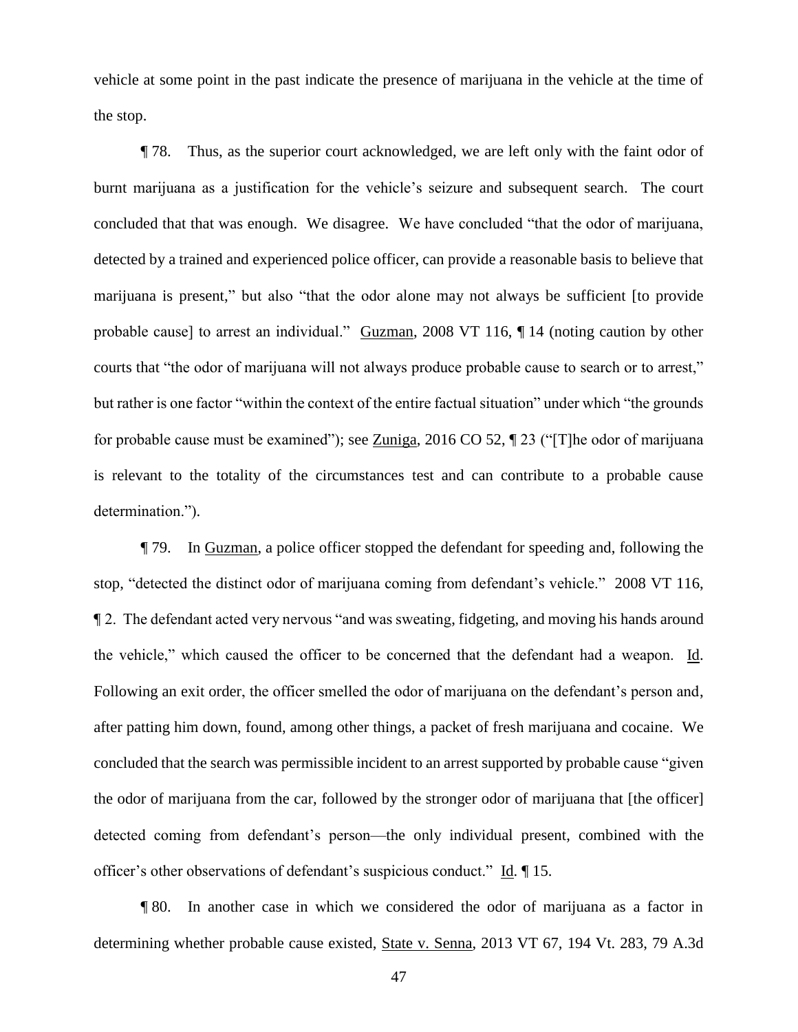vehicle at some point in the past indicate the presence of marijuana in the vehicle at the time of the stop.

¶ 78. Thus, as the superior court acknowledged, we are left only with the faint odor of burnt marijuana as a justification for the vehicle's seizure and subsequent search. The court concluded that that was enough. We disagree. We have concluded "that the odor of marijuana, detected by a trained and experienced police officer, can provide a reasonable basis to believe that marijuana is present," but also "that the odor alone may not always be sufficient [to provide probable cause] to arrest an individual." Guzman, 2008 VT 116, ¶ 14 (noting caution by other courts that "the odor of marijuana will not always produce probable cause to search or to arrest," but rather is one factor "within the context of the entire factual situation" under which "the grounds for probable cause must be examined"); see Zuniga, 2016 CO 52, ¶ 23 ("[T]he odor of marijuana is relevant to the totality of the circumstances test and can contribute to a probable cause determination.").

¶ 79. In Guzman, a police officer stopped the defendant for speeding and, following the stop, "detected the distinct odor of marijuana coming from defendant's vehicle." 2008 VT 116, ¶ 2. The defendant acted very nervous "and was sweating, fidgeting, and moving his hands around the vehicle," which caused the officer to be concerned that the defendant had a weapon. Id. Following an exit order, the officer smelled the odor of marijuana on the defendant's person and, after patting him down, found, among other things, a packet of fresh marijuana and cocaine. We concluded that the search was permissible incident to an arrest supported by probable cause "given the odor of marijuana from the car, followed by the stronger odor of marijuana that [the officer] detected coming from defendant's person—the only individual present, combined with the officer's other observations of defendant's suspicious conduct." Id. ¶ 15.

¶ 80. In another case in which we considered the odor of marijuana as a factor in determining whether probable cause existed, State v. Senna, 2013 VT 67, 194 Vt. 283, 79 A.3d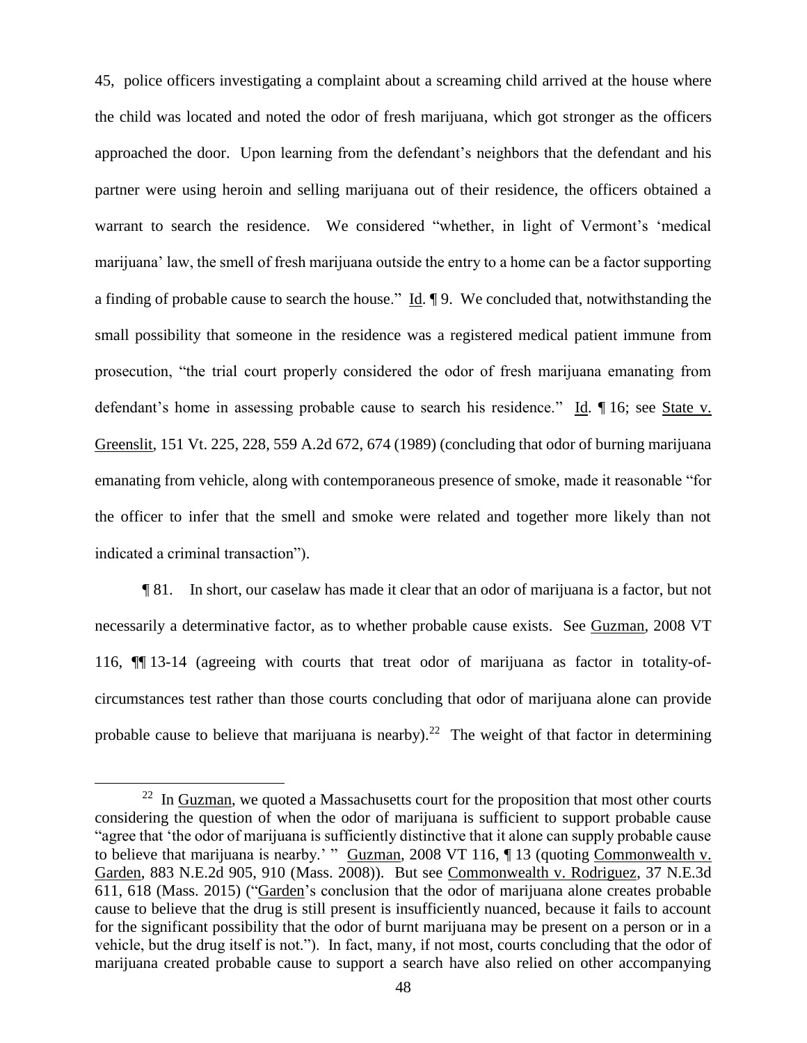45, police officers investigating a complaint about a screaming child arrived at the house where the child was located and noted the odor of fresh marijuana, which got stronger as the officers approached the door. Upon learning from the defendant's neighbors that the defendant and his partner were using heroin and selling marijuana out of their residence, the officers obtained a warrant to search the residence. We considered "whether, in light of Vermont's 'medical marijuana' law, the smell of fresh marijuana outside the entry to a home can be a factor supporting a finding of probable cause to search the house." Id. ¶ 9. We concluded that, notwithstanding the small possibility that someone in the residence was a registered medical patient immune from prosecution, "the trial court properly considered the odor of fresh marijuana emanating from defendant's home in assessing probable cause to search his residence." Id. ¶ 16; see State v. Greenslit, 151 Vt. 225, 228, 559 A.2d 672, 674 (1989) (concluding that odor of burning marijuana emanating from vehicle, along with contemporaneous presence of smoke, made it reasonable "for the officer to infer that the smell and smoke were related and together more likely than not indicated a criminal transaction").

¶ 81. In short, our caselaw has made it clear that an odor of marijuana is a factor, but not necessarily a determinative factor, as to whether probable cause exists. See Guzman, 2008 VT 116, ¶¶ 13-14 (agreeing with courts that treat odor of marijuana as factor in totality-of-circumstances test rather than those courts concluding that odor of marijuana alone can provide probable cause to believe that marijuana is nearby).[22] The weight of that factor in determining

---

[22] In Guzman, we quoted a Massachusetts court for the proposition that most other courts considering the question of when the odor of marijuana is sufficient to support probable cause "agree that 'the odor of marijuana is sufficiently distinctive that it alone can supply probable cause to believe that marijuana is nearby.' " Guzman, 2008 VT 116, ¶ 13 (quoting Commonwealth v. Garden, 883 N.E.2d 905, 910 (Mass. 2008)). But see Commonwealth v. Rodriguez, 37 N.E.3d 611, 618 (Mass. 2015) ("Garden's conclusion that the odor of marijuana alone creates probable cause to believe that the drug is still present is insufficiently nuanced, because it fails to account for the significant possibility that the odor of burnt marijuana may be present on a person or in a vehicle, but the drug itself is not."). In fact, many, if not most, courts concluding that the odor of marijuana created probable cause to support a search have also relied on other accompanying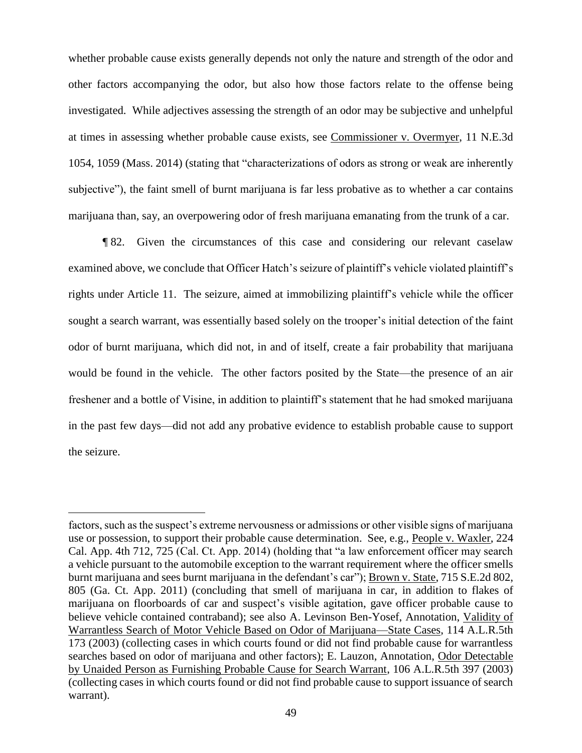whether probable cause exists generally depends not only the nature and strength of the odor and other factors accompanying the odor, but also how those factors relate to the offense being investigated. While adjectives assessing the strength of an odor may be subjective and unhelpful at times in assessing whether probable cause exists, see Commissioner v. Overmyer, 11 N.E.3d 1054, 1059 (Mass. 2014) (stating that "characterizations of odors as strong or weak are inherently subjective"), the faint smell of burnt marijuana is far less probative as to whether a car contains marijuana than, say, an overpowering odor of fresh marijuana emanating from the trunk of a car.

¶ 82. Given the circumstances of this case and considering our relevant caselaw examined above, we conclude that Officer Hatch's seizure of plaintiff's vehicle violated plaintiff's rights under Article 11. The seizure, aimed at immobilizing plaintiff's vehicle while the officer sought a search warrant, was essentially based solely on the trooper's initial detection of the faint odor of burnt marijuana, which did not, in and of itself, create a fair probability that marijuana would be found in the vehicle. The other factors posited by the State—the presence of an air freshener and a bottle of Visine, in addition to plaintiff's statement that he had smoked marijuana in the past few days—did not add any probative evidence to establish probable cause to support the seizure.

---

factors, such as the suspect's extreme nervousness or admissions or other visible signs of marijuana use or possession, to support their probable cause determination. See, e.g., People v. Waxler, 224 Cal. App. 4th 712, 725 (Cal. Ct. App. 2014) (holding that "a law enforcement officer may search a vehicle pursuant to the automobile exception to the warrant requirement where the officer smells burnt marijuana and sees burnt marijuana in the defendant's car"); Brown v. State, 715 S.E.2d 802, 805 (Ga. Ct. App. 2011) (concluding that smell of marijuana in car, in addition to flakes of marijuana on floorboards of car and suspect's visible agitation, gave officer probable cause to believe vehicle contained contraband); see also A. Levinson Ben-Yosef, Annotation, Validity of Warrantless Search of Motor Vehicle Based on Odor of Marijuana—State Cases, 114 A.L.R.5th 173 (2003) (collecting cases in which courts found or did not find probable cause for warrantless searches based on odor of marijuana and other factors); E. Lauzon, Annotation, Odor Detectable by Unaided Person as Furnishing Probable Cause for Search Warrant, 106 A.L.R.5th 397 (2003) (collecting cases in which courts found or did not find probable cause to support issuance of search warrant).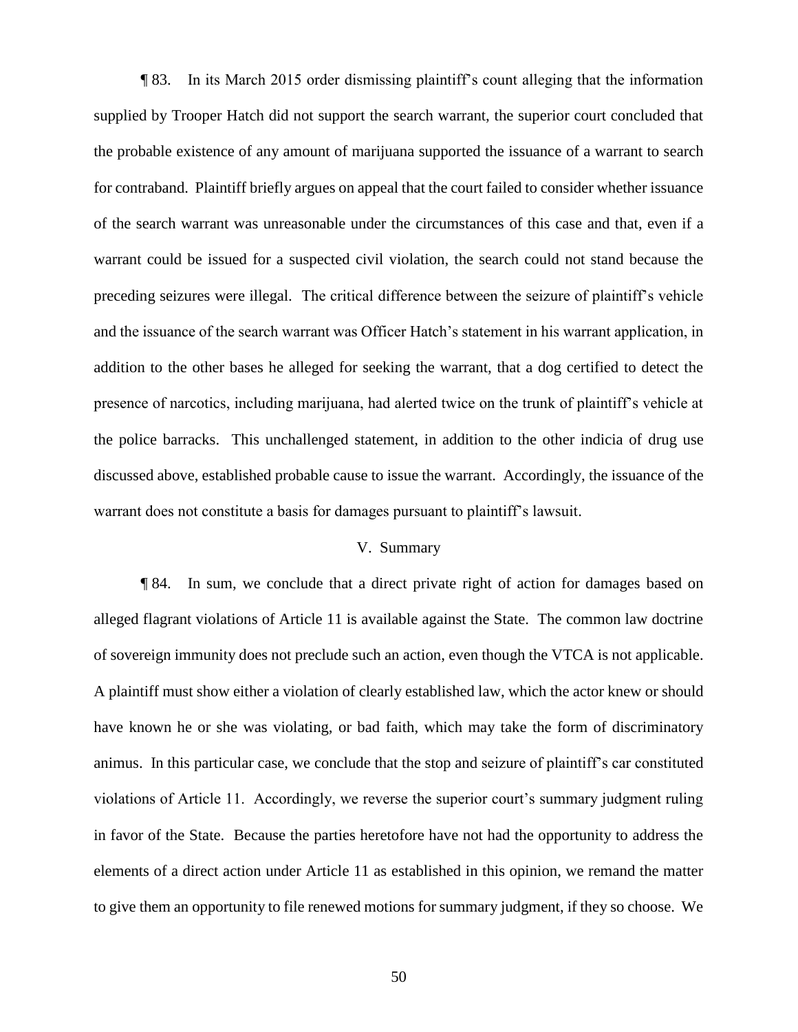¶ 83. In its March 2015 order dismissing plaintiff's count alleging that the information supplied by Trooper Hatch did not support the search warrant, the superior court concluded that the probable existence of any amount of marijuana supported the issuance of a warrant to search for contraband. Plaintiff briefly argues on appeal that the court failed to consider whether issuance of the search warrant was unreasonable under the circumstances of this case and that, even if a warrant could be issued for a suspected civil violation, the search could not stand because the preceding seizures were illegal. The critical difference between the seizure of plaintiff's vehicle and the issuance of the search warrant was Officer Hatch's statement in his warrant application, in addition to the other bases he alleged for seeking the warrant, that a dog certified to detect the presence of narcotics, including marijuana, had alerted twice on the trunk of plaintiff's vehicle at the police barracks. This unchallenged statement, in addition to the other indicia of drug use discussed above, established probable cause to issue the warrant. Accordingly, the issuance of the warrant does not constitute a basis for damages pursuant to plaintiff's lawsuit.

## V. Summary

¶ 84. In sum, we conclude that a direct private right of action for damages based on alleged flagrant violations of Article 11 is available against the State. The common law doctrine of sovereign immunity does not preclude such an action, even though the VTCA is not applicable. A plaintiff must show either a violation of clearly established law, which the actor knew or should have known he or she was violating, or bad faith, which may take the form of discriminatory animus. In this particular case, we conclude that the stop and seizure of plaintiff's car constituted violations of Article 11. Accordingly, we reverse the superior court's summary judgment ruling in favor of the State. Because the parties heretofore have not had the opportunity to address the elements of a direct action under Article 11 as established in this opinion, we remand the matter to give them an opportunity to file renewed motions for summary judgment, if they so choose. We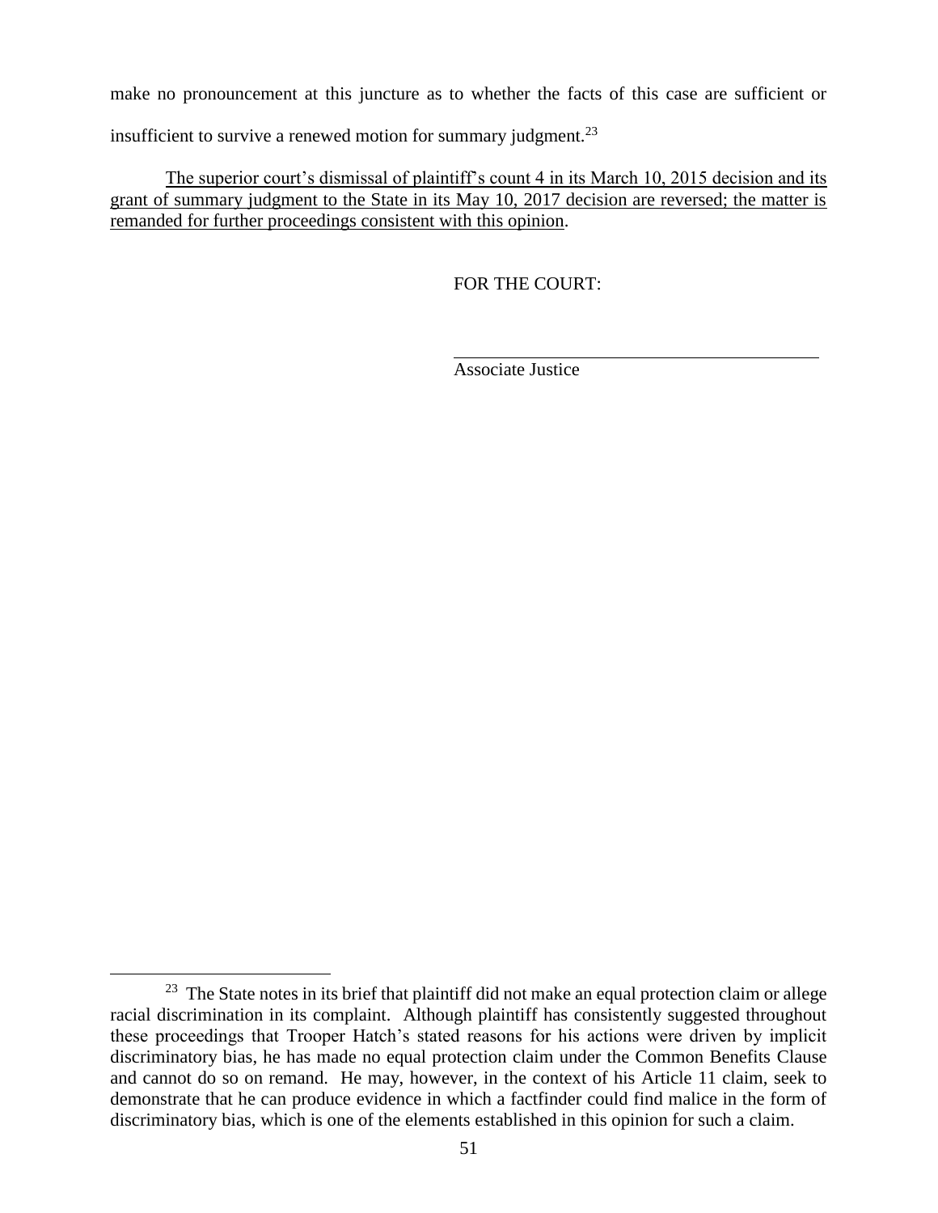make no pronouncement at this juncture as to whether the facts of this case are sufficient or insufficient to survive a renewed motion for summary judgment.[23]

The superior court's dismissal of plaintiff's count 4 in its March 10, 2015 decision and its grant of summary judgment to the State in its May 10, 2017 decision are reversed; the matter is remanded for further proceedings consistent with this opinion.

FOR THE COURT:

\_\_\_\_\_\_\_\_\_\_\_\_\_\_\_\_\_\_\_\_\_\_\_\_\_\_\_\_\_\_\_\_\_\_\_\_\_\_\_\_

Associate Justice

---

[23] The State notes in its brief that plaintiff did not make an equal protection claim or allege racial discrimination in its complaint. Although plaintiff has consistently suggested throughout these proceedings that Trooper Hatch's stated reasons for his actions were driven by implicit discriminatory bias, he has made no equal protection claim under the Common Benefits Clause and cannot do so on remand. He may, however, in the context of his Article 11 claim, seek to demonstrate that he can produce evidence in which a factfinder could find malice in the form of discriminatory bias, which is one of the elements established in this opinion for such a claim.